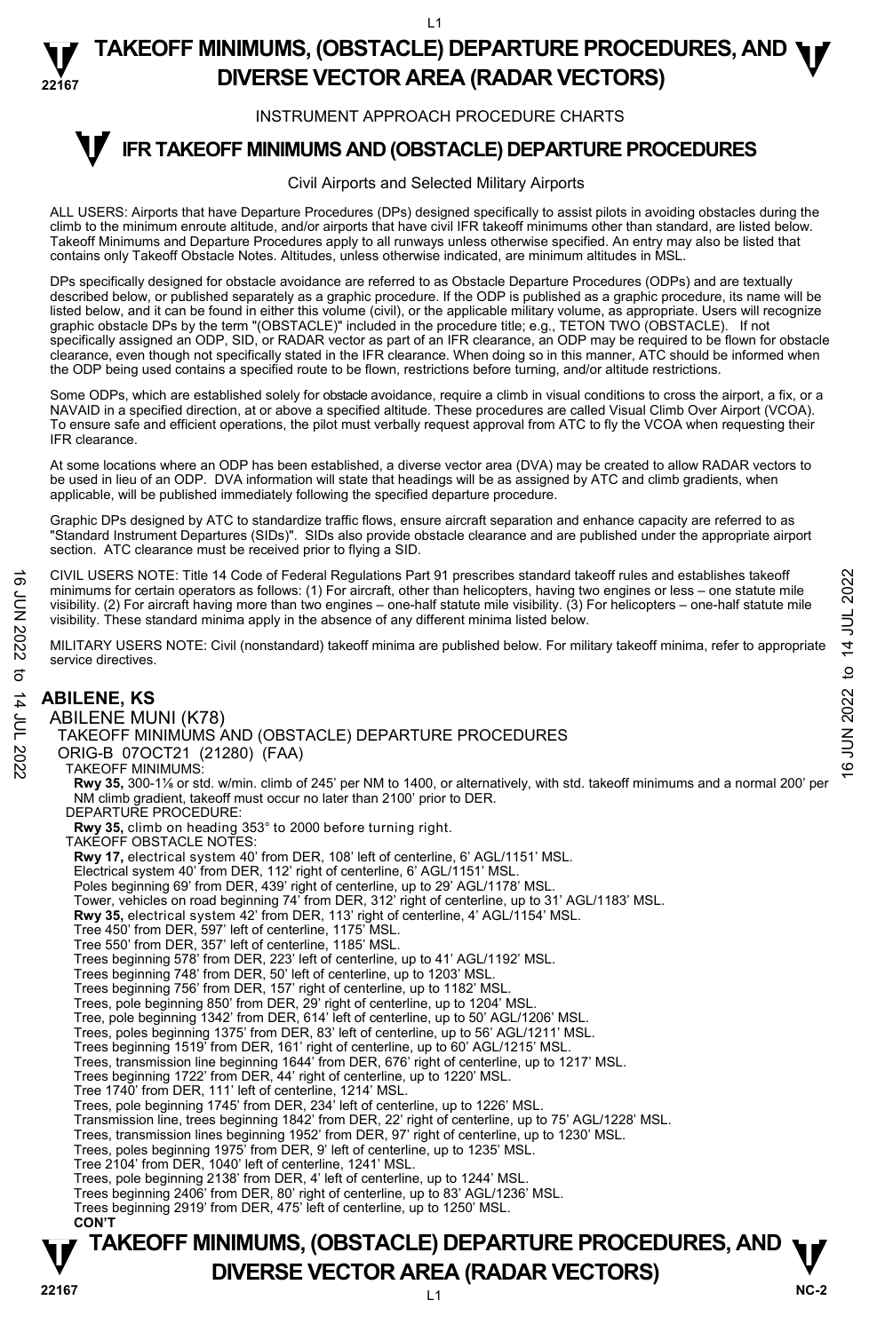# TAKEOFF MINIMUMS, (OBSTACLE) DEPARTURE PROCEDURES, AND DIVERSE VECTOR AREA (RADAR VECTORS)

INSTRUMENT APPROACH PROCEDURE CHARTS

## IFR TAKEOFF MINIMUMS AND (OBSTACLE) DEPARTURE PROCEDURES

Civil Airports and Selected Military Airports

ALL USERS: Airports that have Departure Procedures (DPs) designed specifically to assist pilots in avoiding obstacles during the climb to the minimum enroute altitude, and/or airports that have civil IFR takeoff minimums other than standard, are listed below. Takeoff Minimums and Departure Procedures apply to all runways unless otherwise specified. An entry may also be listed that contains only Takeoff Obstacle Notes. Altitudes, unless otherwise indicated, are minimum altitudes in MSL.

DPs specifically designed for obstacle avoidance are referred to as Obstacle Departure Procedures (ODPs) and are textually described below, or published separately as a graphic procedure. If the ODP is published as a graphic procedure, its name will be listed below, and it can be found in either this volume (civil), or the applicable military volume, as appropriate. Users will recognize graphic obstacle DPs by the term "(OBSTACLE)" included in the procedure title; e.g., TETON TWO (OBSTACLE). If not specifically assigned an ODP, SID, or RADAR vector as part of an IFR clearance, an ODP may be required to be flown for obstacle clearance, even though not specifically stated in the IFR clearance. When doing so in this manner, ATC should be informed when the ODP being used contains a specified route to be flown, restrictions before turning, and/or altitude restrictions.

Some ODPs, which are established solely for obstacle avoidance, require a climb in visual conditions to cross the airport, a fix, or a NAVAID in a specified direction, at or above a specified altitude. These procedures are called Visual Climb Over Airport (VCOA). To ensure safe and efficient operations, the pilot must verbally request approval from ATC to fly the VCOA when requesting their IFR clearance.

At some locations where an ODP has been established, a diverse vector area (DVA) may be created to allow RADAR vectors to be used in lieu of an ODP. DVA information will state that headings will be as assigned by ATC and climb gradients, when applicable, will be published immediately following the specified departure procedure.

Graphic DPs designed by ATC to standardize traffic flows, ensure aircraft separation and enhance capacity are referred to as "Standard Instrument Departures (SIDs)". SIDs also provide obstacle clearance and are published under the appropriate airport section. ATC clearance must be received prior to flying a SID.

CIVIL USERS NOTE: Title 14 Code of Federal Regulations Part 91 prescribes standard takeoff rules and establishes takeoff minimums for certain operators as follows: (1) For aircraft, other than helicopters, having two engines or less – one statute mile visibility. (2) For aircraft having more than two engines – one-half statute mile visibility. (3) For helicopters – one-half statute mile visibility. These standard minima apply in the absence of any different minima listed below.

MILITARY USERS NOTE: Civil (nonstandard) takeoff minima are published below. For military takeoff minima, refer to appropriate service directives.

## ABILENE, KS

ABILENE MUNI (K78)
TAKEOFF MINIMUMS AND (OBSTACLE) DEPARTURE PROCEDURES
ORIG-B 07OCT21 (21280) (FAA)

TAKEOFF MINIMUMS:
**Rwy 35,** 300-1⅛ or std. w/min. climb of 245' per NM to 1400, or alternatively, with std. takeoff minimums and a normal 200' per NM climb gradient, takeoff must occur no later than 2100' prior to DER.

DEPARTURE PROCEDURE:
**Rwy 35,** climb on heading 353° to 2000 before turning right.

TAKEOFF OBSTACLE NOTES:
**Rwy 17,** electrical system 40' from DER, 108' left of centerline, 6' AGL/1151' MSL.
Electrical system 40' from DER, 112' right of centerline, 6' AGL/1151' MSL.
Poles beginning 69' from DER, 439' right of centerline, up to 29' AGL/1178' MSL.
Tower, vehicles on road beginning 74' from DER, 312' right of centerline, up to 31' AGL/1183' MSL.
**Rwy 35,** electrical system 42' from DER, 113' right of centerline, 4' AGL/1154' MSL.
Tree 450' from DER, 597' left of centerline, 1175' MSL.
Tree 550' from DER, 357' left of centerline, 1185' MSL.
Trees beginning 578' from DER, 223' left of centerline, up to 41' AGL/1192' MSL.
Trees beginning 748' from DER, 50' left of centerline, up to 1203' MSL.
Trees beginning 756' from DER, 157' right of centerline, up to 1182' MSL.
Trees, pole beginning 850' from DER, 29' right of centerline, up to 1204' MSL.
Tree, pole beginning 1342' from DER, 614' left of centerline, up to 50' AGL/1206' MSL.
Trees, poles beginning 1375' from DER, 83' left of centerline, up to 56' AGL/1211' MSL.
Trees beginning 1519' from DER, 161' right of centerline, up to 60' AGL/1215' MSL.
Trees, transmission line beginning 1644' from DER, 676' right of centerline, up to 1217' MSL.
Trees beginning 1722' from DER, 44' right of centerline, up to 1220' MSL.
Tree 1740' from DER, 111' left of centerline, 1214' MSL.
Trees, pole beginning 1745' from DER, 234' left of centerline, up to 1226' MSL.
Transmission line, trees beginning 1842' from DER, 22' right of centerline, up to 75' AGL/1228' MSL.
Trees, transmission lines beginning 1952' from DER, 97' right of centerline, up to 1230' MSL.
Trees, poles beginning 1975' from DER, 9' left of centerline, up to 1235' MSL.
Tree 2104' from DER, 1040' left of centerline, 1241' MSL.
Trees, pole beginning 2138' from DER, 4' left of centerline, up to 1244' MSL.
Trees beginning 2406' from DER, 80' right of centerline, up to 83' AGL/1236' MSL.
Trees beginning 2919' from DER, 475' left of centerline, up to 1250' MSL.
**CON'T**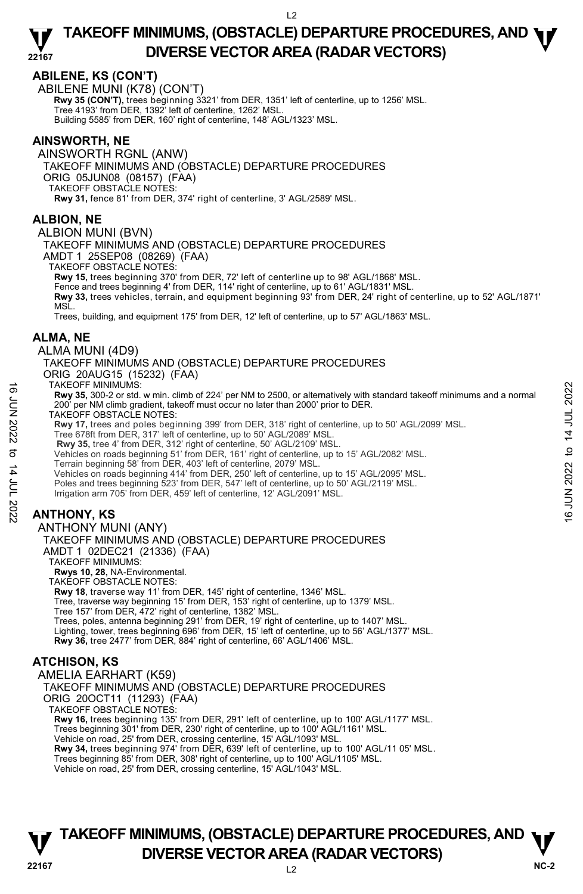## ABILENE, KS (CON'T)

ABILENE MUNI (K78) (CON'T)

**Rwy 35 (CON'T),** trees beginning 3321' from DER, 1351' left of centerline, up to 1256' MSL.
Tree 4193' from DER, 1392' left of centerline, 1262' MSL.
Building 5585' from DER, 160' right of centerline, 148' AGL/1323' MSL.

## AINSWORTH, NE

AINSWORTH RGNL (ANW)

TAKEOFF MINIMUMS AND (OBSTACLE) DEPARTURE PROCEDURES
ORIG 05JUN08 (08157) (FAA)

TAKEOFF OBSTACLE NOTES:

**Rwy 31,** fence 81' from DER, 374' right of centerline, 3' AGL/2589' MSL.

## ALBION, NE

ALBION MUNI (BVN)

TAKEOFF MINIMUMS AND (OBSTACLE) DEPARTURE PROCEDURES
AMDT 1 25SEP08 (08269) (FAA)

TAKEOFF OBSTACLE NOTES:

**Rwy 15,** trees beginning 370' from DER, 72' left of centerline up to 98' AGL/1868' MSL.
Fence and trees beginning 4' from DER, 114' right of centerline, up to 61' AGL/1831' MSL.
**Rwy 33,** trees vehicles, terrain, and equipment beginning 93' from DER, 24' right of centerline, up to 52' AGL/1871' MSL.
Trees, building, and equipment 175' from DER, 12' left of centerline, up to 57' AGL/1863' MSL.

## ALMA, NE

ALMA MUNI (4D9)

TAKEOFF MINIMUMS AND (OBSTACLE) DEPARTURE PROCEDURES
ORIG 20AUG15 (15232) (FAA)

TAKEOFF MINIMUMS:

**Rwy 35,** 300-2 or std. w min. climb of 224' per NM to 2500, or alternatively with standard takeoff minimums and a normal 200' per NM climb gradient, takeoff must occur no later than 2000' prior to DER.

TAKEOFF OBSTACLE NOTES:

**Rwy 17,** trees and poles beginning 399' from DER, 318' right of centerline, up to 50' AGL/2099' MSL.
Tree 678ft from DER, 317' left of centerline, up to 50' AGL/2089' MSL.
**Rwy 35,** tree 4' from DER, 312' right of centerline, 50' AGL/2109' MSL.
Vehicles on roads beginning 51' from DER, 161' right of centerline, up to 15' AGL/2082' MSL.
Terrain beginning 58' from DER, 403' left of centerline, 2079' MSL.
Vehicles on roads beginning 414' from DER, 250' left of centerline, up to 15' AGL/2095' MSL.
Poles and trees beginning 523' from DER, 547' left of centerline, up to 50' AGL/2119' MSL.
Irrigation arm 705' from DER, 459' left of centerline, 12' AGL/2091' MSL.

## ANTHONY, KS

ANTHONY MUNI (ANY)

TAKEOFF MINIMUMS AND (OBSTACLE) DEPARTURE PROCEDURES
AMDT 1 02DEC21 (21336) (FAA)

TAKEOFF MINIMUMS:

**Rwys 10, 28,** NA-Environmental.

TAKEOFF OBSTACLE NOTES:

**Rwy 18**, traverse way 11' from DER, 145' right of centerline, 1346' MSL.
Tree, traverse way beginning 15' from DER, 153' right of centerline, up to 1379' MSL.
Tree 157' from DER, 472' right of centerline, 1382' MSL.
Trees, poles, antenna beginning 291' from DER, 19' right of centerline, up to 1407' MSL.
Lighting, tower, trees beginning 696' from DER, 15' left of centerline, up to 56' AGL/1377' MSL.
**Rwy 36,** tree 2477' from DER, 884' right of centerline, 66' AGL/1406' MSL.

## ATCHISON, KS

AMELIA EARHART (K59)

TAKEOFF MINIMUMS AND (OBSTACLE) DEPARTURE PROCEDURES
ORIG 20OCT11 (11293) (FAA)

TAKEOFF OBSTACLE NOTES:

**Rwy 16,** trees beginning 135' from DER, 291' left of centerline, up to 100' AGL/1177' MSL.
Trees beginning 301' from DER, 230' right of centerline, up to 100' AGL/1161' MSL.
Vehicle on road, 25' from DER, crossing centerline, 15' AGL/1093' MSL.
**Rwy 34,** trees beginning 974' from DER, 639' left of centerline, up to 100' AGL/11 05' MSL.
Trees beginning 85' from DER, 308' right of centerline, up to 100' AGL/1105' MSL.
Vehicle on road, 25' from DER, crossing centerline, 15' AGL/1043' MSL.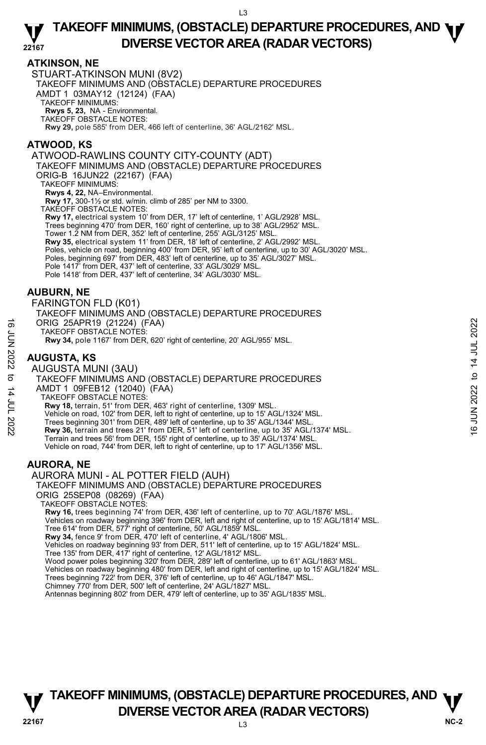## ATKINSON, NE

STUART-ATKINSON MUNI (8V2)
TAKEOFF MINIMUMS AND (OBSTACLE) DEPARTURE PROCEDURES
AMDT 1 03MAY12 (12124) (FAA)
TAKEOFF MINIMUMS:
**Rwys 5, 23,** NA - Environmental.
TAKEOFF OBSTACLE NOTES:
**Rwy 29,** pole 585' from DER, 466 left of centerline, 36' AGL/2162' MSL.

## ATWOOD, KS

ATWOOD-RAWLINS COUNTY CITY-COUNTY (ADT)
TAKEOFF MINIMUMS AND (OBSTACLE) DEPARTURE PROCEDURES
ORIG-B 16JUN22 (22167) (FAA)
TAKEOFF MINIMUMS:
**Rwys 4, 22,** NA–Environmental.
**Rwy 17,** 300-1½ or std. w/min. climb of 285' per NM to 3300.
TAKEOFF OBSTACLE NOTES:
**Rwy 17,** electrical system 10' from DER, 17' left of centerline, 1' AGL/2928' MSL.
Trees beginning 470' from DER, 160' right of centerline, up to 38' AGL/2952' MSL.
Tower 1.2 NM from DER, 352' left of centerline, 255' AGL/3125' MSL.
**Rwy 35,** electrical system 11' from DER, 18' left of centerline, 2' AGL/2992' MSL.
Poles, vehicle on road, beginning 400' from DER, 95' left of centerline, up to 30' AGL/3020' MSL.
Poles, beginning 697' from DER, 483' left of centerline, up to 35' AGL/3027' MSL.
Pole 1417' from DER, 437' left of centerline, 33' AGL/3029' MSL.
Pole 1418' from DER, 437' left of centerline, 34' AGL/3030' MSL.

## AUBURN, NE

FARINGTON FLD (K01)
TAKEOFF MINIMUMS AND (OBSTACLE) DEPARTURE PROCEDURES
ORIG 25APR19 (21224) (FAA)
TAKEOFF OBSTACLE NOTES:
**Rwy 34,** pole 1167' from DER, 620' right of centerline, 20' AGL/955' MSL.

## AUGUSTA, KS

AUGUSTA MUNI (3AU)
TAKEOFF MINIMUMS AND (OBSTACLE) DEPARTURE PROCEDURES
AMDT 1 09FEB12 (12040) (FAA)
TAKEOFF OBSTACLE NOTES:
**Rwy 18,** terrain, 51' from DER, 463' right of centerline, 1309' MSL.
Vehicle on road, 102' from DER, left to right of centerline, up to 15' AGL/1324' MSL.
Trees beginning 301' from DER, 489' left of centerline, up to 35' AGL/1344' MSL.
**Rwy 36,** terrain and trees 21' from DER, 51' left of centerline, up to 35' AGL/1374' MSL.
Terrain and trees 56' from DER, 155' right of centerline, up to 35' AGL/1374' MSL.
Vehicle on road, 744' from DER, left to right of centerline, up to 17' AGL/1356' MSL.

## AURORA, NE

AURORA MUNI - AL POTTER FIELD (AUH)
TAKEOFF MINIMUMS AND (OBSTACLE) DEPARTURE PROCEDURES
ORIG 25SEP08 (08269) (FAA)
TAKEOFF OBSTACLE NOTES:
**Rwy 16,** trees beginning 74' from DER, 436' left of centerline, up to 70' AGL/1876' MSL.
Vehicles on roadway beginning 396' from DER, left and right of centerline, up to 15' AGL/1814' MSL.
Tree 614' from DER, 577' right of centerline, 50' AGL/1859' MSL.
**Rwy 34,** fence 9' from DER, 470' left of centerline, 4' AGL/1806' MSL.
Vehicles on roadway beginning 93' from DER, 511' left of centerline, up to 15' AGL/1824' MSL.
Tree 135' from DER, 417' right of centerline, 12' AGL/1812' MSL.
Wood power poles beginning 320' from DER, 289' left of centerline, up to 61' AGL/1863' MSL.
Vehicles on roadway beginning 480' from DER, left and right of centerline, up to 15' AGL/1824' MSL.
Trees beginning 722' from DER, 376' left of centerline, up to 46' AGL/1847' MSL.
Chimney 770' from DER, 500' left of centerline, 24' AGL/1827' MSL.
Antennas beginning 802' from DER, 479' left of centerline, up to 35' AGL/1835' MSL.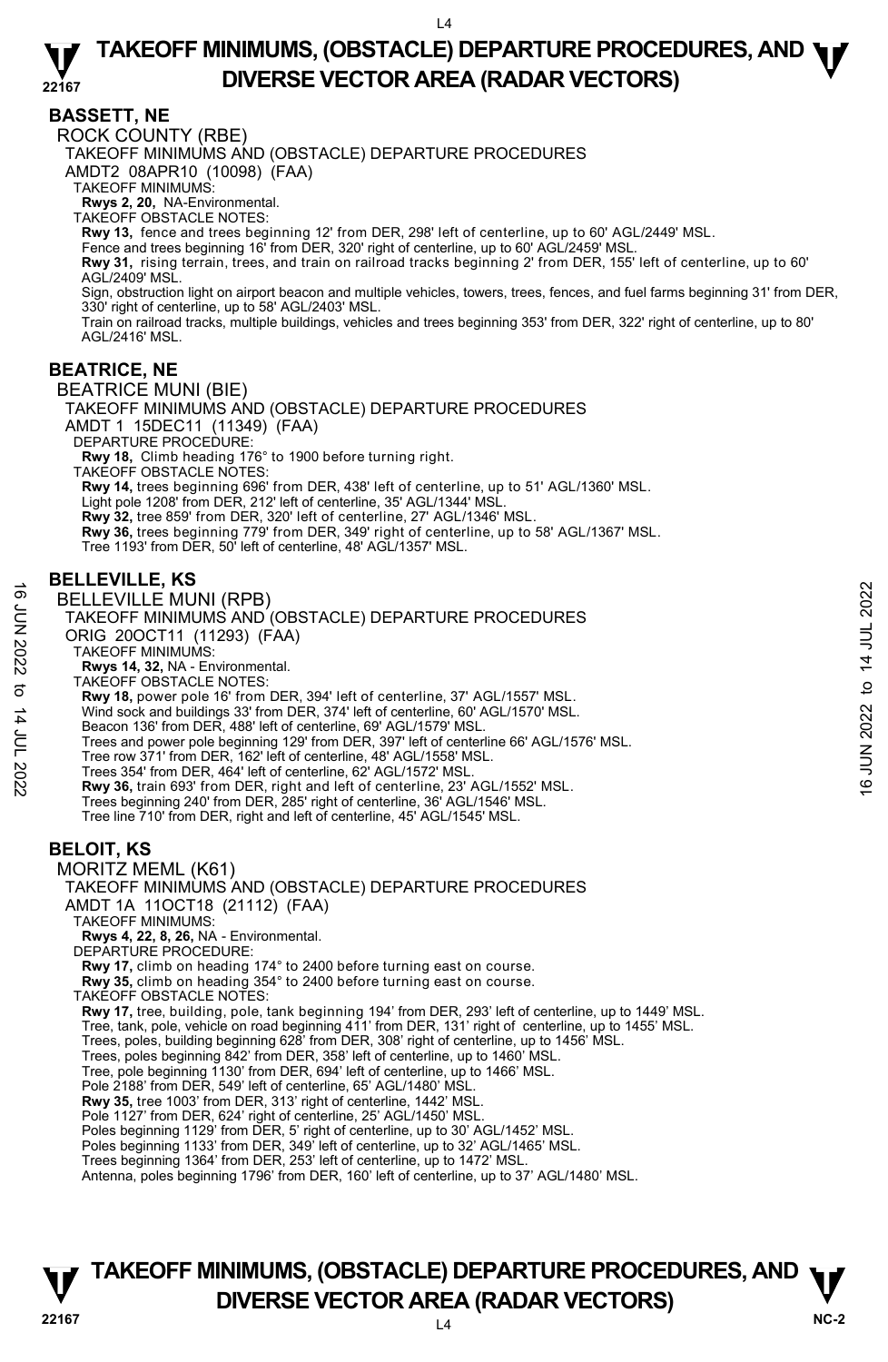## BASSETT, NE

ROCK COUNTY (RBE)

TAKEOFF MINIMUMS AND (OBSTACLE) DEPARTURE PROCEDURES

AMDT2 08APR10 (10098) (FAA)

TAKEOFF MINIMUMS:

**Rwys 2, 20,** NA-Environmental.

TAKEOFF OBSTACLE NOTES:

**Rwy 13,** fence and trees beginning 12' from DER, 298' left of centerline, up to 60' AGL/2449' MSL.
Fence and trees beginning 16' from DER, 320' right of centerline, up to 60' AGL/2459' MSL.
**Rwy 31,** rising terrain, trees, and train on railroad tracks beginning 2' from DER, 155' left of centerline, up to 60' AGL/2409' MSL.
Sign, obstruction light on airport beacon and multiple vehicles, towers, trees, fences, and fuel farms beginning 31' from DER, 330' right of centerline, up to 58' AGL/2403' MSL.
Train on railroad tracks, multiple buildings, vehicles and trees beginning 353' from DER, 322' right of centerline, up to 80' AGL/2416' MSL.

## BEATRICE, NE

BEATRICE MUNI (BIE)

TAKEOFF MINIMUMS AND (OBSTACLE) DEPARTURE PROCEDURES

AMDT 1 15DEC11 (11349) (FAA)

DEPARTURE PROCEDURE:

**Rwy 18,** Climb heading 176° to 1900 before turning right.

TAKEOFF OBSTACLE NOTES:

**Rwy 14,** trees beginning 696' from DER, 438' left of centerline, up to 51' AGL/1360' MSL.
Light pole 1208' from DER, 212' left of centerline, 35' AGL/1344' MSL.
**Rwy 32,** tree 859' from DER, 320' left of centerline, 27' AGL/1346' MSL.
**Rwy 36,** trees beginning 779' from DER, 349' right of centerline, up to 58' AGL/1367' MSL.
Tree 1193' from DER, 50' left of centerline, 48' AGL/1357' MSL.

## BELLEVILLE, KS

BELLEVILLE MUNI (RPB)

TAKEOFF MINIMUMS AND (OBSTACLE) DEPARTURE PROCEDURES

ORIG 20OCT11 (11293) (FAA)

TAKEOFF MINIMUMS:

**Rwys 14, 32,** NA - Environmental.

TAKEOFF OBSTACLE NOTES:

**Rwy 18,** power pole 16' from DER, 394' left of centerline, 37' AGL/1557' MSL.
Wind sock and buildings 33' from DER, 374' left of centerline, 60' AGL/1570' MSL.
Beacon 136' from DER, 488' left of centerline, 69' AGL/1579' MSL.
Trees and power pole beginning 129' from DER, 397' left of centerline 66' AGL/1576' MSL.
Tree row 371' from DER, 162' left of centerline, 48' AGL/1558' MSL.
Trees 354' from DER, 464' left of centerline, 62' AGL/1572' MSL.
**Rwy 36,** train 693' from DER, right and left of centerline, 23' AGL/1552' MSL.
Trees beginning 240' from DER, 285' right of centerline, 36' AGL/1546' MSL.
Tree line 710' from DER, right and left of centerline, 45' AGL/1545' MSL.

## BELOIT, KS

MORITZ MEML (K61)

TAKEOFF MINIMUMS AND (OBSTACLE) DEPARTURE PROCEDURES

AMDT 1A 11OCT18 (21112) (FAA)

TAKEOFF MINIMUMS:

**Rwys 4, 22, 8, 26,** NA - Environmental.

DEPARTURE PROCEDURE:

**Rwy 17,** climb on heading 174° to 2400 before turning east on course.
**Rwy 35,** climb on heading 354° to 2400 before turning east on course.

TAKEOFF OBSTACLE NOTES:

**Rwy 17,** tree, building, pole, tank beginning 194' from DER, 293' left of centerline, up to 1449' MSL.
Tree, tank, pole, vehicle on road beginning 411' from DER, 131' right of centerline, up to 1455' MSL.
Trees, poles, building beginning 628' from DER, 308' right of centerline, up to 1456' MSL.
Trees, poles beginning 842' from DER, 358' left of centerline, up to 1460' MSL.
Tree, pole beginning 1130' from DER, 694' left of centerline, up to 1466' MSL.
Pole 2188' from DER, 549' left of centerline, 65' AGL/1480' MSL.
**Rwy 35,** tree 1003' from DER, 313' right of centerline, 1442' MSL.
Pole 1127' from DER, 624' right of centerline, 25' AGL/1450' MSL.
Poles beginning 1129' from DER, 5' right of centerline, up to 30' AGL/1452' MSL.
Poles beginning 1133' from DER, 349' left of centerline, up to 32' AGL/1465' MSL.
Trees beginning 1364' from DER, 253' left of centerline, up to 1472' MSL.
Antenna, poles beginning 1796' from DER, 160' left of centerline, up to 37' AGL/1480' MSL.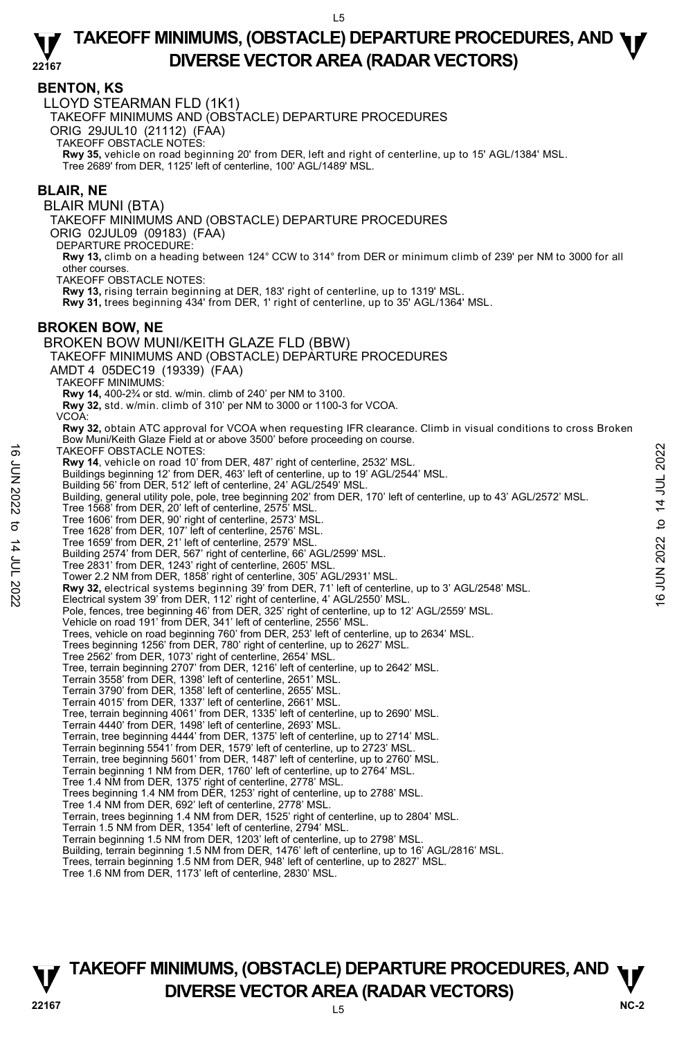## BENTON, KS

LLOYD STEARMAN FLD (1K1)

TAKEOFF MINIMUMS AND (OBSTACLE) DEPARTURE PROCEDURES

ORIG 29JUL10 (21112) (FAA)

TAKEOFF OBSTACLE NOTES:

**Rwy 35,** vehicle on road beginning 20' from DER, left and right of centerline, up to 15' AGL/1384' MSL.
Tree 2689' from DER, 1125' left of centerline, 100' AGL/1489' MSL.

## BLAIR, NE

BLAIR MUNI (BTA)

TAKEOFF MINIMUMS AND (OBSTACLE) DEPARTURE PROCEDURES

ORIG 02JUL09 (09183) (FAA)

DEPARTURE PROCEDURE:

**Rwy 13,** climb on a heading between 124° CCW to 314° from DER or minimum climb of 239' per NM to 3000 for all other courses.

TAKEOFF OBSTACLE NOTES:

**Rwy 13,** rising terrain beginning at DER, 183' right of centerline, up to 1319' MSL.
**Rwy 31,** trees beginning 434' from DER, 1' right of centerline, up to 35' AGL/1364' MSL.

## BROKEN BOW, NE

BROKEN BOW MUNI/KEITH GLAZE FLD (BBW)

TAKEOFF MINIMUMS AND (OBSTACLE) DEPARTURE PROCEDURES

AMDT 4 05DEC19 (19339) (FAA)

TAKEOFF MINIMUMS:

**Rwy 14,** 400-2¾ or std. w/min. climb of 240' per NM to 3100.
**Rwy 32,** std. w/min. climb of 310' per NM to 3000 or 1100-3 for VCOA.

VCOA:

**Rwy 32,** obtain ATC approval for VCOA when requesting IFR clearance. Climb in visual conditions to cross Broken Bow Muni/Keith Glaze Field at or above 3500' before proceeding on course.

TAKEOFF OBSTACLE NOTES:

**Rwy 14**, vehicle on road 10' from DER, 487' right of centerline, 2532' MSL.
Buildings beginning 12' from DER, 463' left of centerline, up to 19' AGL/2544' MSL.
Building 56' from DER, 512' left of centerline, 24' AGL/2549' MSL.
Building, general utility pole, pole, tree beginning 202' from DER, 170' left of centerline, up to 43' AGL/2572' MSL.
Tree 1568' from DER, 20' left of centerline, 2575' MSL.
Tree 1606' from DER, 90' right of centerline, 2573' MSL.
Tree 1628' from DER, 107' left of centerline, 2576' MSL.
Tree 1659' from DER, 21' left of centerline, 2579' MSL.
Building 2574' from DER, 567' right of centerline, 66' AGL/2599' MSL.
Tree 2831' from DER, 1243' right of centerline, 2605' MSL.
Tower 2.2 NM from DER, 1858' right of centerline, 305' AGL/2931' MSL.
**Rwy 32,** electrical systems beginning 39' from DER, 71' left of centerline, up to 3' AGL/2548' MSL.
Electrical system 39' from DER, 112' right of centerline, 4' AGL/2550' MSL.
Pole, fences, tree beginning 46' from DER, 325' right of centerline, up to 12' AGL/2559' MSL.
Vehicle on road 191' from DER, 341' left of centerline, 2556' MSL.
Trees, vehicle on road beginning 760' from DER, 253' left of centerline, up to 2634' MSL.
Trees beginning 1256' from DER, 780' right of centerline, up to 2627' MSL.
Tree 2562' from DER, 1073' right of centerline, 2654' MSL.
Tree, terrain beginning 2707' from DER, 1216' left of centerline, up to 2642' MSL.
Terrain 3558' from DER, 1398' left of centerline, 2651' MSL.
Terrain 3790' from DER, 1358' left of centerline, 2655' MSL.
Terrain 4015' from DER, 1337' left of centerline, 2661' MSL.
Tree, terrain beginning 4061' from DER, 1335' left of centerline, up to 2690' MSL.
Terrain 4440' from DER, 1498' left of centerline, 2693' MSL.
Terrain, tree beginning 4444' from DER, 1375' left of centerline, up to 2714' MSL.
Terrain beginning 5541' from DER, 1579' left of centerline, up to 2723' MSL.
Terrain, tree beginning 5601' from DER, 1487' left of centerline, up to 2760' MSL.
Terrain beginning 1 NM from DER, 1760' left of centerline, up to 2764' MSL.
Tree 1.4 NM from DER, 1375' right of centerline, 2778' MSL.
Trees beginning 1.4 NM from DER, 1253' right of centerline, up to 2788' MSL.
Tree 1.4 NM from DER, 692' left of centerline, 2778' MSL.
Terrain, trees beginning 1.4 NM from DER, 1525' right of centerline, up to 2804' MSL.
Terrain 1.5 NM from DER, 1354' left of centerline, 2794' MSL.
Terrain beginning 1.5 NM from DER, 1203' left of centerline, up to 2798' MSL.
Building, terrain beginning 1.5 NM from DER, 1476' left of centerline, up to 16' AGL/2816' MSL.
Trees, terrain beginning 1.5 NM from DER, 948' left of centerline, up to 2827' MSL.
Tree 1.6 NM from DER, 1173' left of centerline, 2830' MSL.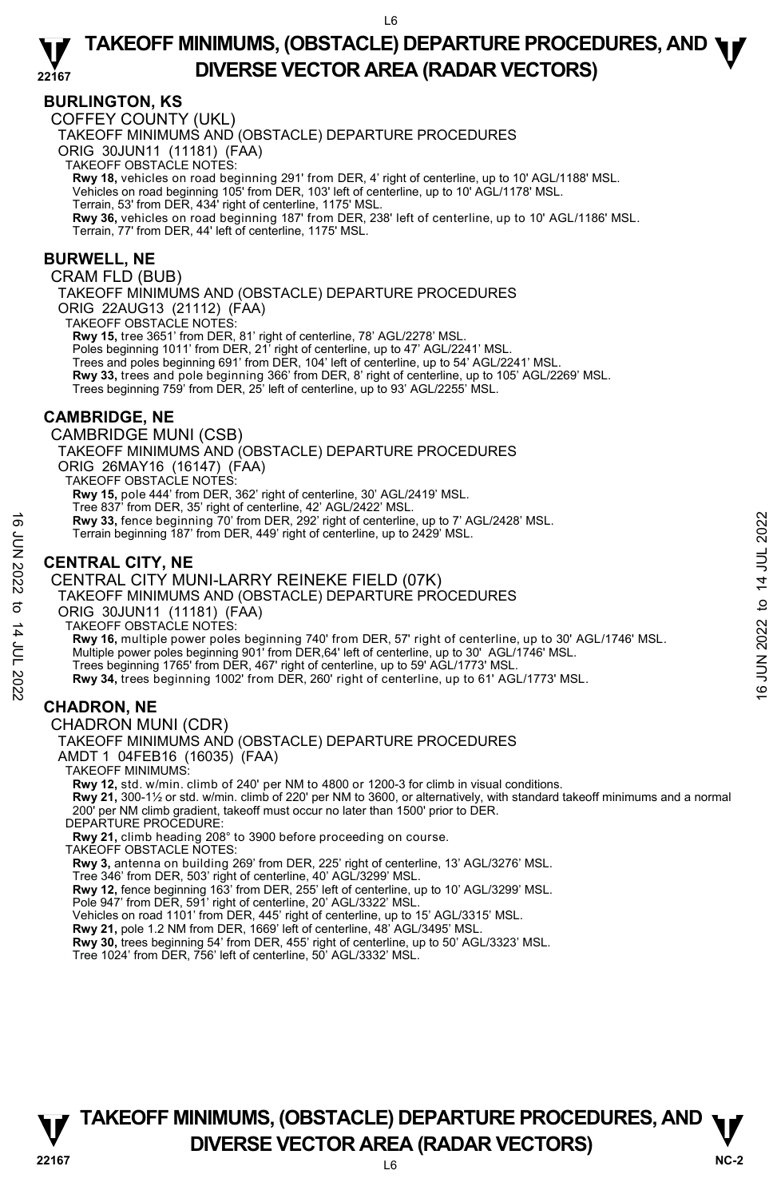## BURLINGTON, KS

COFFEY COUNTY (UKL)

TAKEOFF MINIMUMS AND (OBSTACLE) DEPARTURE PROCEDURES

ORIG 30JUN11 (11181) (FAA)

TAKEOFF OBSTACLE NOTES:

**Rwy 18,** vehicles on road beginning 291' from DER, 4' right of centerline, up to 10' AGL/1188' MSL.
Vehicles on road beginning 105' from DER, 103' left of centerline, up to 10' AGL/1178' MSL.
Terrain, 53' from DER, 434' right of centerline, 1175' MSL.
**Rwy 36,** vehicles on road beginning 187' from DER, 238' left of centerline, up to 10' AGL/1186' MSL.
Terrain, 77' from DER, 44' left of centerline, 1175' MSL.

## BURWELL, NE

CRAM FLD (BUB)

TAKEOFF MINIMUMS AND (OBSTACLE) DEPARTURE PROCEDURES

ORIG 22AUG13 (21112) (FAA)

TAKEOFF OBSTACLE NOTES:

**Rwy 15,** tree 3651' from DER, 81' right of centerline, 78' AGL/2278' MSL.
Poles beginning 1011' from DER, 21' right of centerline, up to 47' AGL/2241' MSL.
Trees and poles beginning 691' from DER, 104' left of centerline, up to 54' AGL/2241' MSL.
**Rwy 33,** trees and pole beginning 366' from DER, 8' right of centerline, up to 105' AGL/2269' MSL.
Trees beginning 759' from DER, 25' left of centerline, up to 93' AGL/2255' MSL.

## CAMBRIDGE, NE

CAMBRIDGE MUNI (CSB)

TAKEOFF MINIMUMS AND (OBSTACLE) DEPARTURE PROCEDURES

ORIG 26MAY16 (16147) (FAA)

TAKEOFF OBSTACLE NOTES:

**Rwy 15,** pole 444' from DER, 362' right of centerline, 30' AGL/2419' MSL.
Tree 837' from DER, 35' right of centerline, 42' AGL/2422' MSL.
**Rwy 33,** fence beginning 70' from DER, 292' right of centerline, up to 7' AGL/2428' MSL.
Terrain beginning 187' from DER, 449' right of centerline, up to 2429' MSL.

## CENTRAL CITY, NE

CENTRAL CITY MUNI-LARRY REINEKE FIELD (07K)

TAKEOFF MINIMUMS AND (OBSTACLE) DEPARTURE PROCEDURES

ORIG 30JUN11 (11181) (FAA)

TAKEOFF OBSTACLE NOTES:

**Rwy 16,** multiple power poles beginning 740' from DER, 57' right of centerline, up to 30' AGL/1746' MSL.
Multiple power poles beginning 901' from DER,64' left of centerline, up to 30' AGL/1746' MSL.
Trees beginning 1765' from DER, 467' right of centerline, up to 59' AGL/1773' MSL.
**Rwy 34,** trees beginning 1002' from DER, 260' right of centerline, up to 61' AGL/1773' MSL.

## CHADRON, NE

CHADRON MUNI (CDR)

TAKEOFF MINIMUMS AND (OBSTACLE) DEPARTURE PROCEDURES

AMDT 1 04FEB16 (16035) (FAA)

TAKEOFF MINIMUMS:

**Rwy 12,** std. w/min. climb of 240' per NM to 4800 or 1200-3 for climb in visual conditions.
**Rwy 21,** 300-1½ or std. w/min. climb of 220' per NM to 3600, or alternatively, with standard takeoff minimums and a normal 200' per NM climb gradient, takeoff must occur no later than 1500' prior to DER.

DEPARTURE PROCEDURE:

**Rwy 21,** climb heading 208° to 3900 before proceeding on course.

TAKEOFF OBSTACLE NOTES:

**Rwy 3,** antenna on building 269' from DER, 225' right of centerline, 13' AGL/3276' MSL.
Tree 346' from DER, 503' right of centerline, 40' AGL/3299' MSL.
**Rwy 12,** fence beginning 163' from DER, 255' left of centerline, up to 10' AGL/3299' MSL.
Pole 947' from DER, 591' right of centerline, 20' AGL/3322' MSL.
Vehicles on road 1101' from DER, 445' right of centerline, up to 15' AGL/3315' MSL.
**Rwy 21,** pole 1.2 NM from DER, 1669' left of centerline, 48' AGL/3495' MSL.
**Rwy 30,** trees beginning 54' from DER, 455' right of centerline, up to 50' AGL/3323' MSL.
Tree 1024' from DER, 756' left of centerline, 50' AGL/3332' MSL.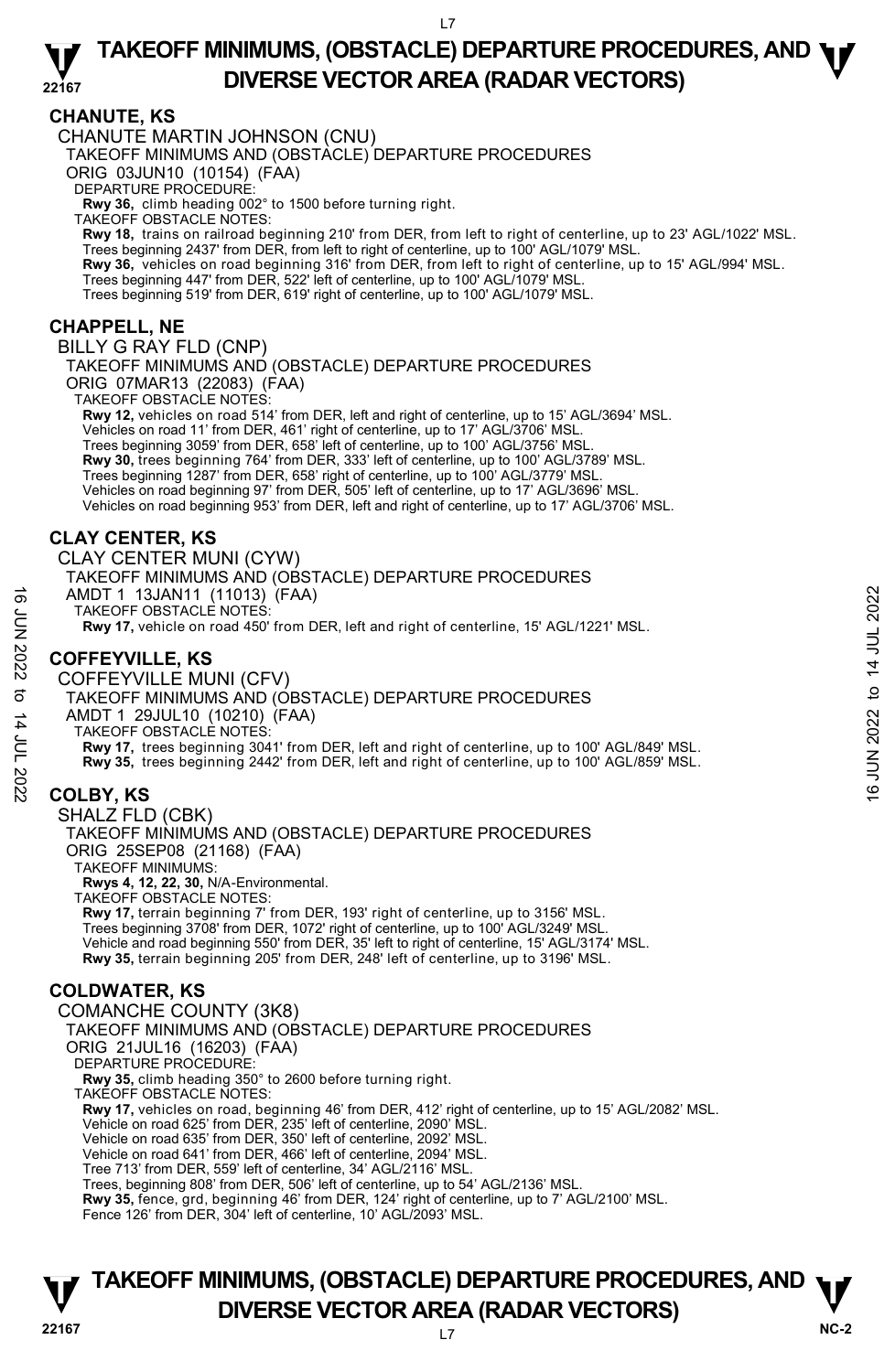## CHANUTE, KS

CHANUTE MARTIN JOHNSON (CNU)

TAKEOFF MINIMUMS AND (OBSTACLE) DEPARTURE PROCEDURES

ORIG 03JUN10 (10154) (FAA)

DEPARTURE PROCEDURE:

**Rwy 36,** climb heading 002° to 1500 before turning right.

TAKEOFF OBSTACLE NOTES:

**Rwy 18,** trains on railroad beginning 210' from DER, from left to right of centerline, up to 23' AGL/1022' MSL.
Trees beginning 2437' from DER, from left to right of centerline, up to 100' AGL/1079' MSL.
**Rwy 36,** vehicles on road beginning 316' from DER, from left to right of centerline, up to 15' AGL/994' MSL.
Trees beginning 447' from DER, 522' left of centerline, up to 100' AGL/1079' MSL.
Trees beginning 519' from DER, 619' right of centerline, up to 100' AGL/1079' MSL.

## CHAPPELL, NE

BILLY G RAY FLD (CNP)

TAKEOFF MINIMUMS AND (OBSTACLE) DEPARTURE PROCEDURES

ORIG 07MAR13 (22083) (FAA)

TAKEOFF OBSTACLE NOTES:

**Rwy 12,** vehicles on road 514' from DER, left and right of centerline, up to 15' AGL/3694' MSL.
Vehicles on road 11' from DER, 461' right of centerline, up to 17' AGL/3706' MSL.
Trees beginning 3059' from DER, 658' left of centerline, up to 100' AGL/3756' MSL.
**Rwy 30,** trees beginning 764' from DER, 333' left of centerline, up to 100' AGL/3789' MSL.
Trees beginning 1287' from DER, 658' right of centerline, up to 100' AGL/3779' MSL.
Vehicles on road beginning 97' from DER, 505' left of centerline, up to 17' AGL/3696' MSL.
Vehicles on road beginning 953' from DER, left and right of centerline, up to 17' AGL/3706' MSL.

## CLAY CENTER, KS

CLAY CENTER MUNI (CYW)

TAKEOFF MINIMUMS AND (OBSTACLE) DEPARTURE PROCEDURES

AMDT 1 13JAN11 (11013) (FAA)

TAKEOFF OBSTACLE NOTES:

**Rwy 17,** vehicle on road 450' from DER, left and right of centerline, 15' AGL/1221' MSL.

## COFFEYVILLE, KS

COFFEYVILLE MUNI (CFV)

TAKEOFF MINIMUMS AND (OBSTACLE) DEPARTURE PROCEDURES

AMDT 1 29JUL10 (10210) (FAA)

TAKEOFF OBSTACLE NOTES:

**Rwy 17,** trees beginning 3041' from DER, left and right of centerline, up to 100' AGL/849' MSL.
**Rwy 35,** trees beginning 2442' from DER, left and right of centerline, up to 100' AGL/859' MSL.

## COLBY, KS

SHALZ FLD (CBK)

TAKEOFF MINIMUMS AND (OBSTACLE) DEPARTURE PROCEDURES

ORIG 25SEP08 (21168) (FAA)

TAKEOFF MINIMUMS:

**Rwys 4, 12, 22, 30,** N/A-Environmental.

TAKEOFF OBSTACLE NOTES:

**Rwy 17,** terrain beginning 7' from DER, 193' right of centerline, up to 3156' MSL.
Trees beginning 3708' from DER, 1072' right of centerline, up to 100' AGL/3249' MSL.
Vehicle and road beginning 550' from DER, 35' left to right of centerline, 15' AGL/3174' MSL.
**Rwy 35,** terrain beginning 205' from DER, 248' left of centerline, up to 3196' MSL.

## COLDWATER, KS

COMANCHE COUNTY (3K8)

TAKEOFF MINIMUMS AND (OBSTACLE) DEPARTURE PROCEDURES

ORIG 21JUL16 (16203) (FAA)

DEPARTURE PROCEDURE:

**Rwy 35,** climb heading 350° to 2600 before turning right.

TAKEOFF OBSTACLE NOTES:

**Rwy 17,** vehicles on road, beginning 46' from DER, 412' right of centerline, up to 15' AGL/2082' MSL.
Vehicle on road 625' from DER, 235' left of centerline, 2090' MSL.
Vehicle on road 635' from DER, 350' left of centerline, 2092' MSL.
Vehicle on road 641' from DER, 466' left of centerline, 2094' MSL.
Tree 713' from DER, 559' left of centerline, 34' AGL/2116' MSL.
Trees, beginning 808' from DER, 506' left of centerline, up to 54' AGL/2136' MSL.
**Rwy 35,** fence, grd, beginning 46' from DER, 124' right of centerline, up to 7' AGL/2100' MSL.
Fence 126' from DER, 304' left of centerline, 10' AGL/2093' MSL.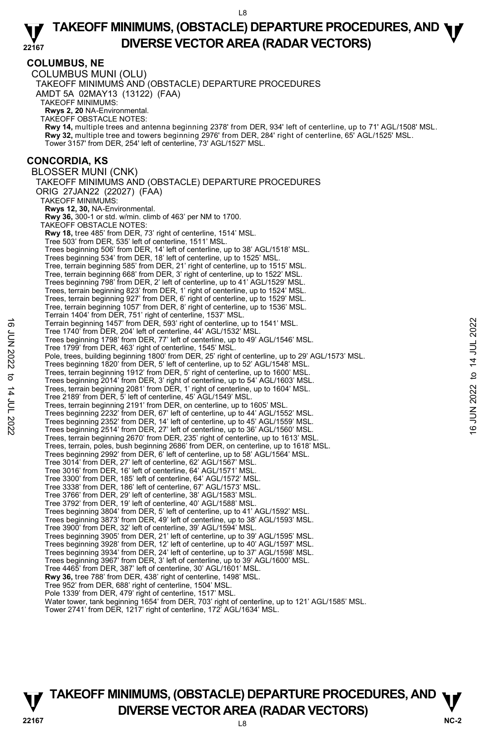## COLUMBUS, NE

### COLUMBUS MUNI (OLU)

TAKEOFF MINIMUMS AND (OBSTACLE) DEPARTURE PROCEDURES
AMDT 5A 02MAY13 (13122) (FAA)

TAKEOFF MINIMUMS:
**Rwys 2, 20** NA-Environmental.

TAKEOFF OBSTACLE NOTES:
**Rwy 14,** multiple trees and antenna beginning 2378' from DER, 934' left of centerline, up to 71' AGL/1508' MSL.
**Rwy 32,** multiple tree and towers beginning 2976' from DER, 284' right of centerline, 65' AGL/1525' MSL.
Tower 3157' from DER, 254' left of centerline, 73' AGL/1527' MSL.

## CONCORDIA, KS

### BLOSSER MUNI (CNK)

TAKEOFF MINIMUMS AND (OBSTACLE) DEPARTURE PROCEDURES
ORIG 27JAN22 (22027) (FAA)

TAKEOFF MINIMUMS:
**Rwys 12, 30,** NA-Environmental.
**Rwy 36,** 300-1 or std. w/min. climb of 463' per NM to 1700.

TAKEOFF OBSTACLE NOTES:
**Rwy 18,** tree 485' from DER, 73' right of centerline, 1514' MSL.
Tree 503' from DER, 535' left of centerline, 1511' MSL.
Trees beginning 506' from DER, 14' left of centerline, up to 38' AGL/1518' MSL.
Trees beginning 534' from DER, 18' left of centerline, up to 1525' MSL.
Tree, terrain beginning 585' from DER, 21' right of centerline, up to 1515' MSL.
Tree, terrain beginning 668' from DER, 3' right of centerline, up to 1522' MSL.
Trees beginning 798' from DER, 2' left of centerline, up to 41' AGL/1529' MSL.
Trees, terrain beginning 823' from DER, 1' right of centerline, up to 1524' MSL.
Trees, terrain beginning 927' from DER, 6' right of centerline, up to 1529' MSL.
Tree, terrain beginning 1057' from DER, 8' right of centerline, up to 1536' MSL.
Terrain 1404' from DER, 751' right of centerline, 1537' MSL.
Terrain beginning 1457' from DER, 593' right of centerline, up to 1541' MSL.
Tree 1740' from DER, 204' left of centerline, 44' AGL/1532' MSL.
Trees beginning 1798' from DER, 77' left of centerline, up to 49' AGL/1546' MSL.
Tree 1799' from DER, 463' right of centerline, 1545' MSL.
Pole, trees, building beginning 1800' from DER, 25' right of centerline, up to 29' AGL/1573' MSL.
Trees beginning 1820' from DER, 5' left of centerline, up to 52' AGL/1548' MSL.
Trees, terrain beginning 1912' from DER, 5' right of centerline, up to 1600' MSL.
Trees beginning 2014' from DER, 3' right of centerline, up to 54' AGL/1603' MSL.
Trees, terrain beginning 2081' from DER, 1' right of centerline, up to 1604' MSL.
Tree 2189' from DER, 5' left of centerline, 45' AGL/1549' MSL.
Trees, terrain beginning 2191' from DER, on centerline, up to 1605' MSL.
Trees beginning 2232' from DER, 67' left of centerline, up to 44' AGL/1552' MSL.
Trees beginning 2352' from DER, 14' left of centerline, up to 45' AGL/1559' MSL.
Trees beginning 2514' from DER, 27' left of centerline, up to 36' AGL/1560' MSL.
Trees, terrain beginning 2670' from DER, 235' right of centerline, up to 1613' MSL.
Trees, terrain, poles, bush beginning 2686' from DER, on centerline, up to 1618' MSL.
Trees beginning 2992' from DER, 6' left of centerline, up to 58' AGL/1564' MSL.
Tree 3014' from DER, 27' left of centerline, 62' AGL/1567' MSL.
Tree 3016' from DER, 16' left of centerline, 64' AGL/1571' MSL.
Tree 3300' from DER, 185' left of centerline, 64' AGL/1572' MSL.
Tree 3338' from DER, 186' left of centerline, 67' AGL/1573' MSL.
Tree 3766' from DER, 29' left of centerline, 38' AGL/1583' MSL.
Tree 3792' from DER, 19' left of centerline, 40' AGL/1588' MSL.
Trees beginning 3804' from DER, 5' left of centerline, up to 41' AGL/1592' MSL.
Trees beginning 3873' from DER, 49' left of centerline, up to 38' AGL/1593' MSL.
Tree 3900' from DER, 32' left of centerline, 39' AGL/1594' MSL.
Trees beginning 3905' from DER, 21' left of centerline, up to 39' AGL/1595' MSL.
Trees beginning 3928' from DER, 12' left of centerline, up to 40' AGL/1597' MSL.
Trees beginning 3934' from DER, 24' left of centerline, up to 37' AGL/1598' MSL.
Trees beginning 3967' from DER, 3' left of centerline, up to 39' AGL/1600' MSL.
Tree 4465' from DER, 387' left of centerline, 30' AGL/1601' MSL.
**Rwy 36,** tree 788' from DER, 438' right of centerline, 1498' MSL.
Tree 952' from DER, 688' right of centerline, 1504' MSL.
Pole 1339' from DER, 479' right of centerline, 1517' MSL.
Water tower, tank beginning 1654' from DER, 703' right of centerline, up to 121' AGL/1585' MSL.
Tower 2741' from DER, 1217' right of centerline, 172' AGL/1634' MSL.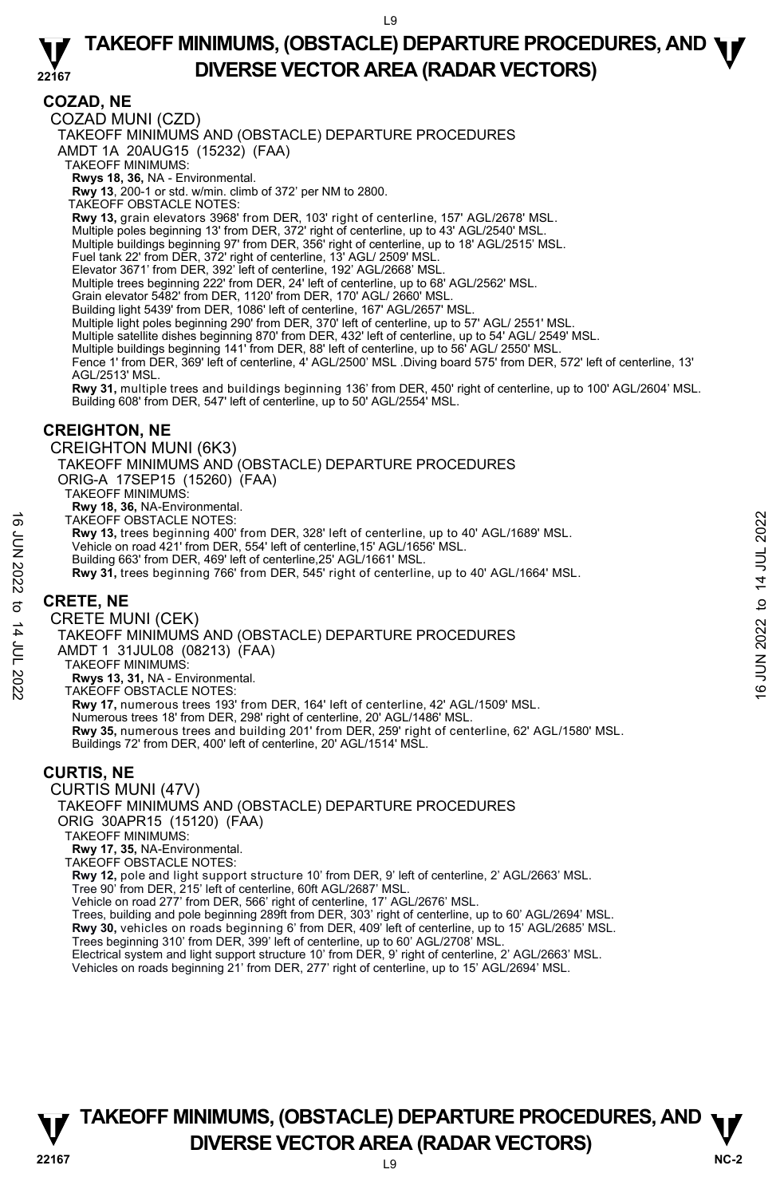# TAKEOFF MINIMUMS, (OBSTACLE) DEPARTURE PROCEDURES, AND DIVERSE VECTOR AREA (RADAR VECTORS)

## COZAD, NE

COZAD MUNI (CZD)
TAKEOFF MINIMUMS AND (OBSTACLE) DEPARTURE PROCEDURES
AMDT 1A 20AUG15 (15232) (FAA)
TAKEOFF MINIMUMS:
**Rwys 18, 36,** NA - Environmental.
**Rwy 13**, 200-1 or std. w/min. climb of 372' per NM to 2800.
TAKEOFF OBSTACLE NOTES:
**Rwy 13,** grain elevators 3968' from DER, 103' right of centerline, 157' AGL/2678' MSL.
Multiple poles beginning 13' from DER, 372' right of centerline, up to 43' AGL/2540' MSL.
Multiple buildings beginning 97' from DER, 356' right of centerline, up to 18' AGL/2515' MSL.
Fuel tank 22' from DER, 372' right of centerline, 13' AGL/ 2509' MSL.
Elevator 3671' from DER, 392' left of centerline, 192' AGL/2668' MSL.
Multiple trees beginning 222' from DER, 24' left of centerline, up to 68' AGL/2562' MSL.
Grain elevator 5482' from DER, 1120' from DER, 170' AGL/ 2660' MSL.
Building light 5439' from DER, 1086' left of centerline, 167' AGL/2657' MSL.
Multiple light poles beginning 290' from DER, 370' left of centerline, up to 57' AGL/ 2551' MSL.
Multiple satellite dishes beginning 870' from DER, 432' left of centerline, up to 54' AGL/ 2549' MSL.
Multiple buildings beginning 141' from DER, 88' left of centerline, up to 56' AGL/ 2550' MSL.
Fence 1' from DER, 369' left of centerline, 4' AGL/2500' MSL .Diving board 575' from DER, 572' left of centerline, 13' AGL/2513' MSL.
**Rwy 31,** multiple trees and buildings beginning 136' from DER, 450' right of centerline, up to 100' AGL/2604' MSL.
Building 608' from DER, 547' left of centerline, up to 50' AGL/2554' MSL.

## CREIGHTON, NE

CREIGHTON MUNI (6K3)
TAKEOFF MINIMUMS AND (OBSTACLE) DEPARTURE PROCEDURES
ORIG-A 17SEP15 (15260) (FAA)
TAKEOFF MINIMUMS:
**Rwy 18, 36,** NA-Environmental.
TAKEOFF OBSTACLE NOTES:
**Rwy 13,** trees beginning 400' from DER, 328' left of centerline, up to 40' AGL/1689' MSL.
Vehicle on road 421' from DER, 554' left of centerline,15' AGL/1656' MSL.
Building 663' from DER, 469' left of centerline,25' AGL/1661' MSL.
**Rwy 31,** trees beginning 766' from DER, 545' right of centerline, up to 40' AGL/1664' MSL.

## CRETE, NE

CRETE MUNI (CEK)
TAKEOFF MINIMUMS AND (OBSTACLE) DEPARTURE PROCEDURES
AMDT 1 31JUL08 (08213) (FAA)
TAKEOFF MINIMUMS:
**Rwys 13, 31,** NA - Environmental.
TAKEOFF OBSTACLE NOTES:
**Rwy 17,** numerous trees 193' from DER, 164' left of centerline, 42' AGL/1509' MSL.
Numerous trees 18' from DER, 298' right of centerline, 20' AGL/1486' MSL.
**Rwy 35,** numerous trees and building 201' from DER, 259' right of centerline, 62' AGL/1580' MSL.
Buildings 72' from DER, 400' left of centerline, 20' AGL/1514' MSL.

## CURTIS, NE

CURTIS MUNI (47V)
TAKEOFF MINIMUMS AND (OBSTACLE) DEPARTURE PROCEDURES
ORIG 30APR15 (15120) (FAA)
TAKEOFF MINIMUMS:
**Rwy 17, 35,** NA-Environmental.
TAKEOFF OBSTACLE NOTES:
**Rwy 12,** pole and light support structure 10' from DER, 9' left of centerline, 2' AGL/2663' MSL.
Tree 90' from DER, 215' left of centerline, 60ft AGL/2687' MSL.
Vehicle on road 277' from DER, 566' right of centerline, 17' AGL/2676' MSL.
Trees, building and pole beginning 289ft from DER, 303' right of centerline, up to 60' AGL/2694' MSL.
**Rwy 30,** vehicles on roads beginning 6' from DER, 409' left of centerline, up to 15' AGL/2685' MSL.
Trees beginning 310' from DER, 399' left of centerline, up to 60' AGL/2708' MSL.
Electrical system and light support structure 10' from DER, 9' right of centerline, 2' AGL/2663' MSL.
Vehicles on roads beginning 21' from DER, 277' right of centerline, up to 15' AGL/2694' MSL.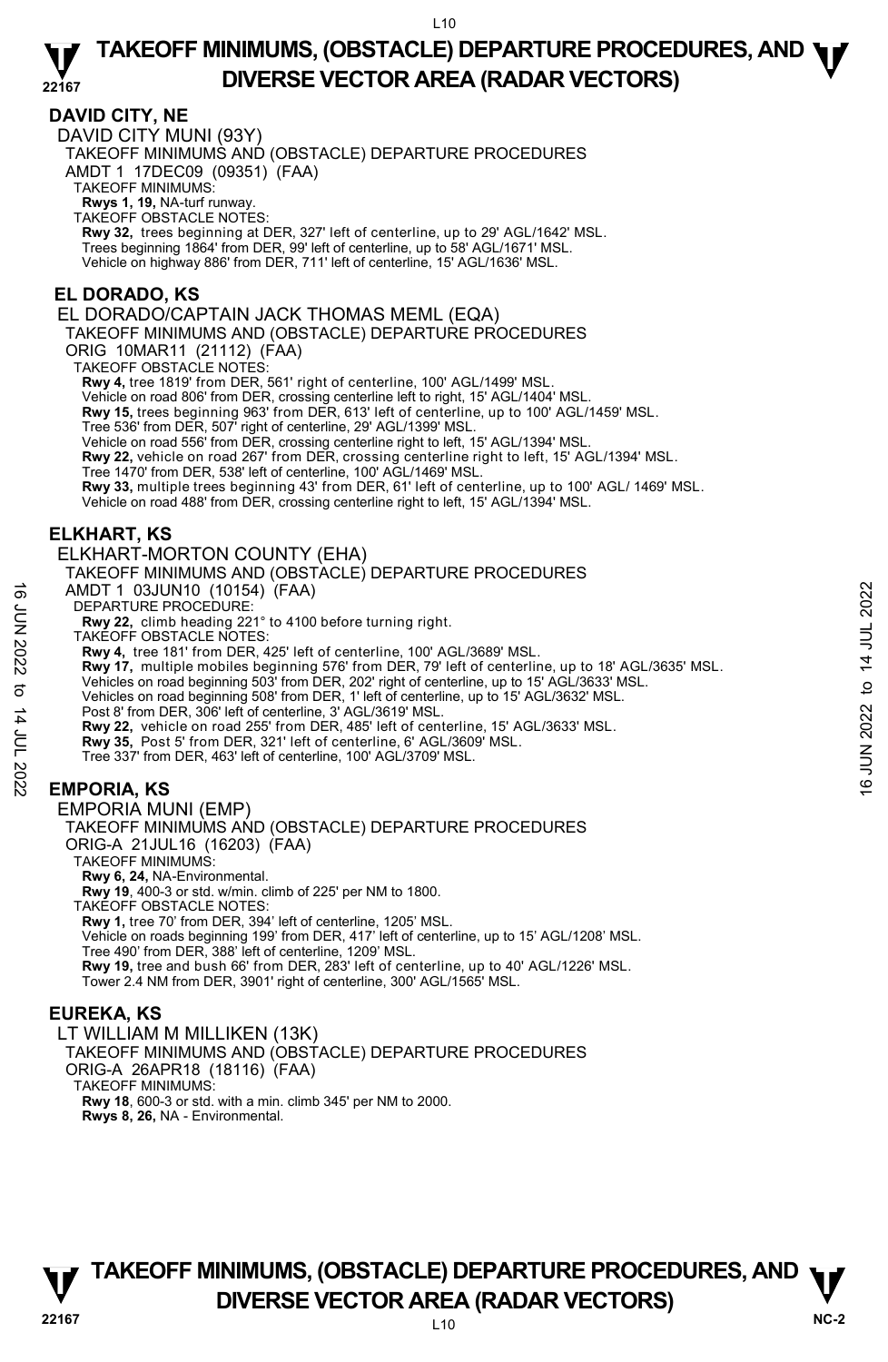## DAVID CITY, NE

### DAVID CITY MUNI (93Y)

TAKEOFF MINIMUMS AND (OBSTACLE) DEPARTURE PROCEDURES
AMDT 1 17DEC09 (09351) (FAA)

TAKEOFF MINIMUMS:
**Rwys 1, 19,** NA-turf runway.

TAKEOFF OBSTACLE NOTES:
**Rwy 32,** trees beginning at DER, 327' left of centerline, up to 29' AGL/1642' MSL.
Trees beginning 1864' from DER, 99' left of centerline, up to 58' AGL/1671' MSL.
Vehicle on highway 886' from DER, 711' left of centerline, 15' AGL/1636' MSL.

## EL DORADO, KS

### EL DORADO/CAPTAIN JACK THOMAS MEML (EQA)

TAKEOFF MINIMUMS AND (OBSTACLE) DEPARTURE PROCEDURES
ORIG 10MAR11 (21112) (FAA)

TAKEOFF OBSTACLE NOTES:
**Rwy 4,** tree 1819' from DER, 561' right of centerline, 100' AGL/1499' MSL.
Vehicle on road 806' from DER, crossing centerline left to right, 15' AGL/1404' MSL.
**Rwy 15,** trees beginning 963' from DER, 613' left of centerline, up to 100' AGL/1459' MSL.
Tree 536' from DER, 507' right of centerline, 29' AGL/1399' MSL.
Vehicle on road 556' from DER, crossing centerline right to left, 15' AGL/1394' MSL.
**Rwy 22,** vehicle on road 267' from DER, crossing centerline right to left, 15' AGL/1394' MSL.
Tree 1470' from DER, 538' left of centerline, 100' AGL/1469' MSL.
**Rwy 33,** multiple trees beginning 43' from DER, 61' left of centerline, up to 100' AGL/ 1469' MSL.
Vehicle on road 488' from DER, crossing centerline right to left, 15' AGL/1394' MSL.

## ELKHART, KS

### ELKHART-MORTON COUNTY (EHA)

TAKEOFF MINIMUMS AND (OBSTACLE) DEPARTURE PROCEDURES
AMDT 1 03JUN10 (10154) (FAA)

DEPARTURE PROCEDURE:
**Rwy 22,** climb heading 221° to 4100 before turning right.

TAKEOFF OBSTACLE NOTES:
**Rwy 4,** tree 181' from DER, 425' left of centerline, 100' AGL/3689' MSL.
**Rwy 17,** multiple mobiles beginning 576' from DER, 79' left of centerline, up to 18' AGL/3635' MSL.
Vehicles on road beginning 503' from DER, 202' right of centerline, up to 15' AGL/3633' MSL.
Vehicles on road beginning 508' from DER, 1' left of centerline, up to 15' AGL/3632' MSL.
Post 8' from DER, 306' left of centerline, 3' AGL/3619' MSL.
**Rwy 22,** vehicle on road 255' from DER, 485' left of centerline, 15' AGL/3633' MSL.
**Rwy 35,** Post 5' from DER, 321' left of centerline, 6' AGL/3609' MSL.
Tree 337' from DER, 463' left of centerline, 100' AGL/3709' MSL.

## EMPORIA, KS

### EMPORIA MUNI (EMP)

TAKEOFF MINIMUMS AND (OBSTACLE) DEPARTURE PROCEDURES
ORIG-A 21JUL16 (16203) (FAA)

TAKEOFF MINIMUMS:
**Rwy 6, 24,** NA-Environmental.
**Rwy 19**, 400-3 or std. w/min. climb of 225' per NM to 1800.

TAKEOFF OBSTACLE NOTES:
**Rwy 1,** tree 70' from DER, 394' left of centerline, 1205' MSL.
Vehicle on roads beginning 199' from DER, 417' left of centerline, up to 15' AGL/1208' MSL.
Tree 490' from DER, 388' left of centerline, 1209' MSL.
**Rwy 19,** tree and bush 66' from DER, 283' left of centerline, up to 40' AGL/1226' MSL.
Tower 2.4 NM from DER, 3901' right of centerline, 300' AGL/1565' MSL.

## EUREKA, KS

### LT WILLIAM M MILLIKEN (13K)

TAKEOFF MINIMUMS AND (OBSTACLE) DEPARTURE PROCEDURES
ORIG-A 26APR18 (18116) (FAA)

TAKEOFF MINIMUMS:
**Rwy 18**, 600-3 or std. with a min. climb 345' per NM to 2000.
**Rwys 8, 26,** NA - Environmental.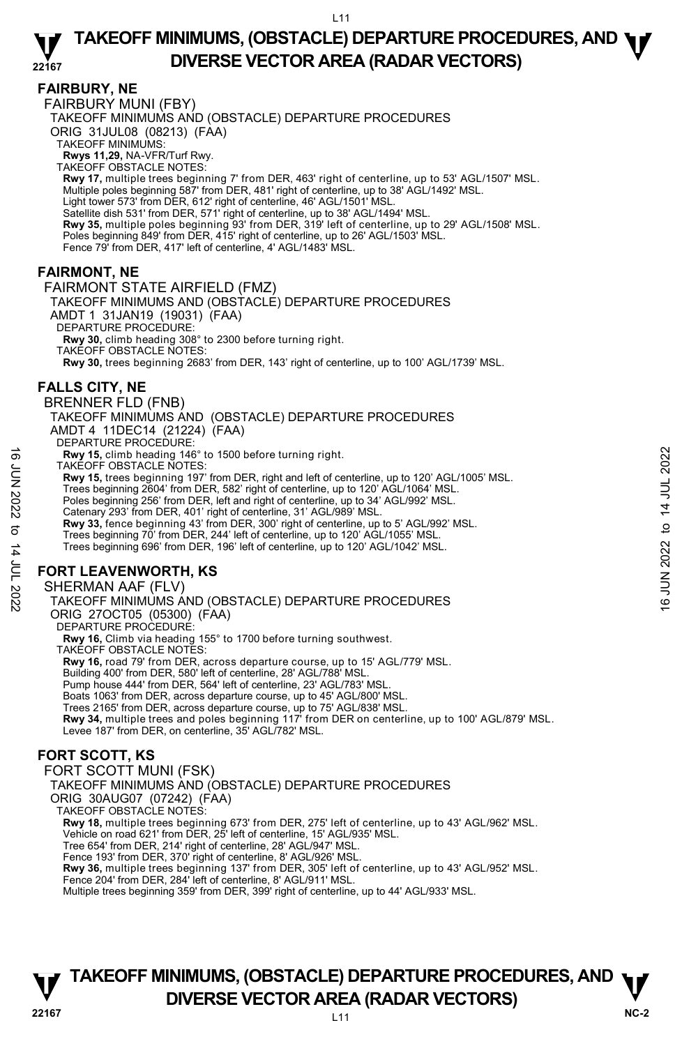## FAIRBURY, NE

FAIRBURY MUNI (FBY)

TAKEOFF MINIMUMS AND (OBSTACLE) DEPARTURE PROCEDURES

ORIG 31JUL08 (08213) (FAA)

TAKEOFF MINIMUMS:

**Rwys 11,29,** NA-VFR/Turf Rwy.

TAKEOFF OBSTACLE NOTES:

**Rwy 17,** multiple trees beginning 7' from DER, 463' right of centerline, up to 53' AGL/1507' MSL.
Multiple poles beginning 587' from DER, 481' right of centerline, up to 38' AGL/1492' MSL.
Light tower 573' from DER, 612' right of centerline, 46' AGL/1501' MSL.
Satellite dish 531' from DER, 571' right of centerline, up to 38' AGL/1494' MSL.
**Rwy 35,** multiple poles beginning 93' from DER, 319' left of centerline, up to 29' AGL/1508' MSL.
Poles beginning 849' from DER, 415' right of centerline, up to 26' AGL/1503' MSL.
Fence 79' from DER, 417' left of centerline, 4' AGL/1483' MSL.

## FAIRMONT, NE

FAIRMONT STATE AIRFIELD (FMZ)

TAKEOFF MINIMUMS AND (OBSTACLE) DEPARTURE PROCEDURES

AMDT 1 31JAN19 (19031) (FAA)

DEPARTURE PROCEDURE:

**Rwy 30,** climb heading 308° to 2300 before turning right.

TAKEOFF OBSTACLE NOTES:

**Rwy 30,** trees beginning 2683' from DER, 143' right of centerline, up to 100' AGL/1739' MSL.

## FALLS CITY, NE

BRENNER FLD (FNB)

TAKEOFF MINIMUMS AND (OBSTACLE) DEPARTURE PROCEDURES

AMDT 4 11DEC14 (21224) (FAA)

DEPARTURE PROCEDURE:

**Rwy 15,** climb heading 146° to 1500 before turning right.

TAKEOFF OBSTACLE NOTES:

**Rwy 15,** trees beginning 197' from DER, right and left of centerline, up to 120' AGL/1005' MSL.
Trees beginning 2604' from DER, 582' right of centerline, up to 120' AGL/1064' MSL.
Poles beginning 256' from DER, left and right of centerline, up to 34' AGL/992' MSL.
Catenary 293' from DER, 401' right of centerline, 31' AGL/989' MSL.
**Rwy 33,** fence beginning 43' from DER, 300' right of centerline, up to 5' AGL/992' MSL.
Trees beginning 70' from DER, 244' left of centerline, up to 120' AGL/1055' MSL.
Trees beginning 696' from DER, 196' left of centerline, up to 120' AGL/1042' MSL.

## FORT LEAVENWORTH, KS

SHERMAN AAF (FLV)

TAKEOFF MINIMUMS AND (OBSTACLE) DEPARTURE PROCEDURES

ORIG 27OCT05 (05300) (FAA)

DEPARTURE PROCEDURE:

**Rwy 16,** Climb via heading 155° to 1700 before turning southwest.

TAKEOFF OBSTACLE NOTES:

**Rwy 16,** road 79' from DER, across departure course, up to 15' AGL/779' MSL.
Building 400' from DER, 580' left of centerline, 28' AGL/788' MSL.
Pump house 444' from DER, 564' left of centerline, 23' AGL/783' MSL.
Boats 1063' from DER, across departure course, up to 45' AGL/800' MSL.
Trees 2165' from DER, across departure course, up to 75' AGL/838' MSL.
**Rwy 34,** multiple trees and poles beginning 117' from DER on centerline, up to 100' AGL/879' MSL.
Levee 187' from DER, on centerline, 35' AGL/782' MSL.

## FORT SCOTT, KS

FORT SCOTT MUNI (FSK)

TAKEOFF MINIMUMS AND (OBSTACLE) DEPARTURE PROCEDURES

ORIG 30AUG07 (07242) (FAA)

TAKEOFF OBSTACLE NOTES:

**Rwy 18,** multiple trees beginning 673' from DER, 275' left of centerline, up to 43' AGL/962' MSL.
Vehicle on road 621' from DER, 25' left of centerline, 15' AGL/935' MSL.
Tree 654' from DER, 214' right of centerline, 28' AGL/947' MSL.
Fence 193' from DER, 370' right of centerline, 8' AGL/926' MSL.
**Rwy 36,** multiple trees beginning 137' from DER, 305' left of centerline, up to 43' AGL/952' MSL.
Fence 204' from DER, 284' left of centerline, 8' AGL/911' MSL.
Multiple trees beginning 359' from DER, 399' right of centerline, up to 44' AGL/933' MSL.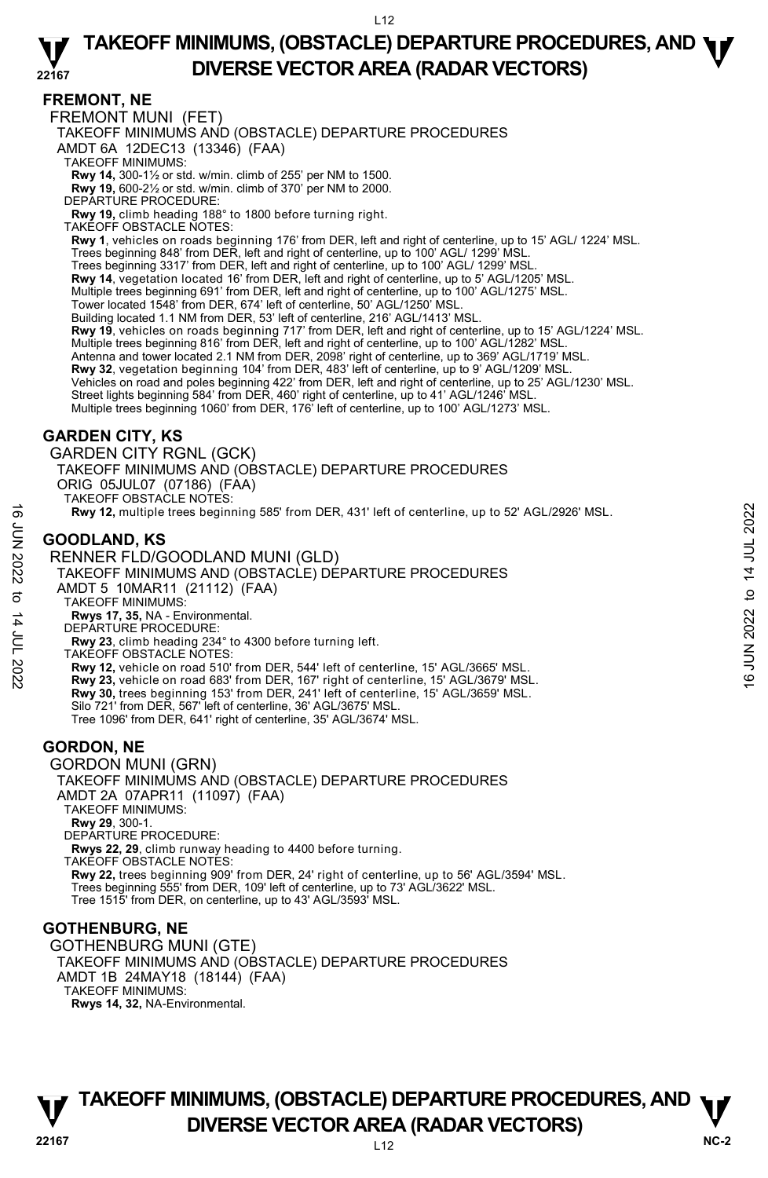## FREMONT, NE

FREMONT MUNI (FET)
TAKEOFF MINIMUMS AND (OBSTACLE) DEPARTURE PROCEDURES
AMDT 6A 12DEC13 (13346) (FAA)
TAKEOFF MINIMUMS:
**Rwy 14,** 300-1½ or std. w/min. climb of 255' per NM to 1500.
**Rwy 19,** 600-2½ or std. w/min. climb of 370' per NM to 2000.
DEPARTURE PROCEDURE:
**Rwy 19,** climb heading 188° to 1800 before turning right.
TAKEOFF OBSTACLE NOTES:
**Rwy 1**, vehicles on roads beginning 176' from DER, left and right of centerline, up to 15' AGL/ 1224' MSL.
Trees beginning 848' from DER, left and right of centerline, up to 100' AGL/ 1299' MSL.
Trees beginning 3317' from DER, left and right of centerline, up to 100' AGL/ 1299' MSL.
**Rwy 14**, vegetation located 16' from DER, left and right of centerline, up to 5' AGL/1205' MSL.
Multiple trees beginning 691' from DER, left and right of centerline, up to 100' AGL/1275' MSL.
Tower located 1548' from DER, 674' left of centerline, 50' AGL/1250' MSL.
Building located 1.1 NM from DER, 53' left of centerline, 216' AGL/1413' MSL.
**Rwy 19**, vehicles on roads beginning 717' from DER, left and right of centerline, up to 15' AGL/1224' MSL.
Multiple trees beginning 816' from DER, left and right of centerline, up to 100' AGL/1282' MSL.
Antenna and tower located 2.1 NM from DER, 2098' right of centerline, up to 369' AGL/1719' MSL.
**Rwy 32**, vegetation beginning 104' from DER, 483' left of centerline, up to 9' AGL/1209' MSL.
Vehicles on road and poles beginning 422' from DER, left and right of centerline, up to 25' AGL/1230' MSL.
Street lights beginning 584' from DER, 460' right of centerline, up to 41' AGL/1246' MSL.
Multiple trees beginning 1060' from DER, 176' left of centerline, up to 100' AGL/1273' MSL.

## GARDEN CITY, KS

GARDEN CITY RGNL (GCK)
TAKEOFF MINIMUMS AND (OBSTACLE) DEPARTURE PROCEDURES
ORIG 05JUL07 (07186) (FAA)
TAKEOFF OBSTACLE NOTES:
**Rwy 12,** multiple trees beginning 585' from DER, 431' left of centerline, up to 52' AGL/2926' MSL.

## GOODLAND, KS

RENNER FLD/GOODLAND MUNI (GLD)
TAKEOFF MINIMUMS AND (OBSTACLE) DEPARTURE PROCEDURES
AMDT 5 10MAR11 (21112) (FAA)
TAKEOFF MINIMUMS:
**Rwys 17, 35,** NA - Environmental.
DEPARTURE PROCEDURE:
**Rwy 23**, climb heading 234° to 4300 before turning left.
TAKEOFF OBSTACLE NOTES:
**Rwy 12,** vehicle on road 510' from DER, 544' left of centerline, 15' AGL/3665' MSL.
**Rwy 23,** vehicle on road 683' from DER, 167' right of centerline, 15' AGL/3679' MSL.
**Rwy 30,** trees beginning 153' from DER, 241' left of centerline, 15' AGL/3659' MSL.
Silo 721' from DER, 567' left of centerline, 36' AGL/3675' MSL.
Tree 1096' from DER, 641' right of centerline, 35' AGL/3674' MSL.

## GORDON, NE

GORDON MUNI (GRN)
TAKEOFF MINIMUMS AND (OBSTACLE) DEPARTURE PROCEDURES
AMDT 2A 07APR11 (11097) (FAA)
TAKEOFF MINIMUMS:
**Rwy 29**, 300-1.
DEPARTURE PROCEDURE:
**Rwys 22, 29**, climb runway heading to 4400 before turning.
TAKEOFF OBSTACLE NOTES:
**Rwy 22,** trees beginning 909' from DER, 24' right of centerline, up to 56' AGL/3594' MSL.
Trees beginning 555' from DER, 109' left of centerline, up to 73' AGL/3622' MSL.
Tree 1515' from DER, on centerline, up to 43' AGL/3593' MSL.

## GOTHENBURG, NE

GOTHENBURG MUNI (GTE)
TAKEOFF MINIMUMS AND (OBSTACLE) DEPARTURE PROCEDURES
AMDT 1B 24MAY18 (18144) (FAA)
TAKEOFF MINIMUMS:
**Rwys 14, 32,** NA-Environmental.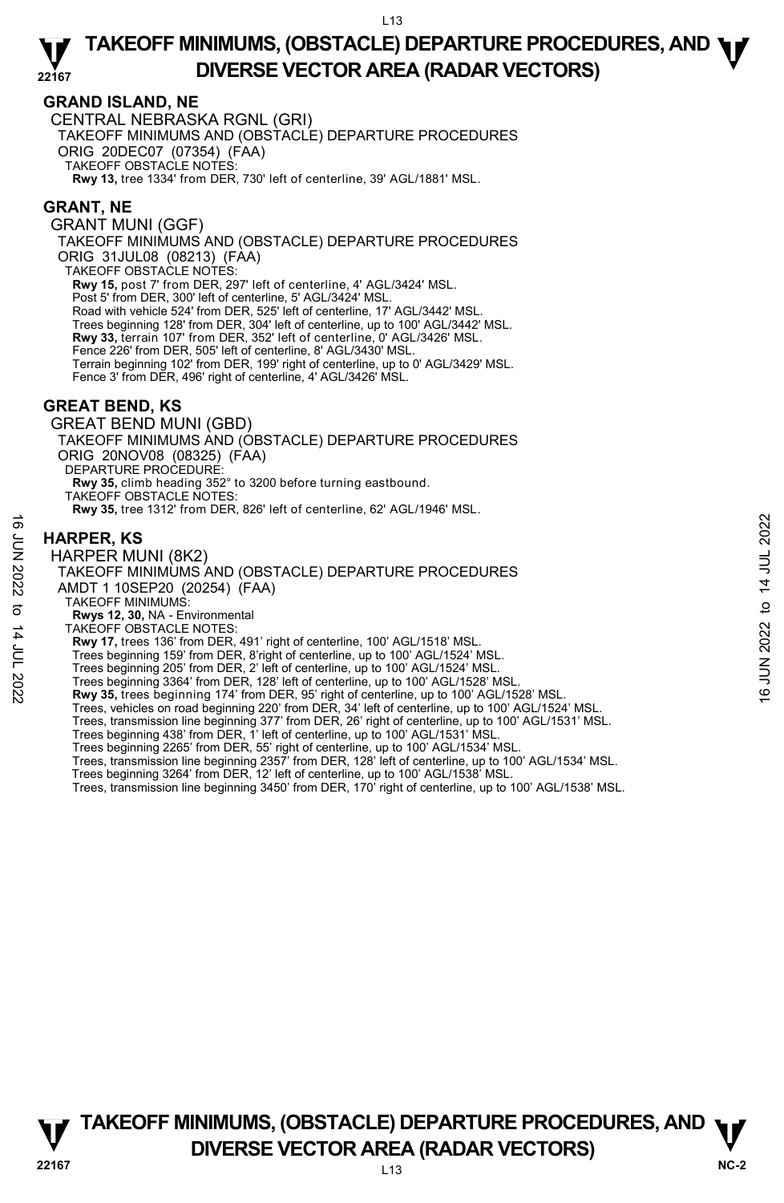## GRAND ISLAND, NE

CENTRAL NEBRASKA RGNL (GRI)
TAKEOFF MINIMUMS AND (OBSTACLE) DEPARTURE PROCEDURES
ORIG 20DEC07 (07354) (FAA)
TAKEOFF OBSTACLE NOTES:
**Rwy 13,** tree 1334' from DER, 730' left of centerline, 39' AGL/1881' MSL.

## GRANT, NE

GRANT MUNI (GGF)
TAKEOFF MINIMUMS AND (OBSTACLE) DEPARTURE PROCEDURES
ORIG 31JUL08 (08213) (FAA)
TAKEOFF OBSTACLE NOTES:
**Rwy 15,** post 7' from DER, 297' left of centerline, 4' AGL/3424' MSL.
Post 5' from DER, 300' left of centerline, 5' AGL/3424' MSL.
Road with vehicle 524' from DER, 525' left of centerline, 17' AGL/3442' MSL.
Trees beginning 128' from DER, 304' left of centerline, up to 100' AGL/3442' MSL.
**Rwy 33,** terrain 107' from DER, 352' left of centerline, 0' AGL/3426' MSL.
Fence 226' from DER, 505' left of centerline, 8' AGL/3430' MSL.
Terrain beginning 102' from DER, 199' right of centerline, up to 0' AGL/3429' MSL.
Fence 3' from DER, 496' right of centerline, 4' AGL/3426' MSL.

## GREAT BEND, KS

GREAT BEND MUNI (GBD)
TAKEOFF MINIMUMS AND (OBSTACLE) DEPARTURE PROCEDURES
ORIG 20NOV08 (08325) (FAA)
DEPARTURE PROCEDURE:
**Rwy 35,** climb heading 352° to 3200 before turning eastbound.
TAKEOFF OBSTACLE NOTES:
**Rwy 35,** tree 1312' from DER, 826' left of centerline, 62' AGL/1946' MSL.

## HARPER, KS

HARPER MUNI (8K2)
TAKEOFF MINIMUMS AND (OBSTACLE) DEPARTURE PROCEDURES
AMDT 1 10SEP20 (20254) (FAA)
TAKEOFF MINIMUMS:
**Rwys 12, 30,** NA - Environmental
TAKEOFF OBSTACLE NOTES:
**Rwy 17,** trees 136' from DER, 491' right of centerline, 100' AGL/1518' MSL.
Trees beginning 159' from DER, 8'right of centerline, up to 100' AGL/1524' MSL.
Trees beginning 205' from DER, 2' left of centerline, up to 100' AGL/1524' MSL.
Trees beginning 3364' from DER, 128' left of centerline, up to 100' AGL/1528' MSL.
**Rwy 35,** trees beginning 174' from DER, 95' right of centerline, up to 100' AGL/1528' MSL.
Trees, vehicles on road beginning 220' from DER, 34' left of centerline, up to 100' AGL/1524' MSL.
Trees, transmission line beginning 377' from DER, 26' right of centerline, up to 100' AGL/1531' MSL.
Trees beginning 438' from DER, 1' left of centerline, up to 100' AGL/1531' MSL.
Trees beginning 2265' from DER, 55' right of centerline, up to 100' AGL/1534' MSL.
Trees, transmission line beginning 2357' from DER, 128' left of centerline, up to 100' AGL/1534' MSL.
Trees beginning 3264' from DER, 12' left of centerline, up to 100' AGL/1538' MSL.
Trees, transmission line beginning 3450' from DER, 170' right of centerline, up to 100' AGL/1538' MSL.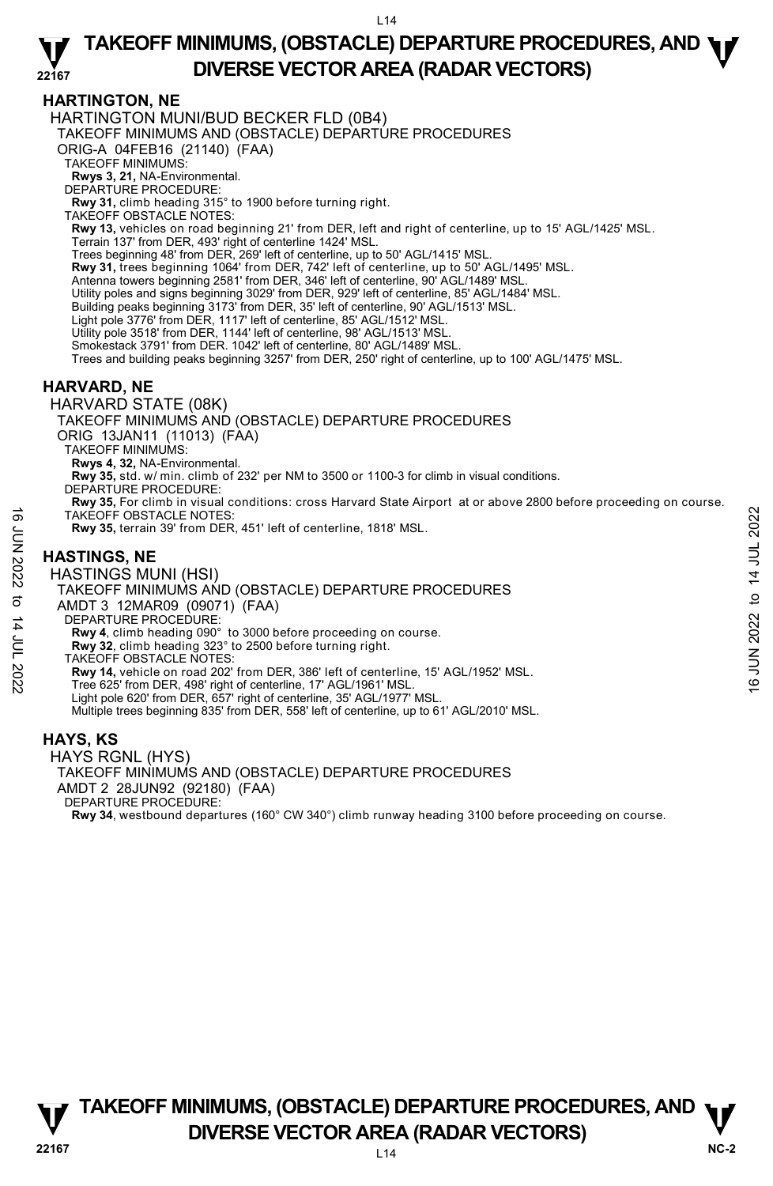## HARTINGTON, NE

HARTINGTON MUNI/BUD BECKER FLD (0B4)
TAKEOFF MINIMUMS AND (OBSTACLE) DEPARTURE PROCEDURES
ORIG-A 04FEB16 (21140) (FAA)

TAKEOFF MINIMUMS:
**Rwys 3, 21,** NA-Environmental.

DEPARTURE PROCEDURE:
**Rwy 31,** climb heading 315° to 1900 before turning right.

TAKEOFF OBSTACLE NOTES:
**Rwy 13,** vehicles on road beginning 21' from DER, left and right of centerline, up to 15' AGL/1425' MSL.
Terrain 137' from DER, 493' right of centerline 1424' MSL.
Trees beginning 48' from DER, 269' left of centerline, up to 50' AGL/1415' MSL.
**Rwy 31,** trees beginning 1064' from DER, 742' left of centerline, up to 50' AGL/1495' MSL.
Antenna towers beginning 2581' from DER, 346' left of centerline, 90' AGL/1489' MSL.
Utility poles and signs beginning 3029' from DER, 929' left of centerline, 85' AGL/1484' MSL.
Building peaks beginning 3173' from DER, 35' left of centerline, 90' AGL/1513' MSL.
Light pole 3776' from DER, 1117' left of centerline, 85' AGL/1512' MSL.
Utility pole 3518' from DER, 1144' left of centerline, 98' AGL/1513' MSL.
Smokestack 3791' from DER. 1042' left of centerline, 80' AGL/1489' MSL.
Trees and building peaks beginning 3257' from DER, 250' right of centerline, up to 100' AGL/1475' MSL.

## HARVARD, NE

HARVARD STATE (08K)
TAKEOFF MINIMUMS AND (OBSTACLE) DEPARTURE PROCEDURES
ORIG 13JAN11 (11013) (FAA)

TAKEOFF MINIMUMS:
**Rwys 4, 32,** NA-Environmental.
**Rwy 35,** std. w/ min. climb of 232' per NM to 3500 or 1100-3 for climb in visual conditions.

DEPARTURE PROCEDURE:
**Rwy 35,** For climb in visual conditions: cross Harvard State Airport at or above 2800 before proceeding on course.

TAKEOFF OBSTACLE NOTES:
**Rwy 35,** terrain 39' from DER, 451' left of centerline, 1818' MSL.

## HASTINGS, NE

HASTINGS MUNI (HSI)
TAKEOFF MINIMUMS AND (OBSTACLE) DEPARTURE PROCEDURES
AMDT 3 12MAR09 (09071) (FAA)

DEPARTURE PROCEDURE:
**Rwy 4**, climb heading 090° to 3000 before proceeding on course.
**Rwy 32**, climb heading 323° to 2500 before turning right.

TAKEOFF OBSTACLE NOTES:
**Rwy 14,** vehicle on road 202' from DER, 386' left of centerline, 15' AGL/1952' MSL.
Tree 625' from DER, 498' right of centerline, 17' AGL/1961' MSL.
Light pole 620' from DER, 657' right of centerline, 35' AGL/1977' MSL.
Multiple trees beginning 835' from DER, 558' left of centerline, up to 61' AGL/2010' MSL.

## HAYS, KS

HAYS RGNL (HYS)
TAKEOFF MINIMUMS AND (OBSTACLE) DEPARTURE PROCEDURES
AMDT 2 28JUN92 (92180) (FAA)

DEPARTURE PROCEDURE:
**Rwy 34**, westbound departures (160° CW 340°) climb runway heading 3100 before proceeding on course.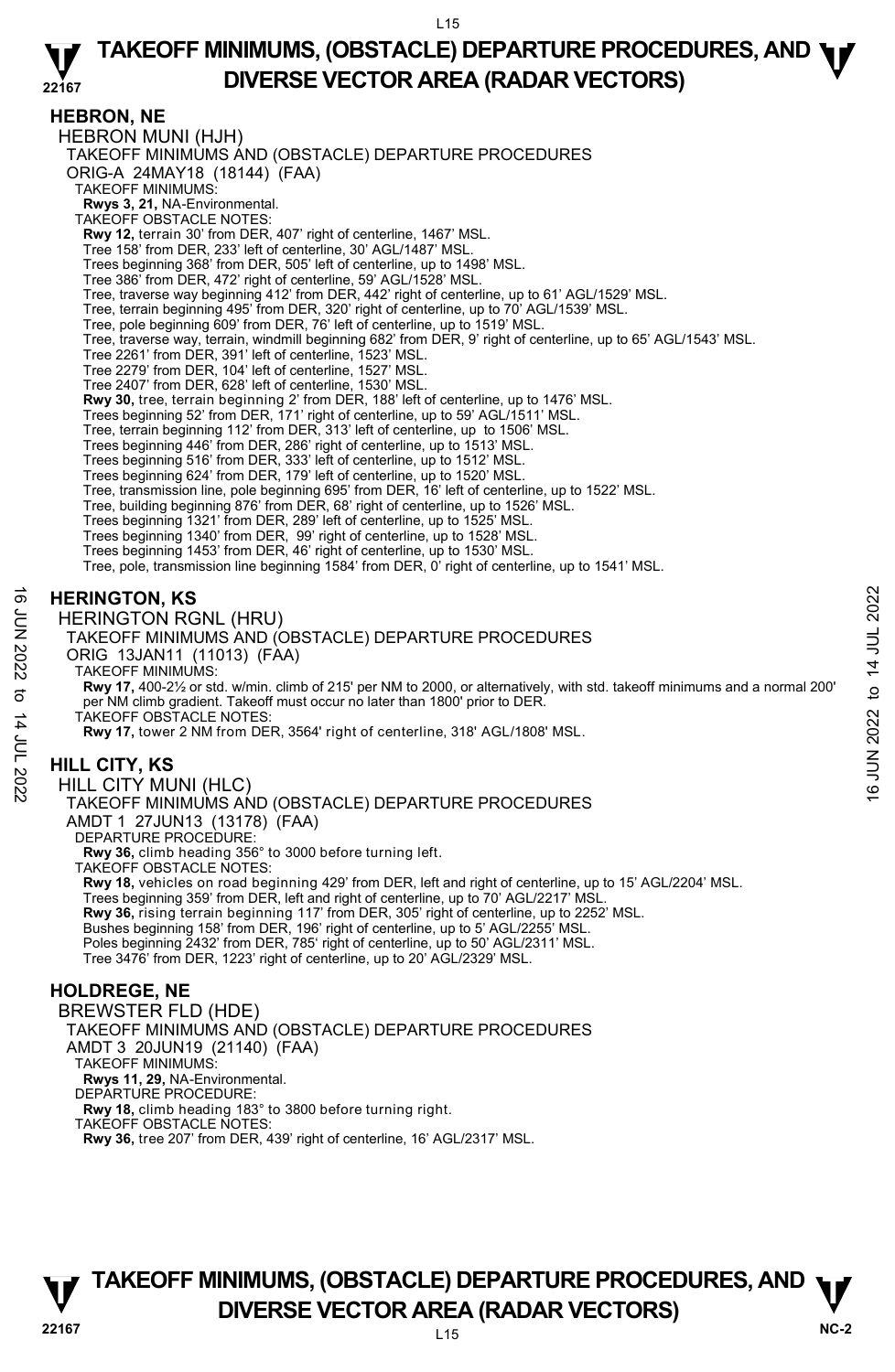## HEBRON, NE

HEBRON MUNI (HJH)

TAKEOFF MINIMUMS AND (OBSTACLE) DEPARTURE PROCEDURES

ORIG-A 24MAY18 (18144) (FAA)

TAKEOFF MINIMUMS:

**Rwys 3, 21,** NA-Environmental.

TAKEOFF OBSTACLE NOTES:

**Rwy 12,** terrain 30' from DER, 407' right of centerline, 1467' MSL.
Tree 158' from DER, 233' left of centerline, 30' AGL/1487' MSL.
Trees beginning 368' from DER, 505' left of centerline, up to 1498' MSL.
Tree 386' from DER, 472' right of centerline, 59' AGL/1528' MSL.
Tree, traverse way beginning 412' from DER, 442' right of centerline, up to 61' AGL/1529' MSL.
Tree, terrain beginning 495' from DER, 320' right of centerline, up to 70' AGL/1539' MSL.
Tree, pole beginning 609' from DER, 76' left of centerline, up to 1519' MSL.
Tree, traverse way, terrain, windmill beginning 682' from DER, 9' right of centerline, up to 65' AGL/1543' MSL.
Tree 2261' from DER, 391' left of centerline, 1523' MSL.
Tree 2279' from DER, 104' left of centerline, 1527' MSL.
Tree 2407' from DER, 628' left of centerline, 1530' MSL.

**Rwy 30,** tree, terrain beginning 2' from DER, 188' left of centerline, up to 1476' MSL.
Trees beginning 52' from DER, 171' right of centerline, up to 59' AGL/1511' MSL.
Tree, terrain beginning 112' from DER, 313' left of centerline, up to 1506' MSL.
Trees beginning 446' from DER, 286' right of centerline, up to 1513' MSL.
Trees beginning 516' from DER, 333' left of centerline, up to 1512' MSL.
Trees beginning 624' from DER, 179' left of centerline, up to 1520' MSL.
Tree, transmission line, pole beginning 695' from DER, 16' left of centerline, up to 1522' MSL.
Tree, building beginning 876' from DER, 68' right of centerline, up to 1526' MSL.
Trees beginning 1321' from DER, 289' left of centerline, up to 1525' MSL.
Trees beginning 1340' from DER, 99' right of centerline, up to 1528' MSL.
Trees beginning 1453' from DER, 46' right of centerline, up to 1530' MSL.
Tree, pole, transmission line beginning 1584' from DER, 0' right of centerline, up to 1541' MSL.

## HERINGTON, KS

HERINGTON RGNL (HRU)

TAKEOFF MINIMUMS AND (OBSTACLE) DEPARTURE PROCEDURES

ORIG 13JAN11 (11013) (FAA)

TAKEOFF MINIMUMS:

**Rwy 17,** 400-2½ or std. w/min. climb of 215' per NM to 2000, or alternatively, with std. takeoff minimums and a normal 200' per NM climb gradient. Takeoff must occur no later than 1800' prior to DER.

TAKEOFF OBSTACLE NOTES:

**Rwy 17,** tower 2 NM from DER, 3564' right of centerline, 318' AGL/1808' MSL.

## HILL CITY, KS

HILL CITY MUNI (HLC)

TAKEOFF MINIMUMS AND (OBSTACLE) DEPARTURE PROCEDURES

AMDT 1 27JUN13 (13178) (FAA)

DEPARTURE PROCEDURE:

**Rwy 36,** climb heading 356° to 3000 before turning left.

TAKEOFF OBSTACLE NOTES:

**Rwy 18,** vehicles on road beginning 429' from DER, left and right of centerline, up to 15' AGL/2204' MSL.
Trees beginning 359' from DER, left and right of centerline, up to 70' AGL/2217' MSL.

**Rwy 36,** rising terrain beginning 117' from DER, 305' right of centerline, up to 2252' MSL.
Bushes beginning 158' from DER, 196' right of centerline, up to 5' AGL/2255' MSL.
Poles beginning 2432' from DER, 785' right of centerline, up to 50' AGL/2311' MSL.
Tree 3476' from DER, 1223' right of centerline, up to 20' AGL/2329' MSL.

## HOLDREGE, NE

BREWSTER FLD (HDE)

TAKEOFF MINIMUMS AND (OBSTACLE) DEPARTURE PROCEDURES

AMDT 3 20JUN19 (21140) (FAA)

TAKEOFF MINIMUMS:

**Rwys 11, 29,** NA-Environmental.

DEPARTURE PROCEDURE:

**Rwy 18,** climb heading 183° to 3800 before turning right.

TAKEOFF OBSTACLE NOTES:

**Rwy 36,** tree 207' from DER, 439' right of centerline, 16' AGL/2317' MSL.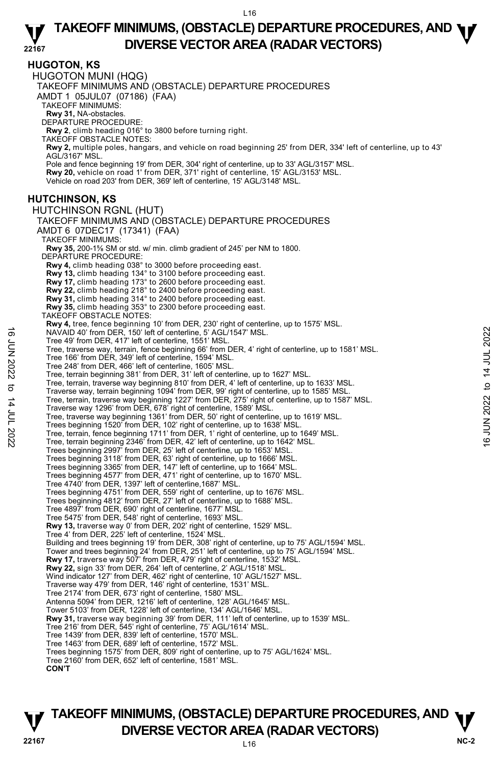## HUGOTON, KS

### HUGOTON MUNI (HQG)

TAKEOFF MINIMUMS AND (OBSTACLE) DEPARTURE PROCEDURES
AMDT 1 05JUL07 (07186) (FAA)

TAKEOFF MINIMUMS:
**Rwy 31,** NA-obstacles.

DEPARTURE PROCEDURE:
**Rwy 2**, climb heading 016° to 3800 before turning right.

TAKEOFF OBSTACLE NOTES:
**Rwy 2,** multiple poles, hangars, and vehicle on road beginning 25' from DER, 334' left of centerline, up to 43' AGL/3167' MSL.
Pole and fence beginning 19' from DER, 304' right of centerline, up to 33' AGL/3157' MSL.
**Rwy 20,** vehicle on road 1' from DER, 371' right of centerline, 15' AGL/3153' MSL.
Vehicle on road 203' from DER, 369' left of centerline, 15' AGL/3148' MSL.

## HUTCHINSON, KS

### HUTCHINSON RGNL (HUT)

TAKEOFF MINIMUMS AND (OBSTACLE) DEPARTURE PROCEDURES
AMDT 6 07DEC17 (17341) (FAA)

TAKEOFF MINIMUMS:
**Rwy 35,** 200-1⅝ SM or std. w/ min. climb gradient of 245' per NM to 1800.

DEPARTURE PROCEDURE:
**Rwy 4,** climb heading 038° to 3000 before proceeding east.
**Rwy 13,** climb heading 134° to 3100 before proceeding east.
**Rwy 17,** climb heading 173° to 2600 before proceeding east.
**Rwy 22,** climb heading 218° to 2400 before proceeding east.
**Rwy 31,** climb heading 314° to 2400 before proceeding east.
**Rwy 35,** climb heading 353° to 2300 before proceeding east.

TAKEOFF OBSTACLE NOTES:
**Rwy 4,** tree, fence beginning 10' from DER, 230' right of centerline, up to 1575' MSL.
NAVAID 40' from DER, 150' left of centerline, 5' AGL/1547' MSL.
Tree 49' from DER, 417' left of centerline, 1551' MSL.
Tree, traverse way, terrain, fence beginning 66' from DER, 4' right of centerline, up to 1581' MSL.
Tree 166' from DER, 349' left of centerline, 1594' MSL.
Tree 248' from DER, 466' left of centerline, 1605' MSL.
Tree, terrain beginning 381' from DER, 31' left of centerline, up to 1627' MSL.
Tree, terrain, traverse way beginning 810' from DER, 4' left of centerline, up to 1633' MSL.
Traverse way, terrain beginning 1094' from DER, 99' right of centerline, up to 1585' MSL.
Tree, terrain, traverse way beginning 1227' from DER, 275' right of centerline, up to 1587' MSL.
Traverse way 1296' from DER, 678' right of centerline, 1589' MSL.
Tree, traverse way beginning 1361' from DER, 50' right of centerline, up to 1619' MSL.
Trees beginning 1520' from DER, 102' right of centerline, up to 1638' MSL.
Tree, terrain, fence beginning 1711' from DER, 1' right of centerline, up to 1649' MSL.
Tree, terrain beginning 2346' from DER, 42' left of centerline, up to 1642' MSL.
Trees beginning 2997' from DER, 25' left of centerline, up to 1653' MSL.
Trees beginning 3118' from DER, 63' right of centerline, up to 1666' MSL.
Trees beginning 3365' from DER, 147' left of centerline, up to 1664' MSL.
Trees beginning 4577' from DER, 471' right of centerline, up to 1670' MSL.
Tree 4740' from DER, 1397' left of centerline,1687' MSL.
Trees beginning 4751' from DER, 559' right of centerline, up to 1676' MSL.
Trees beginning 4812' from DER, 27' left of centerline, up to 1688' MSL.
Tree 4897' from DER, 690' right of centerline, 1677' MSL.
Tree 5475' from DER, 548' right of centerline, 1693' MSL.
**Rwy 13,** traverse way 0' from DER, 202' right of centerline, 1529' MSL.
Tree 4' from DER, 225' left of centerline, 1524' MSL.
Building and trees beginning 19' from DER, 308' right of centerline, up to 75' AGL/1594' MSL.
Tower and trees beginning 24' from DER, 251' left of centerline, up to 75' AGL/1594' MSL.
**Rwy 17,** traverse way 507' from DER, 479' right of centerline, 1532' MSL.
**Rwy 22,** sign 33' from DER, 264' left of centerline, 2' AGL/1518' MSL.
Wind indicator 127' from DER, 462' right of centerline, 10' AGL/1527' MSL.
Traverse way 479' from DER, 146' right of centerline, 1531' MSL.
Tree 2174' from DER, 673' right of centerline, 1580' MSL.
Antenna 5094' from DER, 1216' left of centerline, 128' AGL/1645' MSL.
Tower 5103' from DER, 1228' left of centerline, 134' AGL/1646' MSL.
**Rwy 31,** traverse way beginning 39' from DER, 111' left of centerline, up to 1539' MSL.
Tree 216' from DER, 545' right of centerline, 75' AGL/1614' MSL.
Tree 1439' from DER, 839' left of centerline, 1570' MSL.
Tree 1463' from DER, 689' left of centerline, 1572' MSL.
Trees beginning 1575' from DER, 809' right of centerline, up to 75' AGL/1624' MSL.
Tree 2160' from DER, 652' left of centerline, 1581' MSL.
**CON'T**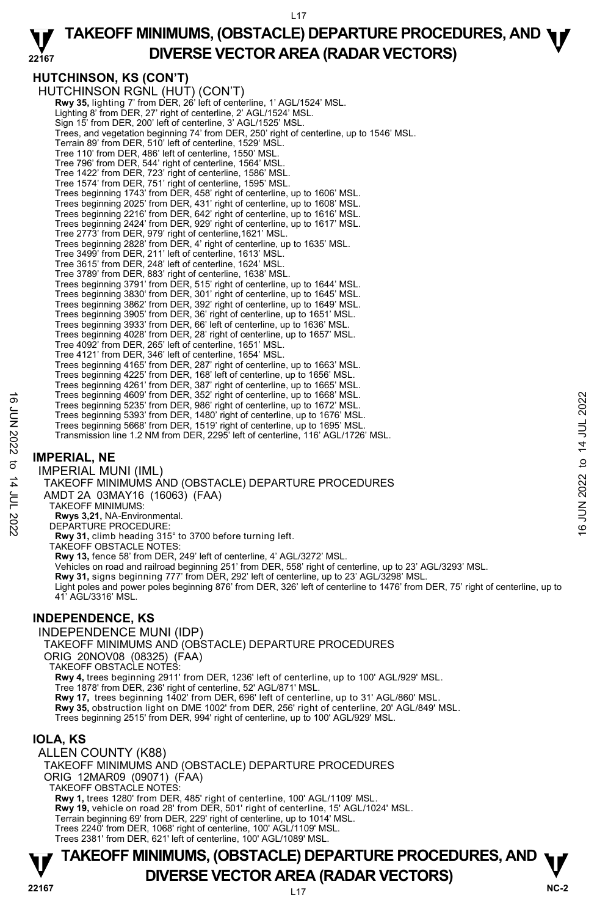## HUTCHINSON, KS (CON'T)

HUTCHINSON RGNL (HUT) (CON'T)

**Rwy 35,** lighting 7' from DER, 26' left of centerline, 1' AGL/1524' MSL.
Lighting 8' from DER, 27' right of centerline, 2' AGL/1524' MSL.
Sign 15' from DER, 200' left of centerline, 3' AGL/1525' MSL.
Trees, and vegetation beginning 74' from DER, 250' right of centerline, up to 1546' MSL.
Terrain 89' from DER, 510' left of centerline, 1529' MSL.
Tree 110' from DER, 486' left of centerline, 1550' MSL.
Tree 796' from DER, 544' right of centerline, 1564' MSL.
Tree 1422' from DER, 723' right of centerline, 1586' MSL.
Tree 1574' from DER, 751' right of centerline, 1595' MSL.
Trees beginning 1743' from DER, 458' right of centerline, up to 1606' MSL.
Trees beginning 2025' from DER, 431' right of centerline, up to 1608' MSL.
Trees beginning 2216' from DER, 642' right of centerline, up to 1616' MSL.
Trees beginning 2424' from DER, 929' right of centerline, up to 1617' MSL.
Tree 2773' from DER, 979' right of centerline,1621' MSL.
Trees beginning 2828' from DER, 4' right of centerline, up to 1635' MSL.
Tree 3499' from DER, 211' left of centerline, 1613' MSL.
Tree 3615' from DER, 248' left of centerline, 1624' MSL.
Tree 3789' from DER, 883' right of centerline, 1638' MSL.
Trees beginning 3791' from DER, 515' right of centerline, up to 1644' MSL.
Trees beginning 3830' from DER, 301' right of centerline, up to 1645' MSL.
Trees beginning 3862' from DER, 392' right of centerline, up to 1649' MSL.
Trees beginning 3905' from DER, 36' right of centerline, up to 1651' MSL.
Trees beginning 3933' from DER, 66' left of centerline, up to 1636' MSL.
Trees beginning 4028' from DER, 28' right of centerline, up to 1657' MSL.
Tree 4092' from DER, 265' left of centerline, 1651' MSL.
Tree 4121' from DER, 346' left of centerline, 1654' MSL.
Trees beginning 4165' from DER, 287' right of centerline, up to 1663' MSL.
Trees beginning 4225' from DER, 168' left of centerline, up to 1656' MSL.
Trees beginning 4261' from DER, 387' right of centerline, up to 1665' MSL.
Trees beginning 4609' from DER, 352' right of centerline, up to 1668' MSL.
Trees beginning 5235' from DER, 986' right of centerline, up to 1672' MSL.
Trees beginning 5393' from DER, 1480' right of centerline, up to 1676' MSL.
Trees beginning 5668' from DER, 1519' right of centerline, up to 1695' MSL.
Transmission line 1.2 NM from DER, 2295' left of centerline, 116' AGL/1726' MSL.

## IMPERIAL, NE

IMPERIAL MUNI (IML)
TAKEOFF MINIMUMS AND (OBSTACLE) DEPARTURE PROCEDURES
AMDT 2A 03MAY16 (16063) (FAA)
TAKEOFF MINIMUMS:
**Rwys 3,21,** NA-Environmental.
DEPARTURE PROCEDURE:
**Rwy 31,** climb heading 315° to 3700 before turning left.
TAKEOFF OBSTACLE NOTES:
**Rwy 13,** fence 58' from DER, 249' left of centerline, 4' AGL/3272' MSL.
Vehicles on road and railroad beginning 251' from DER, 558' right of centerline, up to 23' AGL/3293' MSL.
**Rwy 31,** signs beginning 777' from DER, 292' left of centerline, up to 23' AGL/3298' MSL.
Light poles and power poles beginning 876' from DER, 326' left of centerline to 1476' from DER, 75' right of centerline, up to 41' AGL/3316' MSL.

## INDEPENDENCE, KS

INDEPENDENCE MUNI (IDP)
TAKEOFF MINIMUMS AND (OBSTACLE) DEPARTURE PROCEDURES
ORIG 20NOV08 (08325) (FAA)
TAKEOFF OBSTACLE NOTES:
**Rwy 4,** trees beginning 2911' from DER, 1236' left of centerline, up to 100' AGL/929' MSL.
Tree 1878' from DER, 236' right of centerline, 52' AGL/871' MSL.
**Rwy 17,** trees beginning 1402' from DER, 696' left of centerline, up to 31' AGL/860' MSL.
**Rwy 35,** obstruction light on DME 1002' from DER, 256' right of centerline, 20' AGL/849' MSL.
Trees beginning 2515' from DER, 994' right of centerline, up to 100' AGL/929' MSL.

## IOLA, KS

ALLEN COUNTY (K88)
TAKEOFF MINIMUMS AND (OBSTACLE) DEPARTURE PROCEDURES
ORIG 12MAR09 (09071) (FAA)
TAKEOFF OBSTACLE NOTES:
**Rwy 1,** trees 1280' from DER, 485' right of centerline, 100' AGL/1109' MSL.
**Rwy 19,** vehicle on road 28' from DER, 501' right of centerline, 15' AGL/1024' MSL.
Terrain beginning 69' from DER, 229' right of centerline, up to 1014' MSL.
Trees 2240' from DER, 1068' right of centerline, 100' AGL/1109' MSL.
Trees 2381' from DER, 621' left of centerline, 100' AGL/1089' MSL.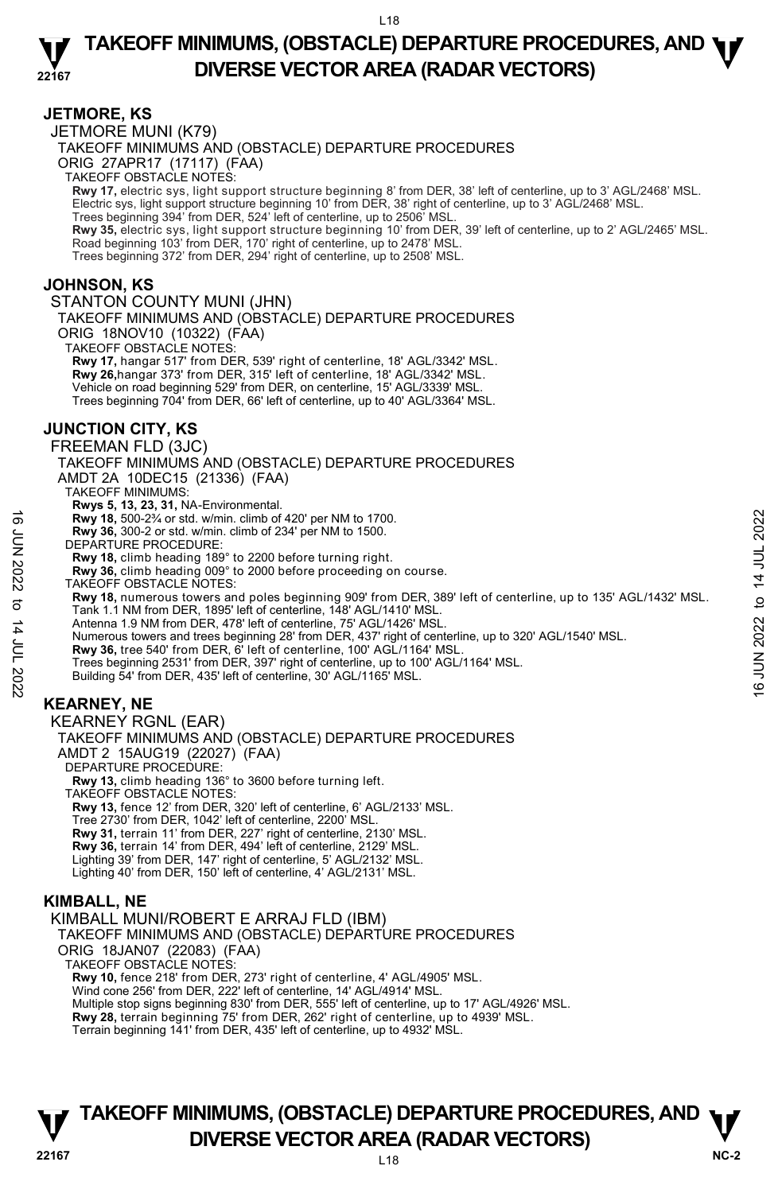## JETMORE, KS

JETMORE MUNI (K79)

TAKEOFF MINIMUMS AND (OBSTACLE) DEPARTURE PROCEDURES

ORIG 27APR17 (17117) (FAA)

TAKEOFF OBSTACLE NOTES:

**Rwy 17,** electric sys, light support structure beginning 8' from DER, 38' left of centerline, up to 3' AGL/2468' MSL.
Electric sys, light support structure beginning 10' from DER, 38' right of centerline, up to 3' AGL/2468' MSL.
Trees beginning 394' from DER, 524' left of centerline, up to 2506' MSL.
**Rwy 35,** electric sys, light support structure beginning 10' from DER, 39' left of centerline, up to 2' AGL/2465' MSL.
Road beginning 103' from DER, 170' right of centerline, up to 2478' MSL.
Trees beginning 372' from DER, 294' right of centerline, up to 2508' MSL.

## JOHNSON, KS

STANTON COUNTY MUNI (JHN)

TAKEOFF MINIMUMS AND (OBSTACLE) DEPARTURE PROCEDURES

ORIG 18NOV10 (10322) (FAA)

TAKEOFF OBSTACLE NOTES:

**Rwy 17,** hangar 517' from DER, 539' right of centerline, 18' AGL/3342' MSL.
**Rwy 26,** hangar 373' from DER, 315' left of centerline, 18' AGL/3342' MSL.
Vehicle on road beginning 529' from DER, on centerline, 15' AGL/3339' MSL.
Trees beginning 704' from DER, 66' left of centerline, up to 40' AGL/3364' MSL.

## JUNCTION CITY, KS

FREEMAN FLD (3JC)

TAKEOFF MINIMUMS AND (OBSTACLE) DEPARTURE PROCEDURES

AMDT 2A 10DEC15 (21336) (FAA)

TAKEOFF MINIMUMS:

**Rwys 5, 13, 23, 31,** NA-Environmental.
**Rwy 18,** 500-2¾ or std. w/min. climb of 420' per NM to 1700.
**Rwy 36,** 300-2 or std. w/min. climb of 234' per NM to 1500.

DEPARTURE PROCEDURE:

**Rwy 18,** climb heading 189° to 2200 before turning right.
**Rwy 36,** climb heading 009° to 2000 before proceeding on course.

TAKEOFF OBSTACLE NOTES:

**Rwy 18,** numerous towers and poles beginning 909' from DER, 389' left of centerline, up to 135' AGL/1432' MSL.
Tank 1.1 NM from DER, 1895' left of centerline, 148' AGL/1410' MSL.
Antenna 1.9 NM from DER, 478' left of centerline, 75' AGL/1426' MSL.
Numerous towers and trees beginning 28' from DER, 437' right of centerline, up to 320' AGL/1540' MSL.
**Rwy 36,** tree 540' from DER, 6' left of centerline, 100' AGL/1164' MSL.
Trees beginning 2531' from DER, 397' right of centerline, up to 100' AGL/1164' MSL.
Building 54' from DER, 435' left of centerline, 30' AGL/1165' MSL.

## KEARNEY, NE

KEARNEY RGNL (EAR)

TAKEOFF MINIMUMS AND (OBSTACLE) DEPARTURE PROCEDURES

AMDT 2 15AUG19 (22027) (FAA)

DEPARTURE PROCEDURE:

**Rwy 13,** climb heading 136° to 3600 before turning left.

TAKEOFF OBSTACLE NOTES:

**Rwy 13,** fence 12' from DER, 320' left of centerline, 6' AGL/2133' MSL.
Tree 2730' from DER, 1042' left of centerline, 2200' MSL.
**Rwy 31,** terrain 11' from DER, 227' right of centerline, 2130' MSL.
**Rwy 36,** terrain 14' from DER, 494' left of centerline, 2129' MSL.
Lighting 39' from DER, 147' right of centerline, 5' AGL/2132' MSL.
Lighting 40' from DER, 150' left of centerline, 4' AGL/2131' MSL.

## KIMBALL, NE

KIMBALL MUNI/ROBERT E ARRAJ FLD (IBM)

TAKEOFF MINIMUMS AND (OBSTACLE) DEPARTURE PROCEDURES

ORIG 18JAN07 (22083) (FAA)

TAKEOFF OBSTACLE NOTES:

**Rwy 10,** fence 218' from DER, 273' right of centerline, 4' AGL/4905' MSL.
Wind cone 256' from DER, 222' left of centerline, 14' AGL/4914' MSL.
Multiple stop signs beginning 830' from DER, 555' left of centerline, up to 17' AGL/4926' MSL.
**Rwy 28,** terrain beginning 75' from DER, 262' right of centerline, up to 4939' MSL.
Terrain beginning 141' from DER, 435' left of centerline, up to 4932' MSL.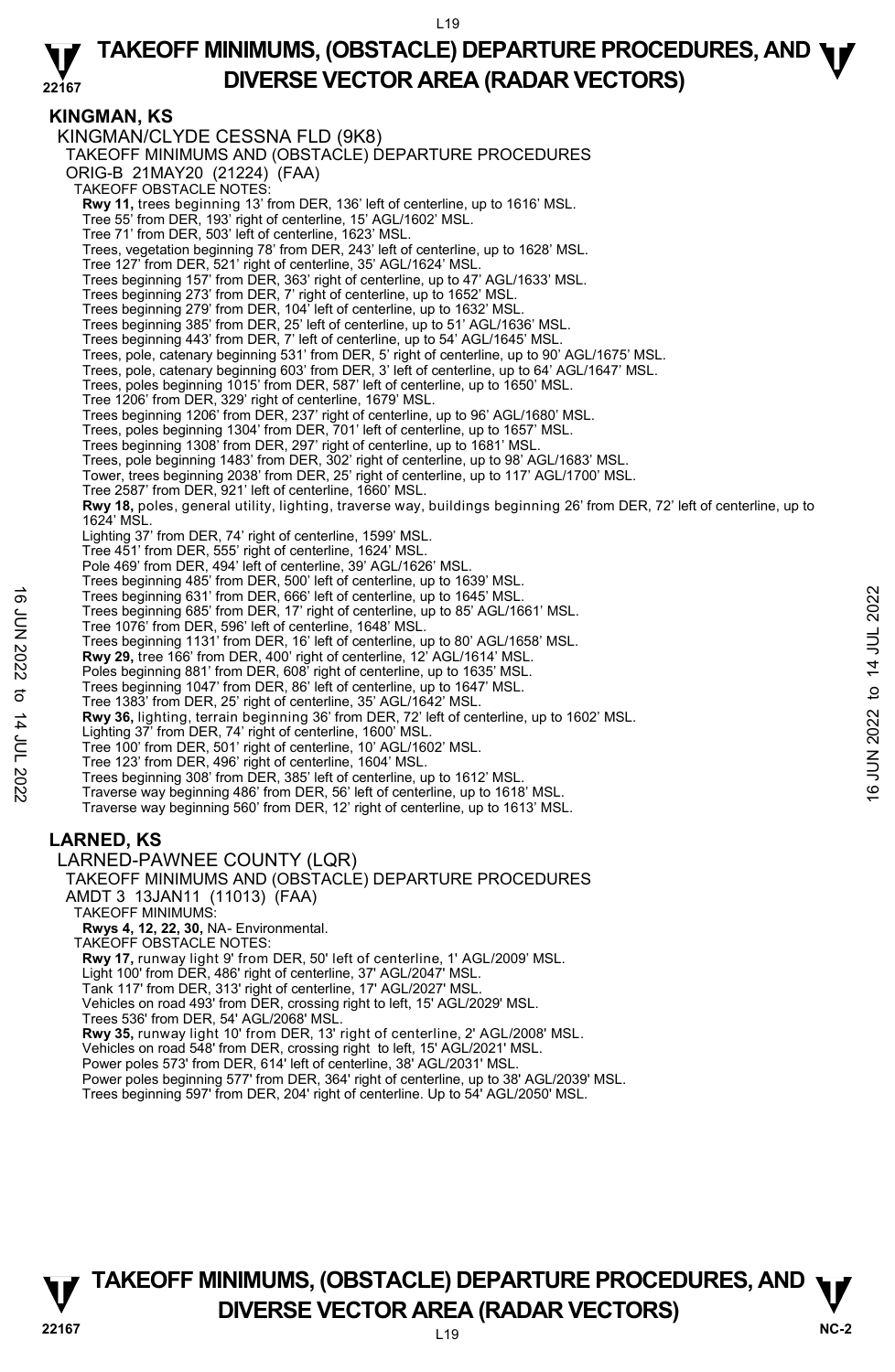# KINGMAN, KS

## KINGMAN/CLYDE CESSNA FLD (9K8)

TAKEOFF MINIMUMS AND (OBSTACLE) DEPARTURE PROCEDURES
ORIG-B 21MAY20 (21224) (FAA)

TAKEOFF OBSTACLE NOTES:

**Rwy 11,** trees beginning 13' from DER, 136' left of centerline, up to 1616' MSL.
Tree 55' from DER, 193' right of centerline, 15' AGL/1602' MSL.
Tree 71' from DER, 503' left of centerline, 1623' MSL.
Trees, vegetation beginning 78' from DER, 243' left of centerline, up to 1628' MSL.
Tree 127' from DER, 521' right of centerline, 35' AGL/1624' MSL.
Trees beginning 157' from DER, 363' right of centerline, up to 47' AGL/1633' MSL.
Trees beginning 273' from DER, 7' right of centerline, up to 1652' MSL.
Trees beginning 279' from DER, 104' left of centerline, up to 1632' MSL.
Trees beginning 385' from DER, 25' left of centerline, up to 51' AGL/1636' MSL.
Trees beginning 443' from DER, 7' left of centerline, up to 54' AGL/1645' MSL.
Trees, pole, catenary beginning 531' from DER, 5' right of centerline, up to 90' AGL/1675' MSL.
Trees, pole, catenary beginning 603' from DER, 3' left of centerline, up to 64' AGL/1647' MSL.
Trees, poles beginning 1015' from DER, 587' left of centerline, up to 1650' MSL.
Tree 1206' from DER, 329' right of centerline, 1679' MSL.
Trees beginning 1206' from DER, 237' right of centerline, up to 96' AGL/1680' MSL.
Trees, poles beginning 1304' from DER, 701' left of centerline, up to 1657' MSL.
Trees beginning 1308' from DER, 297' right of centerline, up to 1681' MSL.
Trees, pole beginning 1483' from DER, 302' right of centerline, up to 98' AGL/1683' MSL.
Tower, trees beginning 2038' from DER, 25' right of centerline, up to 117' AGL/1700' MSL.
Tree 2587' from DER, 921' left of centerline, 1660' MSL.

**Rwy 18,** poles, general utility, lighting, traverse way, buildings beginning 26' from DER, 72' left of centerline, up to 1624' MSL.
Lighting 37' from DER, 74' right of centerline, 1599' MSL.
Tree 451' from DER, 555' right of centerline, 1624' MSL.
Pole 469' from DER, 494' left of centerline, 39' AGL/1626' MSL.
Trees beginning 485' from DER, 500' left of centerline, up to 1639' MSL.
Trees beginning 631' from DER, 666' left of centerline, up to 1645' MSL.
Trees beginning 685' from DER, 17' right of centerline, up to 85' AGL/1661' MSL.
Tree 1076' from DER, 596' left of centerline, 1648' MSL.
Trees beginning 1131' from DER, 16' left of centerline, up to 80' AGL/1658' MSL.

**Rwy 29,** tree 166' from DER, 400' right of centerline, 12' AGL/1614' MSL.
Poles beginning 881' from DER, 608' right of centerline, up to 1635' MSL.
Trees beginning 1047' from DER, 86' left of centerline, up to 1647' MSL.
Tree 1383' from DER, 25' right of centerline, 35' AGL/1642' MSL.

**Rwy 36,** lighting, terrain beginning 36' from DER, 72' left of centerline, up to 1602' MSL.
Lighting 37' from DER, 74' right of centerline, 1600' MSL.
Tree 100' from DER, 501' right of centerline, 10' AGL/1602' MSL.
Tree 123' from DER, 496' right of centerline, 1604' MSL.
Trees beginning 308' from DER, 385' left of centerline, up to 1612' MSL.
Traverse way beginning 486' from DER, 56' left of centerline, up to 1618' MSL.
Traverse way beginning 560' from DER, 12' right of centerline, up to 1613' MSL.

# LARNED, KS

## LARNED-PAWNEE COUNTY (LQR)

TAKEOFF MINIMUMS AND (OBSTACLE) DEPARTURE PROCEDURES
AMDT 3 13JAN11 (11013) (FAA)

TAKEOFF MINIMUMS:
**Rwys 4, 12, 22, 30,** NA- Environmental.

TAKEOFF OBSTACLE NOTES:

**Rwy 17,** runway light 9' from DER, 50' left of centerline, 1' AGL/2009' MSL.
Light 100' from DER, 486' right of centerline, 37' AGL/2047' MSL.
Tank 117' from DER, 313' right of centerline, 17' AGL/2027' MSL.
Vehicles on road 493' from DER, crossing right to left, 15' AGL/2029' MSL.
Trees 536' from DER, 54' AGL/2068' MSL.

**Rwy 35,** runway light 10' from DER, 13' right of centerline, 2' AGL/2008' MSL.
Vehicles on road 548' from DER, crossing right to left, 15' AGL/2021' MSL.
Power poles 573' from DER, 614' left of centerline, 38' AGL/2031' MSL.
Power poles beginning 577' from DER, 364' right of centerline, up to 38' AGL/2039' MSL.
Trees beginning 597' from DER, 204' right of centerline. Up to 54' AGL/2050' MSL.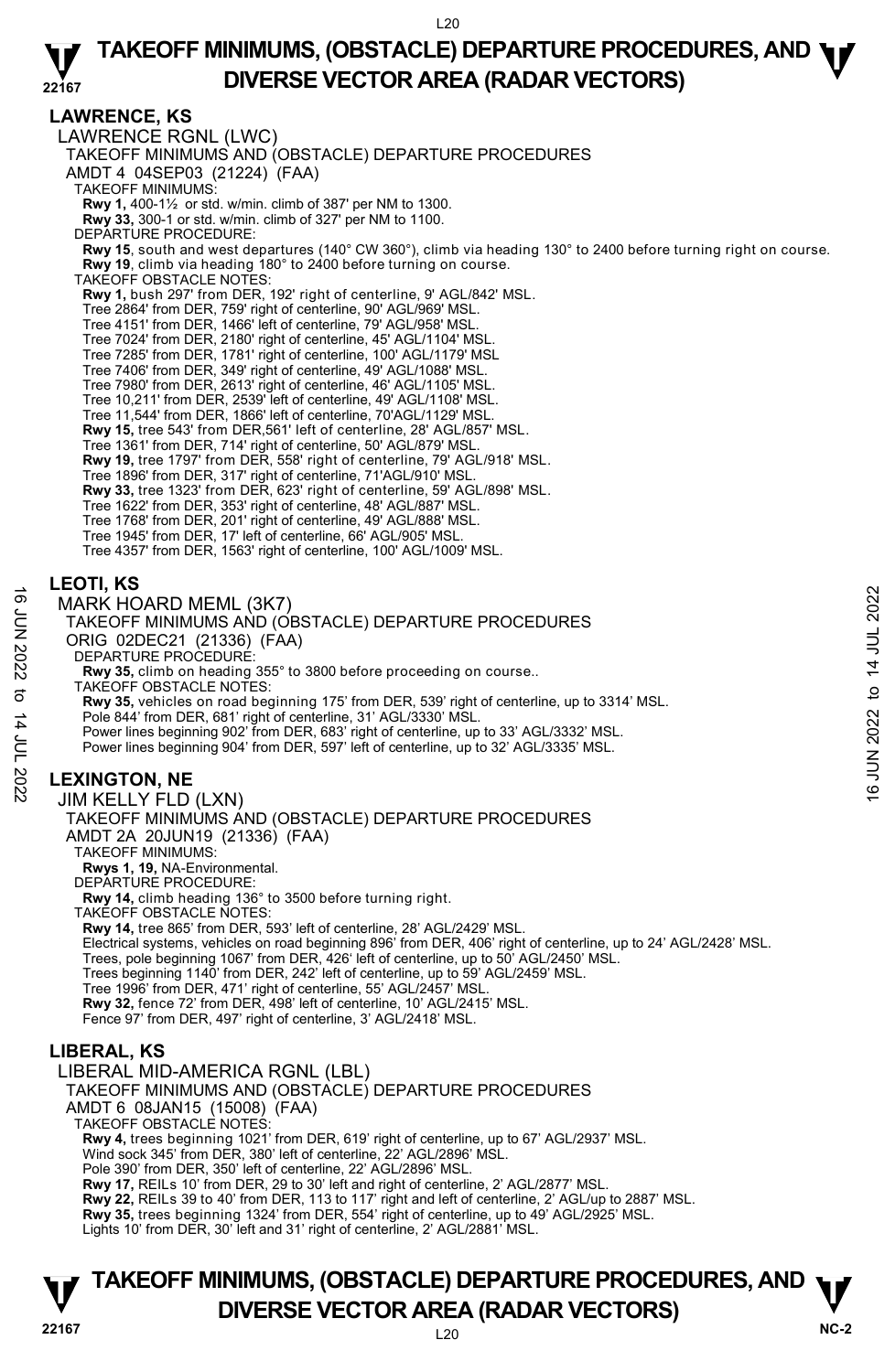## LAWRENCE, KS

LAWRENCE RGNL (LWC)

TAKEOFF MINIMUMS AND (OBSTACLE) DEPARTURE PROCEDURES

AMDT 4 04SEP03 (21224) (FAA)

TAKEOFF MINIMUMS:

**Rwy 1,** 400-1½ or std. w/min. climb of 387' per NM to 1300.
**Rwy 33,** 300-1 or std. w/min. climb of 327' per NM to 1100.

DEPARTURE PROCEDURE:

**Rwy 15**, south and west departures (140° CW 360°), climb via heading 130° to 2400 before turning right on course.
**Rwy 19**, climb via heading 180° to 2400 before turning on course.

TAKEOFF OBSTACLE NOTES:

**Rwy 1,** bush 297' from DER, 192' right of centerline, 9' AGL/842' MSL.
Tree 2864' from DER, 759' right of centerline, 90' AGL/969' MSL.
Tree 4151' from DER, 1466' left of centerline, 79' AGL/958' MSL.
Tree 7024' from DER, 2180' right of centerline, 45' AGL/1104' MSL.
Tree 7285' from DER, 1781' right of centerline, 100' AGL/1179' MSL
Tree 7406' from DER, 349' right of centerline, 49' AGL/1088' MSL.
Tree 7980' from DER, 2613' right of centerline, 46' AGL/1105' MSL.
Tree 10,211' from DER, 2539' left of centerline, 49' AGL/1108' MSL.
Tree 11,544' from DER, 1866' left of centerline, 70'AGL/1129' MSL.
**Rwy 15,** tree 543' from DER,561' left of centerline, 28' AGL/857' MSL.
Tree 1361' from DER, 714' right of centerline, 50' AGL/879' MSL.
**Rwy 19,** tree 1797' from DER, 558' right of centerline, 79' AGL/918' MSL.
Tree 1896' from DER, 317' right of centerline, 71'AGL/910' MSL.
**Rwy 33,** tree 1323' from DER, 623' right of centerline, 59' AGL/898' MSL.
Tree 1622' from DER, 353' right of centerline, 48' AGL/887' MSL.
Tree 1768' from DER, 201' right of centerline, 49' AGL/888' MSL.
Tree 1945' from DER, 17' left of centerline, 66' AGL/905' MSL.
Tree 4357' from DER, 1563' right of centerline, 100' AGL/1009' MSL.

## LEOTI, KS

MARK HOARD MEML (3K7)

TAKEOFF MINIMUMS AND (OBSTACLE) DEPARTURE PROCEDURES

ORIG 02DEC21 (21336) (FAA)

DEPARTURE PROCEDURE:

**Rwy 35,** climb on heading 355° to 3800 before proceeding on course..

TAKEOFF OBSTACLE NOTES:

**Rwy 35,** vehicles on road beginning 175' from DER, 539' right of centerline, up to 3314' MSL.
Pole 844' from DER, 681' right of centerline, 31' AGL/3330' MSL.
Power lines beginning 902' from DER, 683' right of centerline, up to 33' AGL/3332' MSL.
Power lines beginning 904' from DER, 597' left of centerline, up to 32' AGL/3335' MSL.

## LEXINGTON, NE

JIM KELLY FLD (LXN)

TAKEOFF MINIMUMS AND (OBSTACLE) DEPARTURE PROCEDURES

AMDT 2A 20JUN19 (21336) (FAA)

TAKEOFF MINIMUMS:

**Rwys 1, 19,** NA-Environmental.

DEPARTURE PROCEDURE:

**Rwy 14,** climb heading 136° to 3500 before turning right.

TAKEOFF OBSTACLE NOTES:

**Rwy 14,** tree 865' from DER, 593' left of centerline, 28' AGL/2429' MSL.
Electrical systems, vehicles on road beginning 896' from DER, 406' right of centerline, up to 24' AGL/2428' MSL.
Trees, pole beginning 1067' from DER, 426' left of centerline, up to 50' AGL/2450' MSL.
Trees beginning 1140' from DER, 242' left of centerline, up to 59' AGL/2459' MSL.
Tree 1996' from DER, 471' right of centerline, 55' AGL/2457' MSL.
**Rwy 32,** fence 72' from DER, 498' left of centerline, 10' AGL/2415' MSL.
Fence 97' from DER, 497' right of centerline, 3' AGL/2418' MSL.

## LIBERAL, KS

LIBERAL MID-AMERICA RGNL (LBL)

TAKEOFF MINIMUMS AND (OBSTACLE) DEPARTURE PROCEDURES

AMDT 6 08JAN15 (15008) (FAA)

TAKEOFF OBSTACLE NOTES:

**Rwy 4,** trees beginning 1021' from DER, 619' right of centerline, up to 67' AGL/2937' MSL.
Wind sock 345' from DER, 380' left of centerline, 22' AGL/2896' MSL.
Pole 390' from DER, 350' left of centerline, 22' AGL/2896' MSL.
**Rwy 17,** REILs 10' from DER, 29 to 30' left and right of centerline, 2' AGL/2877' MSL.
**Rwy 22,** REILs 39 to 40' from DER, 113 to 117' right and left of centerline, 2' AGL/up to 2887' MSL.
**Rwy 35,** trees beginning 1324' from DER, 554' right of centerline, up to 49' AGL/2925' MSL.
Lights 10' from DER, 30' left and 31' right of centerline, 2' AGL/2881' MSL.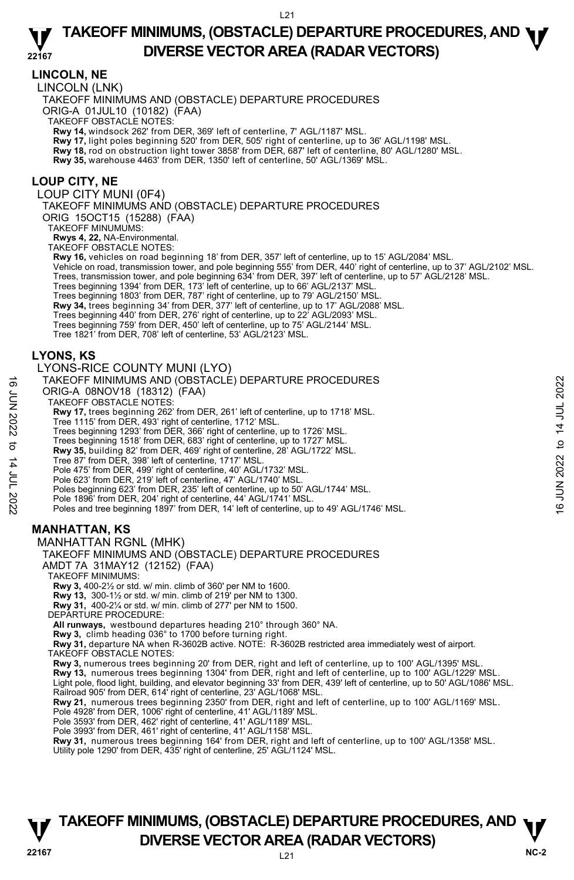## LINCOLN, NE

LINCOLN (LNK)

TAKEOFF MINIMUMS AND (OBSTACLE) DEPARTURE PROCEDURES

ORIG-A 01JUL10 (10182) (FAA)

TAKEOFF OBSTACLE NOTES:

**Rwy 14,** windsock 262' from DER, 369' left of centerline, 7' AGL/1187' MSL.
**Rwy 17,** light poles beginning 520' from DER, 505' right of centerline, up to 36' AGL/1198' MSL.
**Rwy 18,** rod on obstruction light tower 3858' from DER, 687' left of centerline, 80' AGL/1280' MSL.
**Rwy 35,** warehouse 4463' from DER, 1350' left of centerline, 50' AGL/1369' MSL.

## LOUP CITY, NE

LOUP CITY MUNI (0F4)

TAKEOFF MINIMUMS AND (OBSTACLE) DEPARTURE PROCEDURES

ORIG 15OCT15 (15288) (FAA)

TAKEOFF MINUMUMS:

**Rwys 4, 22,** NA-Environmental.

TAKEOFF OBSTACLE NOTES:

**Rwy 16,** vehicles on road beginning 18' from DER, 357' left of centerline, up to 15' AGL/2084' MSL.
Vehicle on road, transmission tower, and pole beginning 555' from DER, 440' right of centerline, up to 37' AGL/2102' MSL.
Trees, transmission tower, and pole beginning 634' from DER, 397' left of centerline, up to 57' AGL/2128' MSL.
Trees beginning 1394' from DER, 173' left of centerline, up to 66' AGL/2137' MSL.
Trees beginning 1803' from DER, 787' right of centerline, up to 79' AGL/2150' MSL.
**Rwy 34,** trees beginning 34' from DER, 377' left of centerline, up to 17' AGL/2088' MSL.
Trees beginning 440' from DER, 276' right of centerline, up to 22' AGL/2093' MSL.
Trees beginning 759' from DER, 450' left of centerline, up to 75' AGL/2144' MSL.
Tree 1821' from DER, 708' left of centerline, 53' AGL/2123' MSL.

## LYONS, KS

LYONS-RICE COUNTY MUNI (LYO)

TAKEOFF MINIMUMS AND (OBSTACLE) DEPARTURE PROCEDURES

ORIG-A 08NOV18 (18312) (FAA)

TAKEOFF OBSTACLE NOTES:

**Rwy 17,** trees beginning 262' from DER, 261' left of centerline, up to 1718' MSL.
Tree 1115' from DER, 493' right of centerline, 1712' MSL.
Trees beginning 1293' from DER, 366' right of centerline, up to 1726' MSL.
Trees beginning 1518' from DER, 683' right of centerline, up to 1727' MSL.
**Rwy 35,** building 82' from DER, 469' right of centerline, 28' AGL/1722' MSL.
Tree 87' from DER, 398' left of centerline, 1717' MSL.
Pole 475' from DER, 499' right of centerline, 40' AGL/1732' MSL.
Pole 623' from DER, 219' left of centerline, 47' AGL/1740' MSL.
Poles beginning 623' from DER, 235' left of centerline, up to 50' AGL/1744' MSL.
Pole 1896' from DER, 204' right of centerline, 44' AGL/1741' MSL.
Poles and tree beginning 1897' from DER, 14' left of centerline, up to 49' AGL/1746' MSL.

## MANHATTAN, KS

MANHATTAN RGNL (MHK)

TAKEOFF MINIMUMS AND (OBSTACLE) DEPARTURE PROCEDURES

AMDT 7A 31MAY12 (12152) (FAA)

TAKEOFF MINIMUMS:

**Rwy 3,** 400-2½ or std. w/ min. climb of 360' per NM to 1600.
**Rwy 13,** 300-1½ or std. w/ min. climb of 219' per NM to 1300.
**Rwy 31,** 400-2¼ or std. w/ min. climb of 277' per NM to 1500.

DEPARTURE PROCEDURE:

**All runways,** westbound departures heading 210° through 360° NA.
**Rwy 3,** climb heading 036° to 1700 before turning right.
**Rwy 31,** departure NA when R-3602B active. NOTE: R-3602B restricted area immediately west of airport.

TAKEOFF OBSTACLE NOTES:

**Rwy 3,** numerous trees beginning 20' from DER, right and left of centerline, up to 100' AGL/1395' MSL.
**Rwy 13,** numerous trees beginning 1304' from DER, right and left of centerline, up to 100' AGL/1229' MSL.
Light pole, flood light, building, and elevator beginning 33' from DER, 439' left of centerline, up to 50' AGL/1086' MSL.
Railroad 905' from DER, 614' right of centerline, 23' AGL/1068' MSL.
**Rwy 21,** numerous trees beginning 2350' from DER, right and left of centerline, up to 100' AGL/1169' MSL.
Pole 4928' from DER, 1006' right of centerline, 41' AGL/1189' MSL.
Pole 3593' from DER, 462' right of centerline, 41' AGL/1189' MSL.
Pole 3993' from DER, 461' right of centerline, 41' AGL/1158' MSL.
**Rwy 31,** numerous trees beginning 164' from DER, right and left of centerline, up to 100' AGL/1358' MSL.
Utility pole 1290' from DER, 435' right of centerline, 25' AGL/1124' MSL.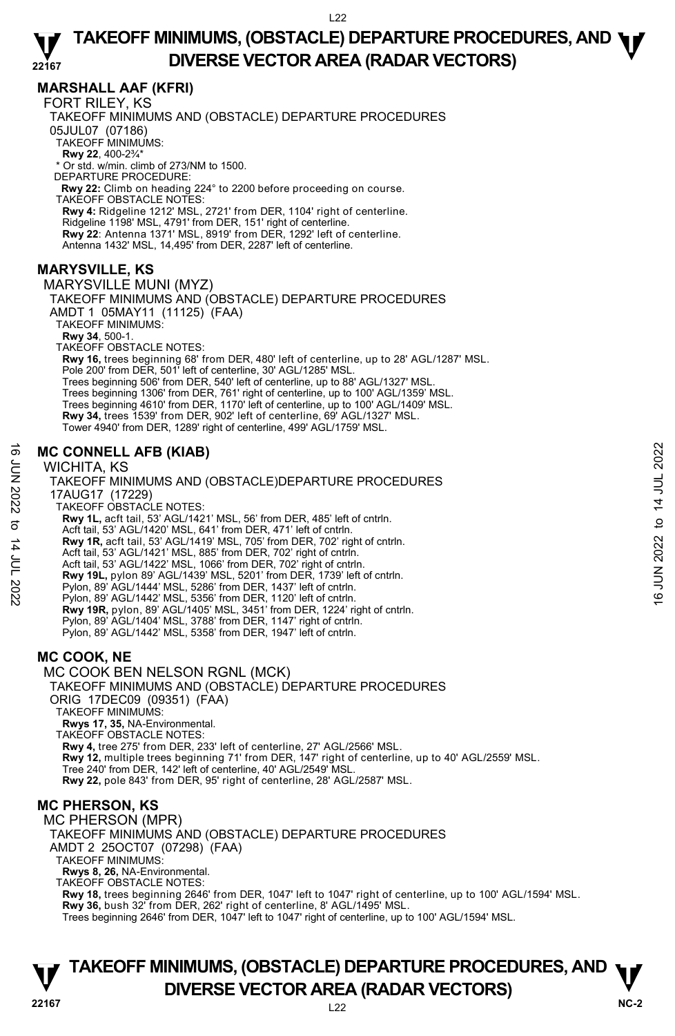## MARSHALL AAF (KFRI)

FORT RILEY, KS

TAKEOFF MINIMUMS AND (OBSTACLE) DEPARTURE PROCEDURES

05JUL07 (07186)

TAKEOFF MINIMUMS:

**Rwy 22**, 400-2¾*

* Or std. w/min. climb of 273/NM to 1500.

DEPARTURE PROCEDURE:

**Rwy 22:** Climb on heading 224° to 2200 before proceeding on course.

TAKEOFF OBSTACLE NOTES:

**Rwy 4:** Ridgeline 1212' MSL, 2721' from DER, 1104' right of centerline.
Ridgeline 1198' MSL, 4791' from DER, 151' right of centerline.
**Rwy 22**: Antenna 1371' MSL, 8919' from DER, 1292' left of centerline.
Antenna 1432' MSL, 14,495' from DER, 2287' left of centerline.

## MARYSVILLE, KS

MARYSVILLE MUNI (MYZ)

TAKEOFF MINIMUMS AND (OBSTACLE) DEPARTURE PROCEDURES

AMDT 1 05MAY11 (11125) (FAA)

TAKEOFF MINIMUMS:

**Rwy 34**, 500-1.

TAKEOFF OBSTACLE NOTES:

**Rwy 16,** trees beginning 68' from DER, 480' left of centerline, up to 28' AGL/1287' MSL.
Pole 200' from DER, 501' left of centerline, 30' AGL/1285' MSL.
Trees beginning 506' from DER, 540' left of centerline, up to 88' AGL/1327' MSL.
Trees beginning 1306' from DER, 761' right of centerline, up to 100' AGL/1359' MSL.
Trees beginning 4610' from DER, 1170' left of centerline, up to 100' AGL/1409' MSL.
**Rwy 34,** trees 1539' from DER, 902' left of centerline, 69' AGL/1327' MSL.
Tower 4940' from DER, 1289' right of centerline, 499' AGL/1759' MSL.

## MC CONNELL AFB (KIAB)

WICHITA, KS

TAKEOFF MINIMUMS AND (OBSTACLE)DEPARTURE PROCEDURES

17AUG17 (17229)

TAKEOFF OBSTACLE NOTES:

**Rwy 1L,** acft tail, 53' AGL/1421' MSL, 56' from DER, 485' left of cntrln.
Acft tail, 53' AGL/1420' MSL, 641' from DER, 471' left of cntrln.
**Rwy 1R,** acft tail, 53' AGL/1419' MSL, 705' from DER, 702' right of cntrln.
Acft tail, 53' AGL/1421' MSL, 885' from DER, 702' right of cntrln.
Acft tail, 53' AGL/1422' MSL, 1066' from DER, 702' right of cntrln.
**Rwy 19L,** pylon 89' AGL/1439' MSL, 5201' from DER, 1739' left of cntrln.
Pylon, 89' AGL/1444' MSL, 5286' from DER, 1437' left of cntrln.
Pylon, 89' AGL/1442' MSL, 5356' from DER, 1120' left of cntrln.
**Rwy 19R,** pylon, 89' AGL/1405' MSL, 3451' from DER, 1224' right of cntrln.
Pylon, 89' AGL/1404' MSL, 3788' from DER, 1147' right of cntrln.
Pylon, 89' AGL/1442' MSL, 5358' from DER, 1947' left of cntrln.

## MC COOK, NE

MC COOK BEN NELSON RGNL (MCK)

TAKEOFF MINIMUMS AND (OBSTACLE) DEPARTURE PROCEDURES

ORIG 17DEC09 (09351) (FAA)

TAKEOFF MINIMUMS:

**Rwys 17, 35,** NA-Environmental.

TAKEOFF OBSTACLE NOTES:

**Rwy 4,** tree 275' from DER, 233' left of centerline, 27' AGL/2566' MSL.
**Rwy 12,** multiple trees beginning 71' from DER, 147' right of centerline, up to 40' AGL/2559' MSL.
Tree 240' from DER, 142' left of centerline, 40' AGL/2549' MSL.
**Rwy 22,** pole 843' from DER, 95' right of centerline, 28' AGL/2587' MSL.

## MC PHERSON, KS

MC PHERSON (MPR)

TAKEOFF MINIMUMS AND (OBSTACLE) DEPARTURE PROCEDURES

AMDT 2 25OCT07 (07298) (FAA)

TAKEOFF MINIMUMS:

**Rwys 8, 26,** NA-Environmental.

TAKEOFF OBSTACLE NOTES:

**Rwy 18,** trees beginning 2646' from DER, 1047' left to 1047' right of centerline, up to 100' AGL/1594' MSL.
**Rwy 36,** bush 32' from DER, 262' right of centerline, 8' AGL/1495' MSL.
Trees beginning 2646' from DER, 1047' left to 1047' right of centerline, up to 100' AGL/1594' MSL.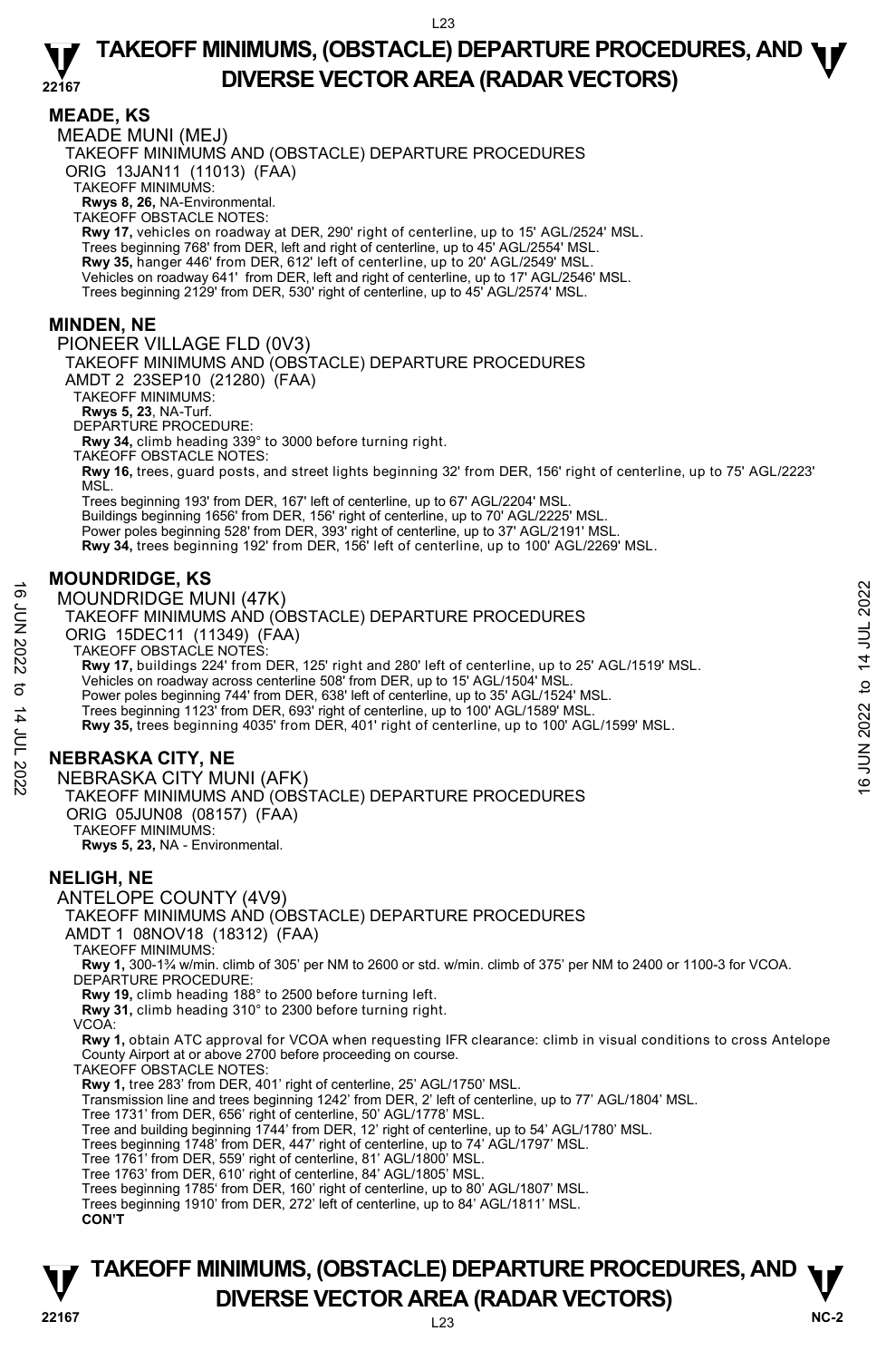## MEADE, KS

MEADE MUNI (MEJ)

TAKEOFF MINIMUMS AND (OBSTACLE) DEPARTURE PROCEDURES

ORIG 13JAN11 (11013) (FAA)

TAKEOFF MINIMUMS:

**Rwys 8, 26,** NA-Environmental.

TAKEOFF OBSTACLE NOTES:

**Rwy 17,** vehicles on roadway at DER, 290' right of centerline, up to 15' AGL/2524' MSL.
Trees beginning 768' from DER, left and right of centerline, up to 45' AGL/2554' MSL.
**Rwy 35,** hanger 446' from DER, 612' left of centerline, up to 20' AGL/2549' MSL.
Vehicles on roadway 641' from DER, left and right of centerline, up to 17' AGL/2546' MSL.
Trees beginning 2129' from DER, 530' right of centerline, up to 45' AGL/2574' MSL.

## MINDEN, NE

PIONEER VILLAGE FLD (0V3)

TAKEOFF MINIMUMS AND (OBSTACLE) DEPARTURE PROCEDURES

AMDT 2 23SEP10 (21280) (FAA)

TAKEOFF MINIMUMS:

**Rwys 5, 23**, NA-Turf.

DEPARTURE PROCEDURE:

**Rwy 34,** climb heading 339° to 3000 before turning right.

TAKEOFF OBSTACLE NOTES:

**Rwy 16,** trees, guard posts, and street lights beginning 32' from DER, 156' right of centerline, up to 75' AGL/2223' MSL.
Trees beginning 193' from DER, 167' left of centerline, up to 67' AGL/2204' MSL.
Buildings beginning 1656' from DER, 156' right of centerline, up to 70' AGL/2225' MSL.
Power poles beginning 528' from DER, 393' right of centerline, up to 37' AGL/2191' MSL.
**Rwy 34,** trees beginning 192' from DER, 156' left of centerline, up to 100' AGL/2269' MSL.

## MOUNDRIDGE, KS

MOUNDRIDGE MUNI (47K)

TAKEOFF MINIMUMS AND (OBSTACLE) DEPARTURE PROCEDURES

ORIG 15DEC11 (11349) (FAA)

TAKEOFF OBSTACLE NOTES:

**Rwy 17,** buildings 224' from DER, 125' right and 280' left of centerline, up to 25' AGL/1519' MSL.
Vehicles on roadway across centerline 508' from DER, up to 15' AGL/1504' MSL.
Power poles beginning 744' from DER, 638' left of centerline, up to 35' AGL/1524' MSL.
Trees beginning 1123' from DER, 693' right of centerline, up to 100' AGL/1589' MSL.
**Rwy 35,** trees beginning 4035' from DER, 401' right of centerline, up to 100' AGL/1599' MSL.

## NEBRASKA CITY, NE

NEBRASKA CITY MUNI (AFK)

TAKEOFF MINIMUMS AND (OBSTACLE) DEPARTURE PROCEDURES

ORIG 05JUN08 (08157) (FAA)

TAKEOFF MINIMUMS:

**Rwys 5, 23,** NA - Environmental.

## NELIGH, NE

ANTELOPE COUNTY (4V9)

TAKEOFF MINIMUMS AND (OBSTACLE) DEPARTURE PROCEDURES

AMDT 1 08NOV18 (18312) (FAA)

TAKEOFF MINIMUMS:

**Rwy 1,** 300-1¾ w/min. climb of 305' per NM to 2600 or std. w/min. climb of 375' per NM to 2400 or 1100-3 for VCOA.

DEPARTURE PROCEDURE:

**Rwy 19,** climb heading 188° to 2500 before turning left.
**Rwy 31,** climb heading 310° to 2300 before turning right.

VCOA:

**Rwy 1,** obtain ATC approval for VCOA when requesting IFR clearance: climb in visual conditions to cross Antelope County Airport at or above 2700 before proceeding on course.

TAKEOFF OBSTACLE NOTES:

**Rwy 1,** tree 283' from DER, 401' right of centerline, 25' AGL/1750' MSL.
Transmission line and trees beginning 1242' from DER, 2' left of centerline, up to 77' AGL/1804' MSL.
Tree 1731' from DER, 656' right of centerline, 50' AGL/1778' MSL.
Tree and building beginning 1744' from DER, 12' right of centerline, up to 54' AGL/1780' MSL.
Trees beginning 1748' from DER, 447' right of centerline, up to 74' AGL/1797' MSL.
Tree 1761' from DER, 559' right of centerline, 81' AGL/1800' MSL.
Tree 1763' from DER, 610' right of centerline, 84' AGL/1805' MSL.
Trees beginning 1785' from DER, 160' right of centerline, up to 80' AGL/1807' MSL.
Trees beginning 1910' from DER, 272' left of centerline, up to 84' AGL/1811' MSL.

**CON'T**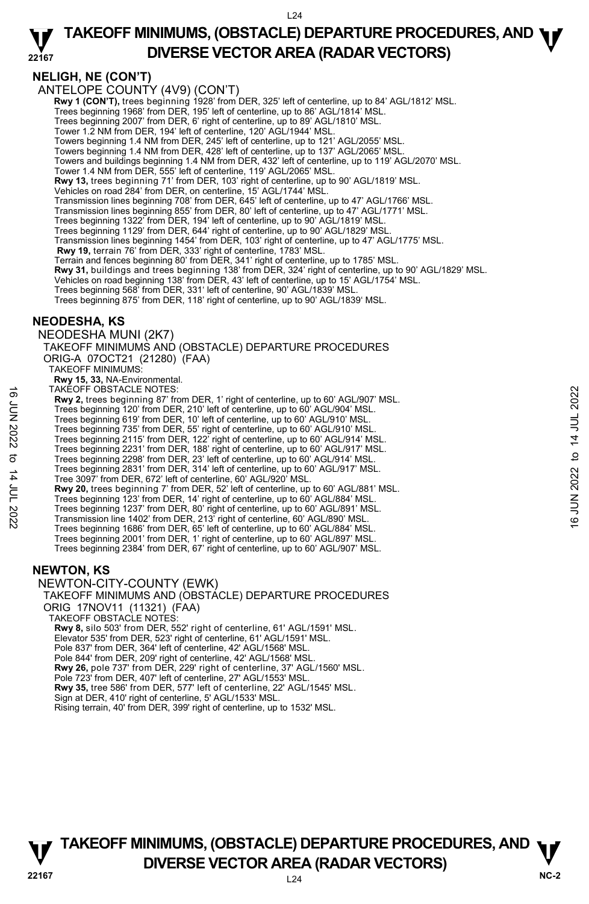## NELIGH, NE (CON'T)

ANTELOPE COUNTY (4V9) (CON'T)

**Rwy 1 (CON'T),** trees beginning 1928' from DER, 325' left of centerline, up to 84' AGL/1812' MSL.
Trees beginning 1968' from DER, 195' left of centerline, up to 86' AGL/1814' MSL.
Trees beginning 2007' from DER, 6' right of centerline, up to 89' AGL/1810' MSL.
Tower 1.2 NM from DER, 194' left of centerline, 120' AGL/1944' MSL.
Towers beginning 1.4 NM from DER, 245' left of centerline, up to 121' AGL/2055' MSL.
Towers beginning 1.4 NM from DER, 428' left of centerline, up to 137' AGL/2065' MSL.
Towers and buildings beginning 1.4 NM from DER, 432' left of centerline, up to 119' AGL/2070' MSL.
Tower 1.4 NM from DER, 555' left of centerline, 119' AGL/2065' MSL.
**Rwy 13,** trees beginning 71' from DER, 103' right of centerline, up to 90' AGL/1819' MSL.
Vehicles on road 284' from DER, on centerline, 15' AGL/1744' MSL.
Transmission lines beginning 708' from DER, 645' left of centerline, up to 47' AGL/1766' MSL.
Transmission lines beginning 855' from DER, 80' left of centerline, up to 47' AGL/1771' MSL.
Trees beginning 1322' from DER, 194' left of centerline, up to 90' AGL/1819' MSL.
Trees beginning 1129' from DER, 644' right of centerline, up to 90' AGL/1829' MSL.
Transmission lines beginning 1454' from DER, 103' right of centerline, up to 47' AGL/1775' MSL.
**Rwy 19,** terrain 76' from DER, 333' right of centerline, 1783' MSL.
Terrain and fences beginning 80' from DER, 341' right of centerline, up to 1785' MSL.
**Rwy 31,** buildings and trees beginning 138' from DER, 324' right of centerline, up to 90' AGL/1829' MSL.
Vehicles on road beginning 138' from DER, 43' left of centerline, up to 15' AGL/1754' MSL.
Trees beginning 568' from DER, 331' left of centerline, 90' AGL/1839' MSL.
Trees beginning 875' from DER, 118' right of centerline, up to 90' AGL/1839' MSL.

## NEODESHA, KS

NEODESHA MUNI (2K7)
TAKEOFF MINIMUMS AND (OBSTACLE) DEPARTURE PROCEDURES
ORIG-A 07OCT21 (21280) (FAA)
TAKEOFF MINIMUMS:
**Rwy 15, 33,** NA-Environmental.
TAKEOFF OBSTACLE NOTES:
**Rwy 2,** trees beginning 87' from DER, 1' right of centerline, up to 60' AGL/907' MSL.
Trees beginning 120' from DER, 210' left of centerline, up to 60' AGL/904' MSL.
Trees beginning 619' from DER, 10' left of centerline, up to 60' AGL/910' MSL.
Trees beginning 735' from DER, 55' right of centerline, up to 60' AGL/910' MSL.
Trees beginning 2115' from DER, 122' right of centerline, up to 60' AGL/914' MSL.
Trees beginning 2231' from DER, 188' right of centerline, up to 60' AGL/917' MSL.
Trees beginning 2298' from DER, 23' left of centerline, up to 60' AGL/914' MSL.
Trees beginning 2831' from DER, 314' left of centerline, up to 60' AGL/917' MSL.
Tree 3097' from DER, 672' left of centerline, 60' AGL/920' MSL.
**Rwy 20,** trees beginning 7' from DER, 52' left of centerline, up to 60' AGL/881' MSL.
Trees beginning 123' from DER, 14' right of centerline, up to 60' AGL/884' MSL.
Trees beginning 1237' from DER, 80' right of centerline, up to 60' AGL/891' MSL.
Transmission line 1402' from DER, 213' right of centerline, 60' AGL/890' MSL.
Trees beginning 1686' from DER, 65' left of centerline, up to 60' AGL/884' MSL.
Trees beginning 2001' from DER, 1' right of centerline, up to 60' AGL/897' MSL.
Trees beginning 2384' from DER, 67' right of centerline, up to 60' AGL/907' MSL.

## NEWTON, KS

NEWTON-CITY-COUNTY (EWK)
TAKEOFF MINIMUMS AND (OBSTACLE) DEPARTURE PROCEDURES
ORIG 17NOV11 (11321) (FAA)
TAKEOFF OBSTACLE NOTES:
**Rwy 8,** silo 503' from DER, 552' right of centerline, 61' AGL/1591' MSL.
Elevator 535' from DER, 523' right of centerline, 61' AGL/1591' MSL.
Pole 837' from DER, 364' left of centerline, 42' AGL/1568' MSL.
Pole 844' from DER, 209' right of centerline, 42' AGL/1568' MSL.
**Rwy 26,** pole 737' from DER, 229' right of centerline, 37' AGL/1560' MSL.
Pole 723' from DER, 407' left of centerline, 27' AGL/1553' MSL.
**Rwy 35,** tree 586' from DER, 577' left of centerline, 22' AGL/1545' MSL.
Sign at DER, 410' right of centerline, 5' AGL/1533' MSL.
Rising terrain, 40' from DER, 399' right of centerline, up to 1532' MSL.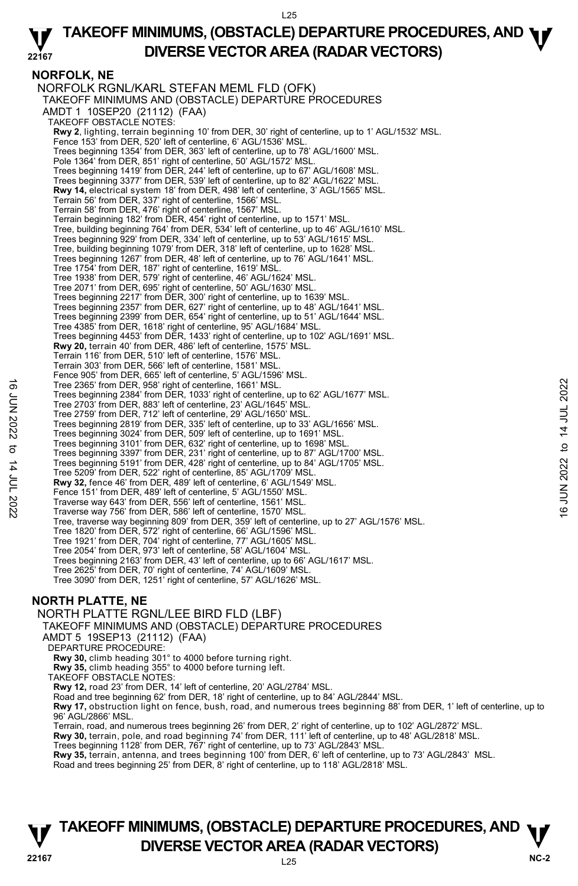## NORFOLK, NE

NORFOLK RGNL/KARL STEFAN MEML FLD (OFK)
TAKEOFF MINIMUMS AND (OBSTACLE) DEPARTURE PROCEDURES
AMDT 1 10SEP20 (21112) (FAA)
TAKEOFF OBSTACLE NOTES:
**Rwy 2**, lighting, terrain beginning 10' from DER, 30' right of centerline, up to 1' AGL/1532' MSL.
Fence 153' from DER, 520' left of centerline, 6' AGL/1536' MSL.
Trees beginning 1354' from DER, 363' left of centerline, up to 78' AGL/1600' MSL.
Pole 1364' from DER, 851' right of centerline, 50' AGL/1572' MSL.
Trees beginning 1419' from DER, 244' left of centerline, up to 67' AGL/1608' MSL.
Trees beginning 3377' from DER, 539' left of centerline, up to 82' AGL/1622' MSL.
**Rwy 14,** electrical system 18' from DER, 498' left of centerline, 3' AGL/1565' MSL.
Terrain 56' from DER, 337' right of centerline, 1566' MSL.
Terrain 58' from DER, 476' right of centerline, 1567' MSL.
Terrain beginning 182' from DER, 454' right of centerline, up to 1571' MSL.
Tree, building beginning 764' from DER, 534' left of centerline, up to 46' AGL/1610' MSL.
Trees beginning 929' from DER, 334' left of centerline, up to 53' AGL/1615' MSL.
Tree, building beginning 1079' from DER, 318' left of centerline, up to 1628' MSL.
Trees beginning 1267' from DER, 48' left of centerline, up to 76' AGL/1641' MSL.
Tree 1754' from DER, 187' right of centerline, 1619' MSL.
Tree 1938' from DER, 579' right of centerline, 46' AGL/1624' MSL.
Tree 2071' from DER, 695' right of centerline, 50' AGL/1630' MSL.
Trees beginning 2217' from DER, 300' right of centerline, up to 1639' MSL.
Trees beginning 2357' from DER, 627' right of centerline, up to 48' AGL/1641' MSL.
Trees beginning 2399' from DER, 654' right of centerline, up to 51' AGL/1644' MSL.
Tree 4385' from DER, 1618' right of centerline, 95' AGL/1684' MSL.
Trees beginning 4453' from DER, 1433' right of centerline, up to 102' AGL/1691' MSL.
**Rwy 20,** terrain 40' from DER, 486' left of centerline, 1575' MSL.
Terrain 116' from DER, 510' left of centerline, 1576' MSL.
Terrain 303' from DER, 566' left of centerline, 1581' MSL.
Fence 905' from DER, 665' left of centerline, 5' AGL/1596' MSL.
Tree 2365' from DER, 958' right of centerline, 1661' MSL.
Trees beginning 2384' from DER, 1033' right of centerline, up to 62' AGL/1677' MSL.
Tree 2703' from DER, 883' left of centerline, 23' AGL/1645' MSL.
Tree 2759' from DER, 712' left of centerline, 29' AGL/1650' MSL.
Trees beginning 2819' from DER, 335' left of centerline, up to 33' AGL/1656' MSL.
Trees beginning 3024' from DER, 509' left of centerline, up to 1691' MSL.
Trees beginning 3101' from DER, 632' right of centerline, up to 1698' MSL.
Trees beginning 3397' from DER, 231' right of centerline, up to 87' AGL/1700' MSL.
Trees beginning 5191' from DER, 428' right of centerline, up to 84' AGL/1705' MSL.
Tree 5209' from DER, 522' right of centerline, 85' AGL/1709' MSL.
**Rwy 32,** fence 46' from DER, 489' left of centerline, 6' AGL/1549' MSL.
Fence 151' from DER, 489' left of centerline, 5' AGL/1550' MSL.
Traverse way 643' from DER, 556' left of centerline, 1561' MSL.
Traverse way 756' from DER, 586' left of centerline, 1570' MSL.
Tree, traverse way beginning 809' from DER, 359' left of centerline, up to 27' AGL/1576' MSL.
Tree 1820' from DER, 572' right of centerline, 66' AGL/1596' MSL.
Tree 1921' from DER, 704' right of centerline, 77' AGL/1605' MSL.
Tree 2054' from DER, 973' left of centerline, 58' AGL/1604' MSL.
Trees beginning 2163' from DER, 43' left of centerline, up to 66' AGL/1617' MSL.
Tree 2625' from DER, 70' right of centerline, 74' AGL/1609' MSL.
Tree 3090' from DER, 1251' right of centerline, 57' AGL/1626' MSL.

## NORTH PLATTE, NE

NORTH PLATTE RGNL/LEE BIRD FLD (LBF)
TAKEOFF MINIMUMS AND (OBSTACLE) DEPARTURE PROCEDURES
AMDT 5 19SEP13 (21112) (FAA)
DEPARTURE PROCEDURE:
**Rwy 30,** climb heading 301° to 4000 before turning right.
**Rwy 35,** climb heading 355° to 4000 before turning left.
TAKEOFF OBSTACLE NOTES:
**Rwy 12,** road 23' from DER, 14' left of centerline, 20' AGL/2784' MSL.
Road and tree beginning 62' from DER, 18' right of centerline, up to 84' AGL/2844' MSL.
**Rwy 17,** obstruction light on fence, bush, road, and numerous trees beginning 88' from DER, 1' left of centerline, up to 96' AGL/2866' MSL.
Terrain, road, and numerous trees beginning 26' from DER, 2' right of centerline, up to 102' AGL/2872' MSL.
**Rwy 30,** terrain, pole, and road beginning 74' from DER, 111' left of centerline, up to 48' AGL/2818' MSL.
Trees beginning 1128' from DER, 767' left of centerline, up to 73' AGL/2843' MSL.
**Rwy 35,** terrain, antenna, and trees beginning 100' from DER, 6' left of centerline, up to 73' AGL/2843' MSL.
Road and trees beginning 25' from DER, 8' right of centerline, up to 118' AGL/2818' MSL.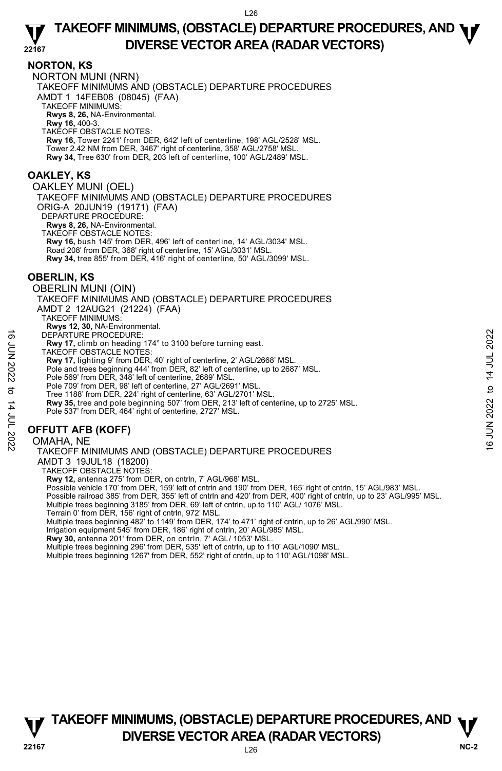## NORTON, KS

NORTON MUNI (NRN)

TAKEOFF MINIMUMS AND (OBSTACLE) DEPARTURE PROCEDURES

AMDT 1 14FEB08 (08045) (FAA)

TAKEOFF MINIMUMS:

**Rwys 8, 26,** NA-Environmental.

**Rwy 16,** 400-3.

TAKEOFF OBSTACLE NOTES:

**Rwy 16,** Tower 2241' from DER, 642' left of centerline, 198' AGL/2528' MSL.

Tower 2.42 NM from DER, 3467' right of centerline, 358' AGL/2758' MSL.

**Rwy 34,** Tree 630' from DER, 203 left of centerline, 100' AGL/2489' MSL.

## OAKLEY, KS

OAKLEY MUNI (OEL)

TAKEOFF MINIMUMS AND (OBSTACLE) DEPARTURE PROCEDURES

ORIG-A 20JUN19 (19171) (FAA)

DEPARTURE PROCEDURE:

**Rwys 8, 26,** NA-Environmental.

TAKEOFF OBSTACLE NOTES:

**Rwy 16,** bush 145' from DER, 496' left of centerline, 14' AGL/3034' MSL.

Road 208' from DER, 368' right of centerline, 15' AGL/3031' MSL.

**Rwy 34,** tree 855' from DER, 416' right of centerline, 50' AGL/3099' MSL.

## OBERLIN, KS

OBERLIN MUNI (OIN)

TAKEOFF MINIMUMS AND (OBSTACLE) DEPARTURE PROCEDURES

AMDT 2 12AUG21 (21224) (FAA)

TAKEOFF MINIMUMS:

**Rwys 12, 30,** NA-Environmental.

DEPARTURE PROCEDURE:

**Rwy 17,** climb on heading 174° to 3100 before turning east.

TAKEOFF OBSTACLE NOTES:

**Rwy 17,** lighting 9' from DER, 40' right of centerline, 2' AGL/2668' MSL.

Pole and trees beginning 444' from DER, 82' left of centerline, up to 2687' MSL.

Pole 569' from DER, 348' left of centerline, 2689' MSL.

Pole 709' from DER, 98' left of centerline, 27' AGL/2691' MSL.

Tree 1188' from DER, 224' right of centerline, 63' AGL/2701' MSL.

**Rwy 35,** tree and pole beginning 507' from DER, 213' left of centerline, up to 2725' MSL.

Pole 537' from DER, 464' right of centerline, 2727' MSL.

## OFFUTT AFB (KOFF)

OMAHA, NE

TAKEOFF MINIMUMS AND (OBSTACLE) DEPARTURE PROCEDURES

AMDT 3 19JUL18 (18200)

TAKEOFF OBSTACLE NOTES:

**Rwy 12,** antenna 275' from DER, on cntrln, 7' AGL/968' MSL.

Possible vehicle 170' from DER, 159' left of cntrln and 190' from DER, 165' right of cntrln, 15' AGL/983' MSL.

Possible railroad 385' from DER, 355' left of cntrln and 420' from DER, 400' right of cntrln, up to 23' AGL/995' MSL.

Multiple trees beginning 3185' from DER, 69' left of cntrln, up to 110' AGL/ 1076' MSL.

Terrain 0' from DER, 156' right of cntrln, 972' MSL.

Multiple trees beginning 482' to 1149' from DER, 174' to 471' right of cntrln, up to 26' AGL/990' MSL.

Irrigation equipment 545' from DER, 186' right of cntrln, 20' AGL/985' MSL.

**Rwy 30,** antenna 201' from DER, on cntrln, 7' AGL/ 1053' MSL.

Multiple trees beginning 296' from DER, 535' left of cntrln, up to 110' AGL/1090' MSL.

Multiple trees beginning 1267' from DER, 552' right of cntrln, up to 110' AGL/1098' MSL.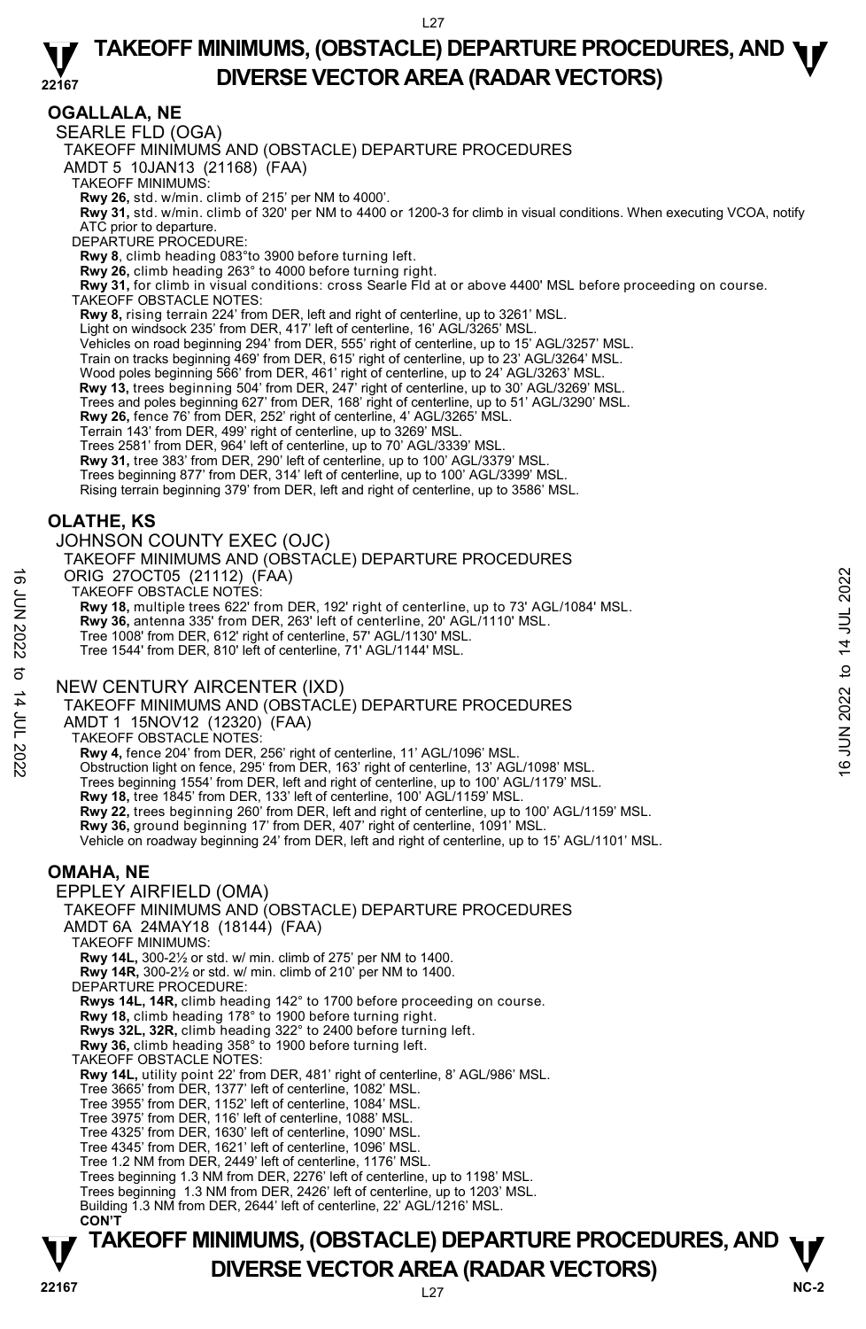## OGALLALA, NE

### SEARLE FLD (OGA)

TAKEOFF MINIMUMS AND (OBSTACLE) DEPARTURE PROCEDURES
AMDT 5 10JAN13 (21168) (FAA)

TAKEOFF MINIMUMS:
**Rwy 26,** std. w/min. climb of 215' per NM to 4000'.
**Rwy 31,** std. w/min. climb of 320' per NM to 4400 or 1200-3 for climb in visual conditions. When executing VCOA, notify ATC prior to departure.

DEPARTURE PROCEDURE:
**Rwy 8**, climb heading 083°to 3900 before turning left.
**Rwy 26,** climb heading 263° to 4000 before turning right.
**Rwy 31,** for climb in visual conditions: cross Searle Fld at or above 4400' MSL before proceeding on course.

TAKEOFF OBSTACLE NOTES:
**Rwy 8,** rising terrain 224' from DER, left and right of centerline, up to 3261' MSL.
Light on windsock 235' from DER, 417' left of centerline, 16' AGL/3265' MSL.
Vehicles on road beginning 294' from DER, 555' right of centerline, up to 15' AGL/3257' MSL.
Train on tracks beginning 469' from DER, 615' right of centerline, up to 23' AGL/3264' MSL.
Wood poles beginning 566' from DER, 461' right of centerline, up to 24' AGL/3263' MSL.
**Rwy 13,** trees beginning 504' from DER, 247' right of centerline, up to 30' AGL/3269' MSL.
Trees and poles beginning 627' from DER, 168' right of centerline, up to 51' AGL/3290' MSL.
**Rwy 26,** fence 76' from DER, 252' right of centerline, 4' AGL/3265' MSL.
Terrain 143' from DER, 499' right of centerline, up to 3269' MSL.
Trees 2581' from DER, 964' left of centerline, up to 70' AGL/3339' MSL.
**Rwy 31,** tree 383' from DER, 290' left of centerline, up to 100' AGL/3379' MSL.
Trees beginning 877' from DER, 314' left of centerline, up to 100' AGL/3399' MSL.
Rising terrain beginning 379' from DER, left and right of centerline, up to 3586' MSL.

## OLATHE, KS

### JOHNSON COUNTY EXEC (OJC)

TAKEOFF MINIMUMS AND (OBSTACLE) DEPARTURE PROCEDURES
ORIG 27OCT05 (21112) (FAA)

TAKEOFF OBSTACLE NOTES:
**Rwy 18,** multiple trees 622' from DER, 192' right of centerline, up to 73' AGL/1084' MSL.
**Rwy 36,** antenna 335' from DER, 263' left of centerline, 20' AGL/1110' MSL.
Tree 1008' from DER, 612' right of centerline, 57' AGL/1130' MSL.
Tree 1544' from DER, 810' left of centerline, 71' AGL/1144' MSL.

### NEW CENTURY AIRCENTER (IXD)

TAKEOFF MINIMUMS AND (OBSTACLE) DEPARTURE PROCEDURES
AMDT 1 15NOV12 (12320) (FAA)

TAKEOFF OBSTACLE NOTES:
**Rwy 4,** fence 204' from DER, 256' right of centerline, 11' AGL/1096' MSL.
Obstruction light on fence, 295' from DER, 163' right of centerline, 13' AGL/1098' MSL.
Trees beginning 1554' from DER, left and right of centerline, up to 100' AGL/1179' MSL.
**Rwy 18,** tree 1845' from DER, 133' left of centerline, 100' AGL/1159' MSL.
**Rwy 22,** trees beginning 260' from DER, left and right of centerline, up to 100' AGL/1159' MSL.
**Rwy 36,** ground beginning 17' from DER, 407' right of centerline, 1091' MSL.
Vehicle on roadway beginning 24' from DER, left and right of centerline, up to 15' AGL/1101' MSL.

## OMAHA, NE

### EPPLEY AIRFIELD (OMA)

TAKEOFF MINIMUMS AND (OBSTACLE) DEPARTURE PROCEDURES
AMDT 6A 24MAY18 (18144) (FAA)

TAKEOFF MINIMUMS:
**Rwy 14L,** 300-2½ or std. w/ min. climb of 275' per NM to 1400.
**Rwy 14R,** 300-2½ or std. w/ min. climb of 210' per NM to 1400.

DEPARTURE PROCEDURE:
**Rwys 14L, 14R,** climb heading 142° to 1700 before proceeding on course.
**Rwy 18,** climb heading 178° to 1900 before turning right.
**Rwys 32L, 32R,** climb heading 322° to 2400 before turning left.
**Rwy 36,** climb heading 358° to 1900 before turning left.

TAKEOFF OBSTACLE NOTES:
**Rwy 14L,** utility point 22' from DER, 481' right of centerline, 8' AGL/986' MSL.
Tree 3665' from DER, 1377' left of centerline, 1082' MSL.
Tree 3955' from DER, 1152' left of centerline, 1084' MSL.
Tree 3975' from DER, 116' left of centerline, 1088' MSL.
Tree 4325' from DER, 1630' left of centerline, 1090' MSL.
Tree 4345' from DER, 1621' left of centerline, 1096' MSL.
Tree 1.2 NM from DER, 2449' left of centerline, 1176' MSL.
Trees beginning 1.3 NM from DER, 2276' left of centerline, up to 1198' MSL.
Trees beginning 1.3 NM from DER, 2426' left of centerline, up to 1203' MSL.
Building 1.3 NM from DER, 2644' left of centerline, 22' AGL/1216' MSL.
**CON'T**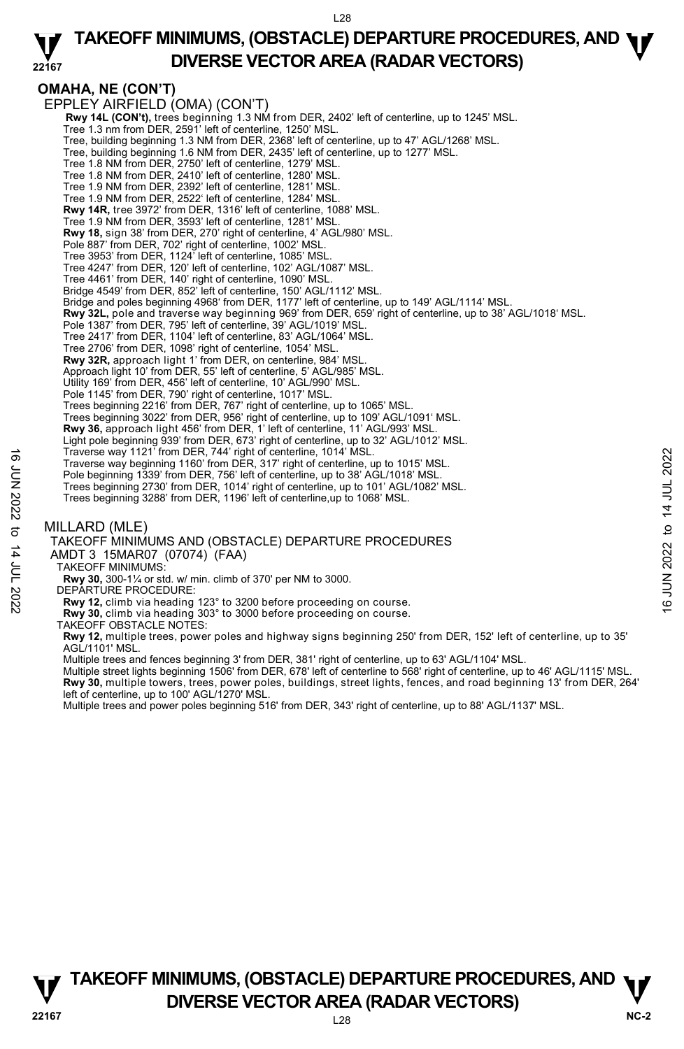## OMAHA, NE (CON'T)

EPPLEY AIRFIELD (OMA) (CON'T)

**Rwy 14L (CON't),** trees beginning 1.3 NM from DER, 2402' left of centerline, up to 1245' MSL.
Tree 1.3 nm from DER, 2591' left of centerline, 1250' MSL.
Tree, building beginning 1.3 NM from DER, 2368' left of centerline, up to 47' AGL/1268' MSL.
Tree, building beginning 1.6 NM from DER, 2435' left of centerline, up to 1277' MSL.
Tree 1.8 NM from DER, 2750' left of centerline, 1279' MSL.
Tree 1.8 NM from DER, 2410' left of centerline, 1280' MSL.
Tree 1.9 NM from DER, 2392' left of centerline, 1281' MSL.
Tree 1.9 NM from DER, 2522' left of centerline, 1284' MSL.
**Rwy 14R,** tree 3972' from DER, 1316' left of centerline, 1088' MSL.
Tree 1.9 NM from DER, 3593' left of centerline, 1281' MSL.
**Rwy 18,** sign 38' from DER, 270' right of centerline, 4' AGL/980' MSL.
Pole 887' from DER, 702' right of centerline, 1002' MSL.
Tree 3953' from DER, 1124' left of centerline, 1085' MSL.
Tree 4247' from DER, 120' left of centerline, 102' AGL/1087' MSL.
Tree 4461' from DER, 140' right of centerline, 1090' MSL.
Bridge 4549' from DER, 852' left of centerline, 150' AGL/1112' MSL.
Bridge and poles beginning 4968' from DER, 1177' left of centerline, up to 149' AGL/1114' MSL.
**Rwy 32L,** pole and traverse way beginning 969' from DER, 659' right of centerline, up to 38' AGL/1018' MSL.
Pole 1387' from DER, 795' left of centerline, 39' AGL/1019' MSL.
Tree 2417' from DER, 1104' left of centerline, 83' AGL/1064' MSL.
Tree 2706' from DER, 1098' right of centerline, 1054' MSL.
**Rwy 32R,** approach light 1' from DER, on centerline, 984' MSL.
Approach light 10' from DER, 55' left of centerline, 5' AGL/985' MSL.
Utility 169' from DER, 456' left of centerline, 10' AGL/990' MSL.
Pole 1145' from DER, 790' right of centerline, 1017' MSL.
Trees beginning 2216' from DER, 767' right of centerline, up to 1065' MSL.
Trees beginning 3022' from DER, 956' right of centerline, up to 109' AGL/1091' MSL.
**Rwy 36,** approach light 456' from DER, 1' left of centerline, 11' AGL/993' MSL.
Light pole beginning 939' from DER, 673' right of centerline, up to 32' AGL/1012' MSL.
Traverse way 1121' from DER, 744' right of centerline, 1014' MSL.
Traverse way beginning 1160' from DER, 317' right of centerline, up to 1015' MSL.
Pole beginning 1339' from DER, 756' left of centerline, up to 38' AGL/1018' MSL.
Trees beginning 2730' from DER, 1014' right of centerline, up to 101' AGL/1082' MSL.
Trees beginning 3288' from DER, 1196' left of centerline,up to 1068' MSL.

MILLARD (MLE)

TAKEOFF MINIMUMS AND (OBSTACLE) DEPARTURE PROCEDURES
AMDT 3 15MAR07 (07074) (FAA)

TAKEOFF MINIMUMS:
**Rwy 30,** 300-1¼ or std. w/ min. climb of 370' per NM to 3000.

DEPARTURE PROCEDURE:
**Rwy 12,** climb via heading 123° to 3200 before proceeding on course.
**Rwy 30,** climb via heading 303° to 3000 before proceeding on course.

TAKEOFF OBSTACLE NOTES:
**Rwy 12,** multiple trees, power poles and highway signs beginning 250' from DER, 152' left of centerline, up to 35' AGL/1101' MSL.
Multiple trees and fences beginning 3' from DER, 381' right of centerline, up to 63' AGL/1104' MSL.
Multiple street lights beginning 1506' from DER, 678' left of centerline to 568' right of centerline, up to 46' AGL/1115' MSL.
**Rwy 30,** multiple towers, trees, power poles, buildings, street lights, fences, and road beginning 13' from DER, 264' left of centerline, up to 100' AGL/1270' MSL.
Multiple trees and power poles beginning 516' from DER, 343' right of centerline, up to 88' AGL/1137' MSL.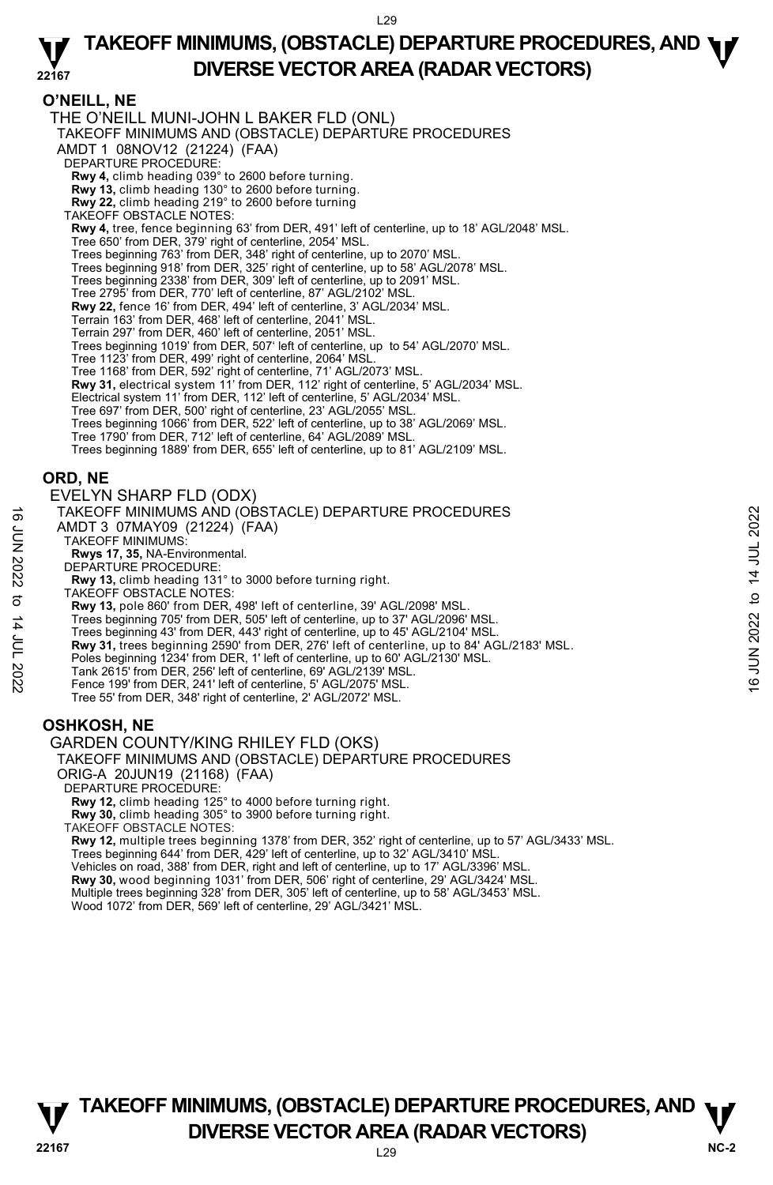# TAKEOFF MINIMUMS, (OBSTACLE) DEPARTURE PROCEDURES, AND DIVERSE VECTOR AREA (RADAR VECTORS)

## O'NEILL, NE

THE O'NEILL MUNI-JOHN L BAKER FLD (ONL)
TAKEOFF MINIMUMS AND (OBSTACLE) DEPARTURE PROCEDURES
AMDT 1 08NOV12 (21224) (FAA)

DEPARTURE PROCEDURE:
**Rwy 4,** climb heading 039° to 2600 before turning.
**Rwy 13,** climb heading 130° to 2600 before turning.
**Rwy 22,** climb heading 219° to 2600 before turning

TAKEOFF OBSTACLE NOTES:
**Rwy 4,** tree, fence beginning 63' from DER, 491' left of centerline, up to 18' AGL/2048' MSL.
Tree 650' from DER, 379' right of centerline, 2054' MSL.
Trees beginning 763' from DER, 348' right of centerline, up to 2070' MSL.
Trees beginning 918' from DER, 325' right of centerline, up to 58' AGL/2078' MSL.
Trees beginning 2338' from DER, 309' left of centerline, up to 2091' MSL.
Tree 2795' from DER, 770' left of centerline, 87' AGL/2102' MSL.
**Rwy 22,** fence 16' from DER, 494' left of centerline, 3' AGL/2034' MSL.
Terrain 163' from DER, 468' left of centerline, 2041' MSL.
Terrain 297' from DER, 460' left of centerline, 2051' MSL.
Trees beginning 1019' from DER, 507' left of centerline, up to 54' AGL/2070' MSL.
Tree 1123' from DER, 499' right of centerline, 2064' MSL.
Tree 1168' from DER, 592' right of centerline, 71' AGL/2073' MSL.
**Rwy 31,** electrical system 11' from DER, 112' right of centerline, 5' AGL/2034' MSL.
Electrical system 11' from DER, 112' left of centerline, 5' AGL/2034' MSL.
Tree 697' from DER, 500' right of centerline, 23' AGL/2055' MSL.
Trees beginning 1066' from DER, 522' left of centerline, up to 38' AGL/2069' MSL.
Tree 1790' from DER, 712' left of centerline, 64' AGL/2089' MSL.
Trees beginning 1889' from DER, 655' left of centerline, up to 81' AGL/2109' MSL.

## ORD, NE

EVELYN SHARP FLD (ODX)
TAKEOFF MINIMUMS AND (OBSTACLE) DEPARTURE PROCEDURES
AMDT 3 07MAY09 (21224) (FAA)

TAKEOFF MINIMUMS:
**Rwys 17, 35,** NA-Environmental.

DEPARTURE PROCEDURE:
**Rwy 13,** climb heading 131° to 3000 before turning right.

TAKEOFF OBSTACLE NOTES:
**Rwy 13,** pole 860' from DER, 498' left of centerline, 39' AGL/2098' MSL.
Trees beginning 705' from DER, 505' left of centerline, up to 37' AGL/2096' MSL.
Trees beginning 43' from DER, 443' right of centerline, up to 45' AGL/2104' MSL.
**Rwy 31,** trees beginning 2590' from DER, 276' left of centerline, up to 84' AGL/2183' MSL.
Poles beginning 1234' from DER, 1' left of centerline, up to 60' AGL/2130' MSL.
Tank 2615' from DER, 256' left of centerline, 69' AGL/2139' MSL.
Fence 199' from DER, 241' left of centerline, 5' AGL/2075' MSL.
Tree 55' from DER, 348' right of centerline, 2' AGL/2072' MSL.

## OSHKOSH, NE

GARDEN COUNTY/KING RHILEY FLD (OKS)
TAKEOFF MINIMUMS AND (OBSTACLE) DEPARTURE PROCEDURES
ORIG-A 20JUN19 (21168) (FAA)

DEPARTURE PROCEDURE:
**Rwy 12,** climb heading 125° to 4000 before turning right.
**Rwy 30,** climb heading 305° to 3900 before turning right.

TAKEOFF OBSTACLE NOTES:
**Rwy 12,** multiple trees beginning 1378' from DER, 352' right of centerline, up to 57' AGL/3433' MSL.
Trees beginning 644' from DER, 429' left of centerline, up to 32' AGL/3410' MSL.
Vehicles on road, 388' from DER, right and left of centerline, up to 17' AGL/3396' MSL.
**Rwy 30,** wood beginning 1031' from DER, 506' right of centerline, 29' AGL/3424' MSL.
Multiple trees beginning 328' from DER, 305' left of centerline, up to 58' AGL/3453' MSL.
Wood 1072' from DER, 569' left of centerline, 29' AGL/3421' MSL.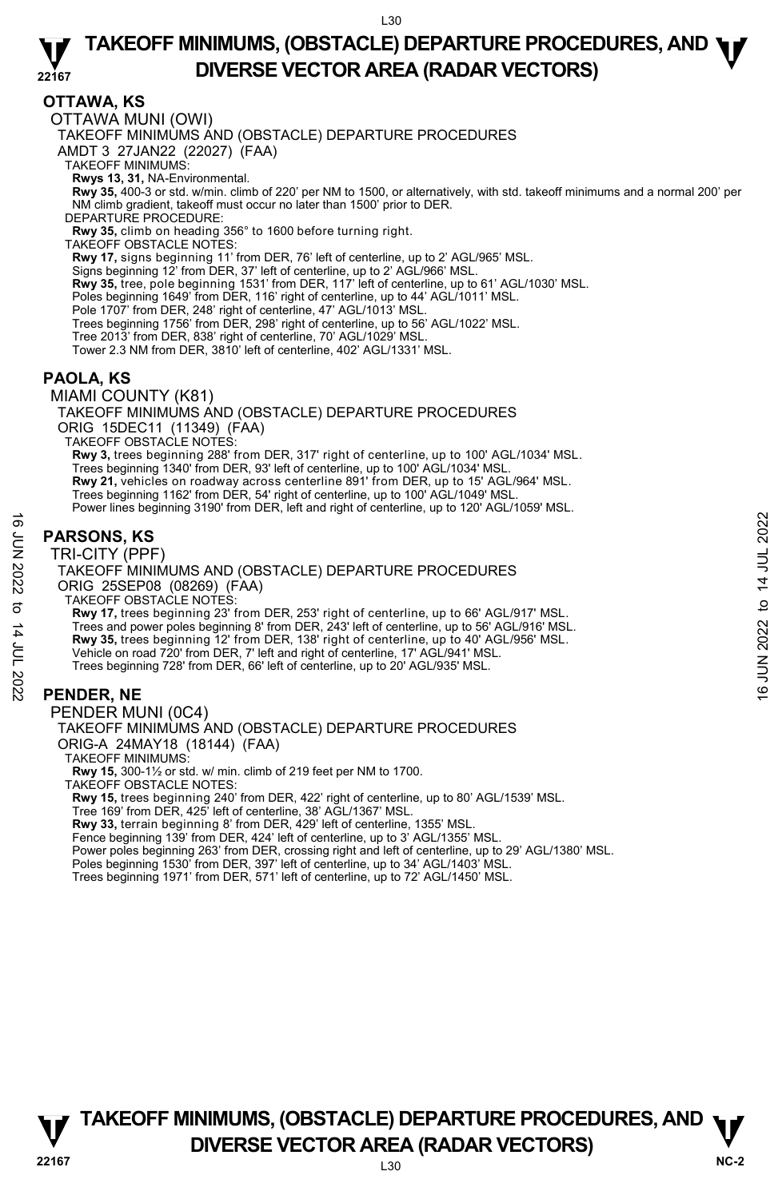## OTTAWA, KS

OTTAWA MUNI (OWI)

TAKEOFF MINIMUMS AND (OBSTACLE) DEPARTURE PROCEDURES

AMDT 3 27JAN22 (22027) (FAA)

TAKEOFF MINIMUMS:

**Rwys 13, 31,** NA-Environmental.

**Rwy 35,** 400-3 or std. w/min. climb of 220' per NM to 1500, or alternatively, with std. takeoff minimums and a normal 200' per NM climb gradient, takeoff must occur no later than 1500' prior to DER.

DEPARTURE PROCEDURE:

**Rwy 35,** climb on heading 356° to 1600 before turning right.

TAKEOFF OBSTACLE NOTES:

**Rwy 17,** signs beginning 11' from DER, 76' left of centerline, up to 2' AGL/965' MSL.
Signs beginning 12' from DER, 37' left of centerline, up to 2' AGL/966' MSL.
**Rwy 35,** tree, pole beginning 1531' from DER, 117' left of centerline, up to 61' AGL/1030' MSL.
Poles beginning 1649' from DER, 116' right of centerline, up to 44' AGL/1011' MSL.
Pole 1707' from DER, 248' right of centerline, 47' AGL/1013' MSL.
Trees beginning 1756' from DER, 298' right of centerline, up to 56' AGL/1022' MSL.
Tree 2013' from DER, 838' right of centerline, 70' AGL/1029' MSL.
Tower 2.3 NM from DER, 3810' left of centerline, 402' AGL/1331' MSL.

## PAOLA, KS

MIAMI COUNTY (K81)

TAKEOFF MINIMUMS AND (OBSTACLE) DEPARTURE PROCEDURES

ORIG 15DEC11 (11349) (FAA)

TAKEOFF OBSTACLE NOTES:

**Rwy 3,** trees beginning 288' from DER, 317' right of centerline, up to 100' AGL/1034' MSL.
Trees beginning 1340' from DER, 93' left of centerline, up to 100' AGL/1034' MSL.
**Rwy 21,** vehicles on roadway across centerline 891' from DER, up to 15' AGL/964' MSL.
Trees beginning 1162' from DER, 54' right of centerline, up to 100' AGL/1049' MSL.
Power lines beginning 3190' from DER, left and right of centerline, up to 120' AGL/1059' MSL.

## PARSONS, KS

TRI-CITY (PPF)

TAKEOFF MINIMUMS AND (OBSTACLE) DEPARTURE PROCEDURES

ORIG 25SEP08 (08269) (FAA)

TAKEOFF OBSTACLE NOTES:

**Rwy 17,** trees beginning 23' from DER, 253' right of centerline, up to 66' AGL/917' MSL.
Trees and power poles beginning 8' from DER, 243' left of centerline, up to 56' AGL/916' MSL.
**Rwy 35,** trees beginning 12' from DER, 138' right of centerline, up to 40' AGL/956' MSL.
Vehicle on road 720' from DER, 7' left and right of centerline, 17' AGL/941' MSL.
Trees beginning 728' from DER, 66' left of centerline, up to 20' AGL/935' MSL.

## PENDER, NE

PENDER MUNI (0C4)

TAKEOFF MINIMUMS AND (OBSTACLE) DEPARTURE PROCEDURES

ORIG-A 24MAY18 (18144) (FAA)

TAKEOFF MINIMUMS:

**Rwy 15,** 300-1½ or std. w/ min. climb of 219 feet per NM to 1700.

TAKEOFF OBSTACLE NOTES:

**Rwy 15,** trees beginning 240' from DER, 422' right of centerline, up to 80' AGL/1539' MSL.
Tree 169' from DER, 425' left of centerline, 38' AGL/1367' MSL.
**Rwy 33,** terrain beginning 8' from DER, 429' left of centerline, 1355' MSL.
Fence beginning 139' from DER, 424' left of centerline, up to 3' AGL/1355' MSL.
Power poles beginning 263' from DER, crossing right and left of centerline, up to 29' AGL/1380' MSL.
Poles beginning 1530' from DER, 397' left of centerline, up to 34' AGL/1403' MSL.
Trees beginning 1971' from DER, 571' left of centerline, up to 72' AGL/1450' MSL.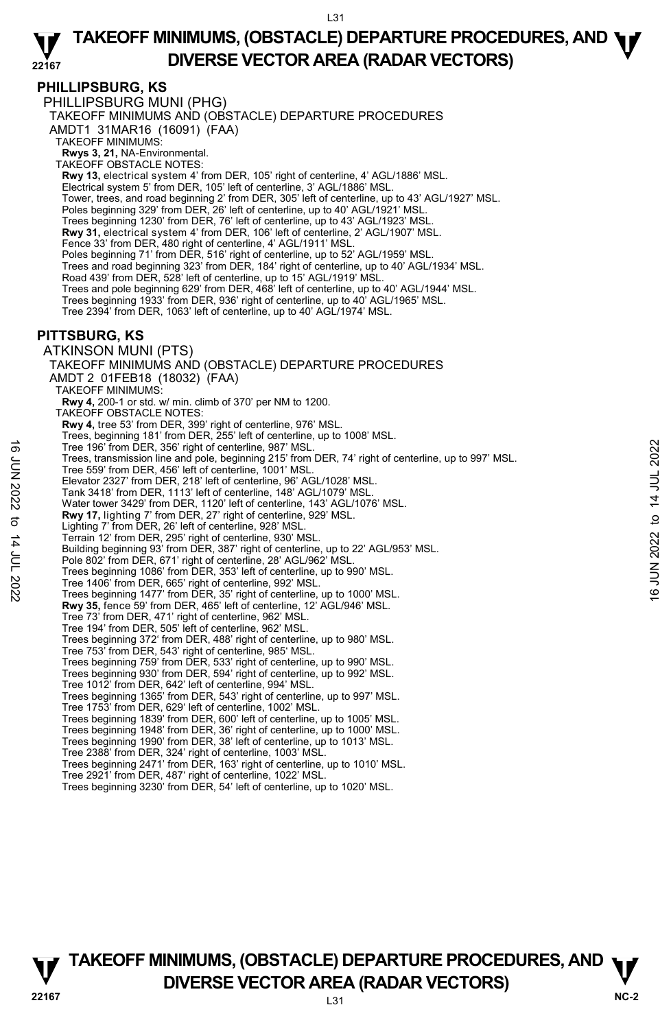## PHILLIPSBURG, KS

PHILLIPSBURG MUNI (PHG)

TAKEOFF MINIMUMS AND (OBSTACLE) DEPARTURE PROCEDURES

AMDT1 31MAR16 (16091) (FAA)

TAKEOFF MINIMUMS:

**Rwys 3, 21,** NA-Environmental.

TAKEOFF OBSTACLE NOTES:

**Rwy 13,** electrical system 4' from DER, 105' right of centerline, 4' AGL/1886' MSL.
Electrical system 5' from DER, 105' left of centerline, 3' AGL/1886' MSL.
Tower, trees, and road beginning 2' from DER, 305' left of centerline, up to 43' AGL/1927' MSL.
Poles beginning 329' from DER, 26' left of centerline, up to 40' AGL/1921' MSL.
Trees beginning 1230' from DER, 76' left of centerline, up to 43' AGL/1923' MSL.
**Rwy 31,** electrical system 4' from DER, 106' left of centerline, 2' AGL/1907' MSL.
Fence 33' from DER, 480 right of centerline, 4' AGL/1911' MSL.
Poles beginning 71' from DER, 516' right of centerline, up to 52' AGL/1959' MSL.
Trees and road beginning 323' from DER, 184' right of centerline, up to 40' AGL/1934' MSL.
Road 439' from DER, 528' left of centerline, up to 15' AGL/1919' MSL.
Trees and pole beginning 629' from DER, 468' left of centerline, up to 40' AGL/1944' MSL.
Trees beginning 1933' from DER, 936' right of centerline, up to 40' AGL/1965' MSL.
Tree 2394' from DER, 1063' left of centerline, up to 40' AGL/1974' MSL.

## PITTSBURG, KS

ATKINSON MUNI (PTS)

TAKEOFF MINIMUMS AND (OBSTACLE) DEPARTURE PROCEDURES

AMDT 2 01FEB18 (18032) (FAA)

TAKEOFF MINIMUMS:

**Rwy 4,** 200-1 or std. w/ min. climb of 370' per NM to 1200.

TAKEOFF OBSTACLE NOTES:

**Rwy 4,** tree 53' from DER, 399' right of centerline, 976' MSL.
Trees, beginning 181' from DER, 255' left of centerline, up to 1008' MSL.
Tree 196' from DER, 356' right of centerline, 987' MSL.
Trees, transmission line and pole, beginning 215' from DER, 74' right of centerline, up to 997' MSL.
Tree 559' from DER, 456' left of centerline, 1001' MSL.
Elevator 2327' from DER, 218' left of centerline, 96' AGL/1028' MSL.
Tank 3418' from DER, 1113' left of centerline, 148' AGL/1079' MSL.
Water tower 3429' from DER, 1120' left of centerline, 143' AGL/1076' MSL.
**Rwy 17,** lighting 7' from DER, 27' right of centerline, 929' MSL.
Lighting 7' from DER, 26' left of centerline, 928' MSL.
Terrain 12' from DER, 295' right of centerline, 930' MSL.
Building beginning 93' from DER, 387' right of centerline, up to 22' AGL/953' MSL.
Pole 802' from DER, 671' right of centerline, 28' AGL/962' MSL.
Trees beginning 1086' from DER, 353' left of centerline, up to 990' MSL.
Tree 1406' from DER, 665' right of centerline, 992' MSL.
Trees beginning 1477' from DER, 35' right of centerline, up to 1000' MSL.
**Rwy 35,** fence 59' from DER, 465' left of centerline, 12' AGL/946' MSL.
Tree 73' from DER, 471' right of centerline, 962' MSL.
Tree 194' from DER, 505' left of centerline, 962' MSL.
Trees beginning 372' from DER, 488' right of centerline, up to 980' MSL.
Tree 753' from DER, 543' right of centerline, 985' MSL.
Trees beginning 759' from DER, 533' right of centerline, up to 990' MSL.
Trees beginning 930' from DER, 594' right of centerline, up to 992' MSL.
Tree 1012' from DER, 642' left of centerline, 994' MSL.
Trees beginning 1365' from DER, 543' right of centerline, up to 997' MSL.
Tree 1753' from DER, 629' left of centerline, 1002' MSL.
Trees beginning 1839' from DER, 600' left of centerline, up to 1005' MSL.
Trees beginning 1948' from DER, 36' right of centerline, up to 1000' MSL.
Trees beginning 1990' from DER, 38' left of centerline, up to 1013' MSL.
Tree 2388' from DER, 324' right of centerline, 1003' MSL.
Trees beginning 2471' from DER, 163' right of centerline, up to 1010' MSL.
Tree 2921' from DER, 487' right of centerline, 1022' MSL.
Trees beginning 3230' from DER, 54' left of centerline, up to 1020' MSL.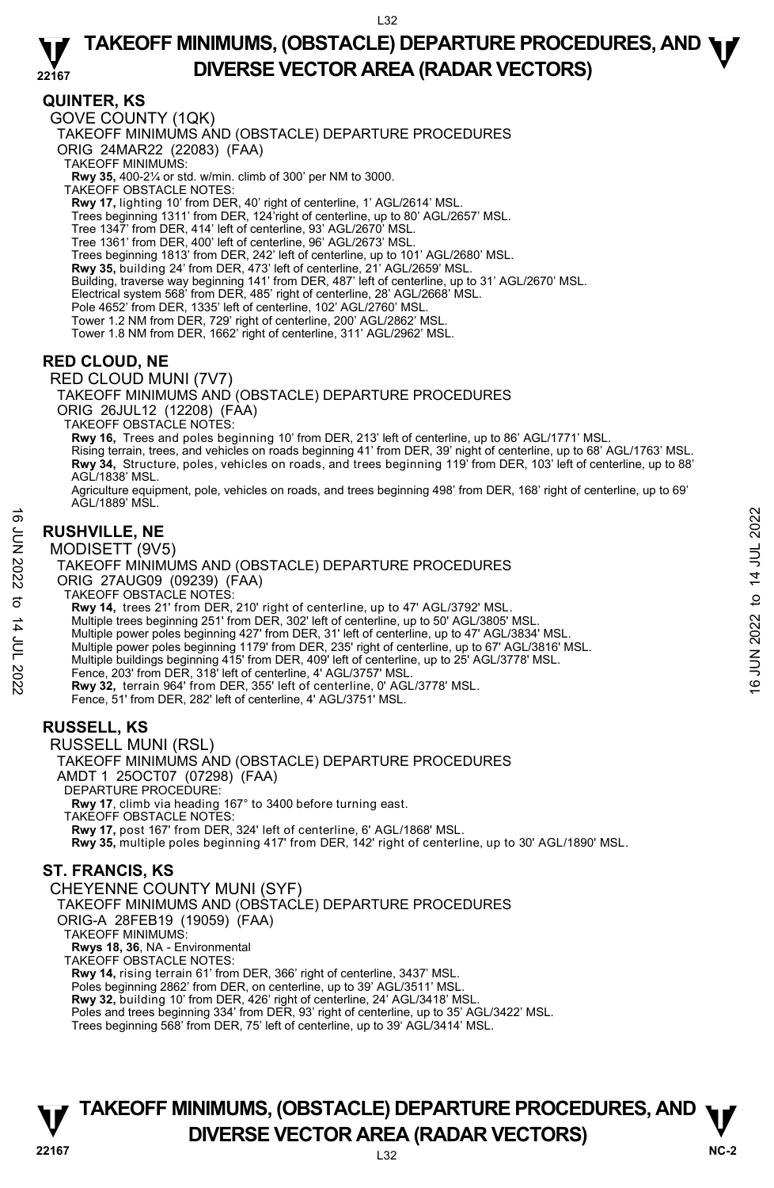## QUINTER, KS

GOVE COUNTY (1QK)

TAKEOFF MINIMUMS AND (OBSTACLE) DEPARTURE PROCEDURES

ORIG 24MAR22 (22083) (FAA)

TAKEOFF MINIMUMS:

**Rwy 35,** 400-2¼ or std. w/min. climb of 300' per NM to 3000.

TAKEOFF OBSTACLE NOTES:

**Rwy 17,** lighting 10' from DER, 40' right of centerline, 1' AGL/2614' MSL.
Trees beginning 1311' from DER, 124'right of centerline, up to 80' AGL/2657' MSL.
Tree 1347' from DER, 414' left of centerline, 93' AGL/2670' MSL.
Tree 1361' from DER, 400' left of centerline, 96' AGL/2673' MSL.
Trees beginning 1813' from DER, 242' left of centerline, up to 101' AGL/2680' MSL.
**Rwy 35,** building 24' from DER, 473' left of centerline, 21' AGL/2659' MSL.
Building, traverse way beginning 141' from DER, 487' left of centerline, up to 31' AGL/2670' MSL.
Electrical system 568' from DER, 485' right of centerline, 28' AGL/2668' MSL.
Pole 4652' from DER, 1335' left of centerline, 102' AGL/2760' MSL.
Tower 1.2 NM from DER, 729' right of centerline, 200' AGL/2862' MSL.
Tower 1.8 NM from DER, 1662' right of centerline, 311' AGL/2962' MSL.

## RED CLOUD, NE

RED CLOUD MUNI (7V7)

TAKEOFF MINIMUMS AND (OBSTACLE) DEPARTURE PROCEDURES

ORIG 26JUL12 (12208) (FAA)

TAKEOFF OBSTACLE NOTES:

**Rwy 16,** Trees and poles beginning 10' from DER, 213' left of centerline, up to 86' AGL/1771' MSL.
Rising terrain, trees, and vehicles on roads beginning 41' from DER, 39' night of centerline, up to 68' AGL/1763' MSL.
**Rwy 34,** Structure, poles, vehicles on roads, and trees beginning 119' from DER, 103' left of centerline, up to 88' AGL/1838' MSL.
Agriculture equipment, pole, vehicles on roads, and trees beginning 498' from DER, 168' right of centerline, up to 69' AGL/1889' MSL.

## RUSHVILLE, NE

MODISETT (9V5)

TAKEOFF MINIMUMS AND (OBSTACLE) DEPARTURE PROCEDURES

ORIG 27AUG09 (09239) (FAA)

TAKEOFF OBSTACLE NOTES:

**Rwy 14,** trees 21' from DER, 210' right of centerline, up to 47' AGL/3792' MSL.
Multiple trees beginning 251' from DER, 302' left of centerline, up to 50' AGL/3805' MSL.
Multiple power poles beginning 427' from DER, 31' left of centerline, up to 47' AGL/3834' MSL.
Multiple power poles beginning 1179' from DER, 235' right of centerline, up to 67' AGL/3816' MSL.
Multiple buildings beginning 415' from DER, 409' left of centerline, up to 25' AGL/3778' MSL.
Fence, 203' from DER, 318' left of centerline, 4' AGL/3757' MSL.
**Rwy 32,** terrain 964' from DER, 355' left of centerline, 0' AGL/3778' MSL.
Fence, 51' from DER, 282' left of centerline, 4' AGL/3751' MSL.

## RUSSELL, KS

RUSSELL MUNI (RSL)

TAKEOFF MINIMUMS AND (OBSTACLE) DEPARTURE PROCEDURES

AMDT 1 25OCT07 (07298) (FAA)

DEPARTURE PROCEDURE:

**Rwy 17**, climb via heading 167° to 3400 before turning east.

TAKEOFF OBSTACLE NOTES:

**Rwy 17,** post 167' from DER, 324' left of centerline, 6' AGL/1868' MSL.
**Rwy 35,** multiple poles beginning 417' from DER, 142' right of centerline, up to 30' AGL/1890' MSL.

## ST. FRANCIS, KS

CHEYENNE COUNTY MUNI (SYF)

TAKEOFF MINIMUMS AND (OBSTACLE) DEPARTURE PROCEDURES

ORIG-A 28FEB19 (19059) (FAA)

TAKEOFF MINIMUMS:

**Rwys 18, 36**, NA - Environmental

TAKEOFF OBSTACLE NOTES:

**Rwy 14,** rising terrain 61' from DER, 366' right of centerline, 3437' MSL.
Poles beginning 2862' from DER, on centerline, up to 39' AGL/3511' MSL.
**Rwy 32,** building 10' from DER, 426' right of centerline, 24' AGL/3418' MSL.
Poles and trees beginning 334' from DER, 93' right of centerline, up to 35' AGL/3422' MSL.
Trees beginning 568' from DER, 75' left of centerline, up to 39' AGL/3414' MSL.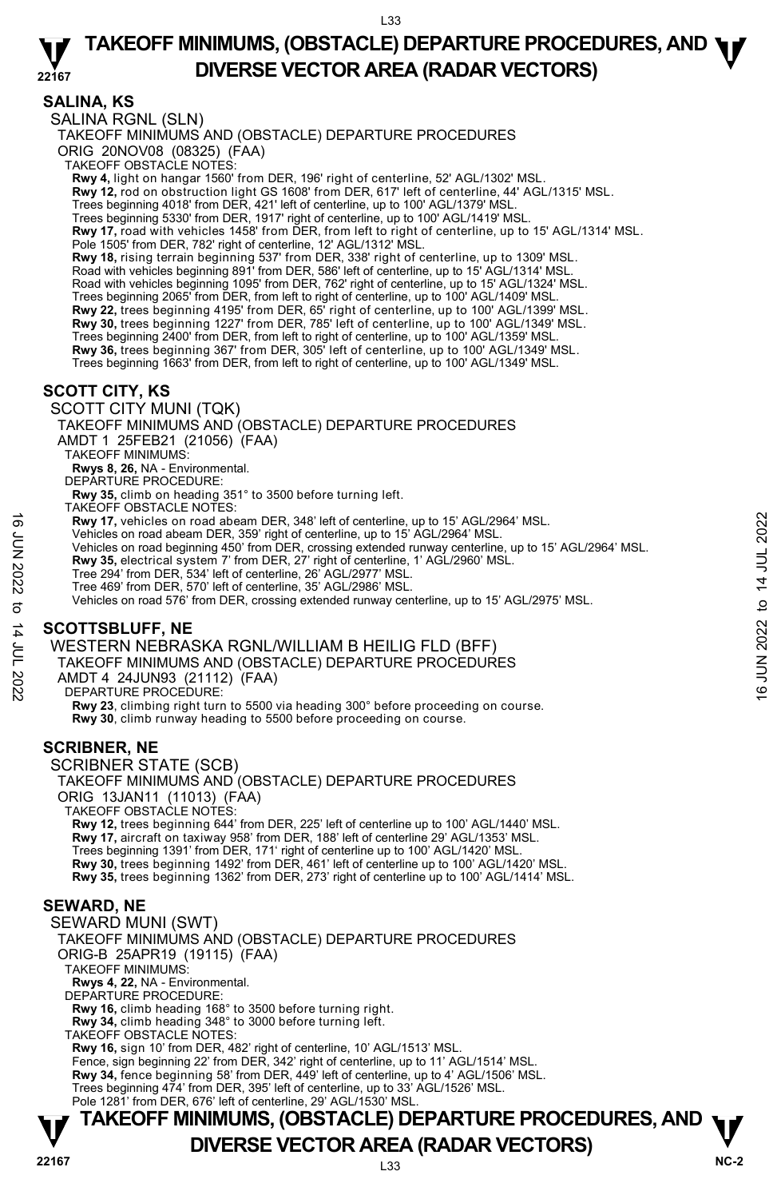## SALINA, KS

SALINA RGNL (SLN)

TAKEOFF MINIMUMS AND (OBSTACLE) DEPARTURE PROCEDURES

ORIG 20NOV08 (08325) (FAA)

TAKEOFF OBSTACLE NOTES:

**Rwy 4,** light on hangar 1560' from DER, 196' right of centerline, 52' AGL/1302' MSL.
**Rwy 12,** rod on obstruction light GS 1608' from DER, 617' left of centerline, 44' AGL/1315' MSL.
Trees beginning 4018' from DER, 421' left of centerline, up to 100' AGL/1379' MSL.
Trees beginning 5330' from DER, 1917' right of centerline, up to 100' AGL/1419' MSL.
**Rwy 17,** road with vehicles 1458' from DER, from left to right of centerline, up to 15' AGL/1314' MSL.
Pole 1505' from DER, 782' right of centerline, 12' AGL/1312' MSL.
**Rwy 18,** rising terrain beginning 537' from DER, 338' right of centerline, up to 1309' MSL.
Road with vehicles beginning 891' from DER, 586' left of centerline, up to 15' AGL/1314' MSL.
Road with vehicles beginning 1095' from DER, 762' right of centerline, up to 15' AGL/1324' MSL.
Trees beginning 2065' from DER, from left to right of centerline, up to 100' AGL/1409' MSL.
**Rwy 22,** trees beginning 4195' from DER, 65' right of centerline, up to 100' AGL/1399' MSL.
**Rwy 30,** trees beginning 1227' from DER, 785' left of centerline, up to 100' AGL/1349' MSL.
Trees beginning 2400' from DER, from left to right of centerline, up to 100' AGL/1359' MSL.
**Rwy 36,** trees beginning 367' from DER, 305' left of centerline, up to 100' AGL/1349' MSL.
Trees beginning 1663' from DER, from left to right of centerline, up to 100' AGL/1349' MSL.

## SCOTT CITY, KS

SCOTT CITY MUNI (TQK)

TAKEOFF MINIMUMS AND (OBSTACLE) DEPARTURE PROCEDURES

AMDT 1 25FEB21 (21056) (FAA)

TAKEOFF MINIMUMS:

**Rwys 8, 26,** NA - Environmental.

DEPARTURE PROCEDURE:

**Rwy 35,** climb on heading 351° to 3500 before turning left.

TAKEOFF OBSTACLE NOTES:

**Rwy 17,** vehicles on road abeam DER, 348' left of centerline, up to 15' AGL/2964' MSL.
Vehicles on road abeam DER, 359' right of centerline, up to 15' AGL/2964' MSL.
Vehicles on road beginning 450' from DER, crossing extended runway centerline, up to 15' AGL/2964' MSL.
**Rwy 35,** electrical system 7' from DER, 27' right of centerline, 1' AGL/2960' MSL.
Tree 294' from DER, 534' left of centerline, 26' AGL/2977' MSL.
Tree 469' from DER, 570' left of centerline, 35' AGL/2986' MSL.
Vehicles on road 576' from DER, crossing extended runway centerline, up to 15' AGL/2975' MSL.

## SCOTTSBLUFF, NE

WESTERN NEBRASKA RGNL/WILLIAM B HEILIG FLD (BFF)

TAKEOFF MINIMUMS AND (OBSTACLE) DEPARTURE PROCEDURES

AMDT 4 24JUN93 (21112) (FAA)

DEPARTURE PROCEDURE:

**Rwy 23**, climbing right turn to 5500 via heading 300° before proceeding on course.
**Rwy 30**, climb runway heading to 5500 before proceeding on course.

## SCRIBNER, NE

SCRIBNER STATE (SCB)

TAKEOFF MINIMUMS AND (OBSTACLE) DEPARTURE PROCEDURES

ORIG 13JAN11 (11013) (FAA)

TAKEOFF OBSTACLE NOTES:

**Rwy 12,** trees beginning 644' from DER, 225' left of centerline up to 100' AGL/1440' MSL.
**Rwy 17,** aircraft on taxiway 958' from DER, 188' left of centerline 29' AGL/1353' MSL.
Trees beginning 1391' from DER, 171' right of centerline up to 100' AGL/1420' MSL.
**Rwy 30,** trees beginning 1492' from DER, 461' left of centerline up to 100' AGL/1420' MSL.
**Rwy 35,** trees beginning 1362' from DER, 273' right of centerline up to 100' AGL/1414' MSL.

## SEWARD, NE

SEWARD MUNI (SWT)

TAKEOFF MINIMUMS AND (OBSTACLE) DEPARTURE PROCEDURES

ORIG-B 25APR19 (19115) (FAA)

TAKEOFF MINIMUMS:

**Rwys 4, 22,** NA - Environmental.

DEPARTURE PROCEDURE:

**Rwy 16,** climb heading 168° to 3500 before turning right.
**Rwy 34,** climb heading 348° to 3000 before turning left.

TAKEOFF OBSTACLE NOTES:

**Rwy 16,** sign 10' from DER, 482' right of centerline, 10' AGL/1513' MSL.
Fence, sign beginning 22' from DER, 342' right of centerline, up to 11' AGL/1514' MSL.
**Rwy 34,** fence beginning 58' from DER, 449' left of centerline, up to 4' AGL/1506' MSL.
Trees beginning 474' from DER, 395' left of centerline, up to 33' AGL/1526' MSL.
Pole 1281' from DER, 676' left of centerline, 29' AGL/1530' MSL.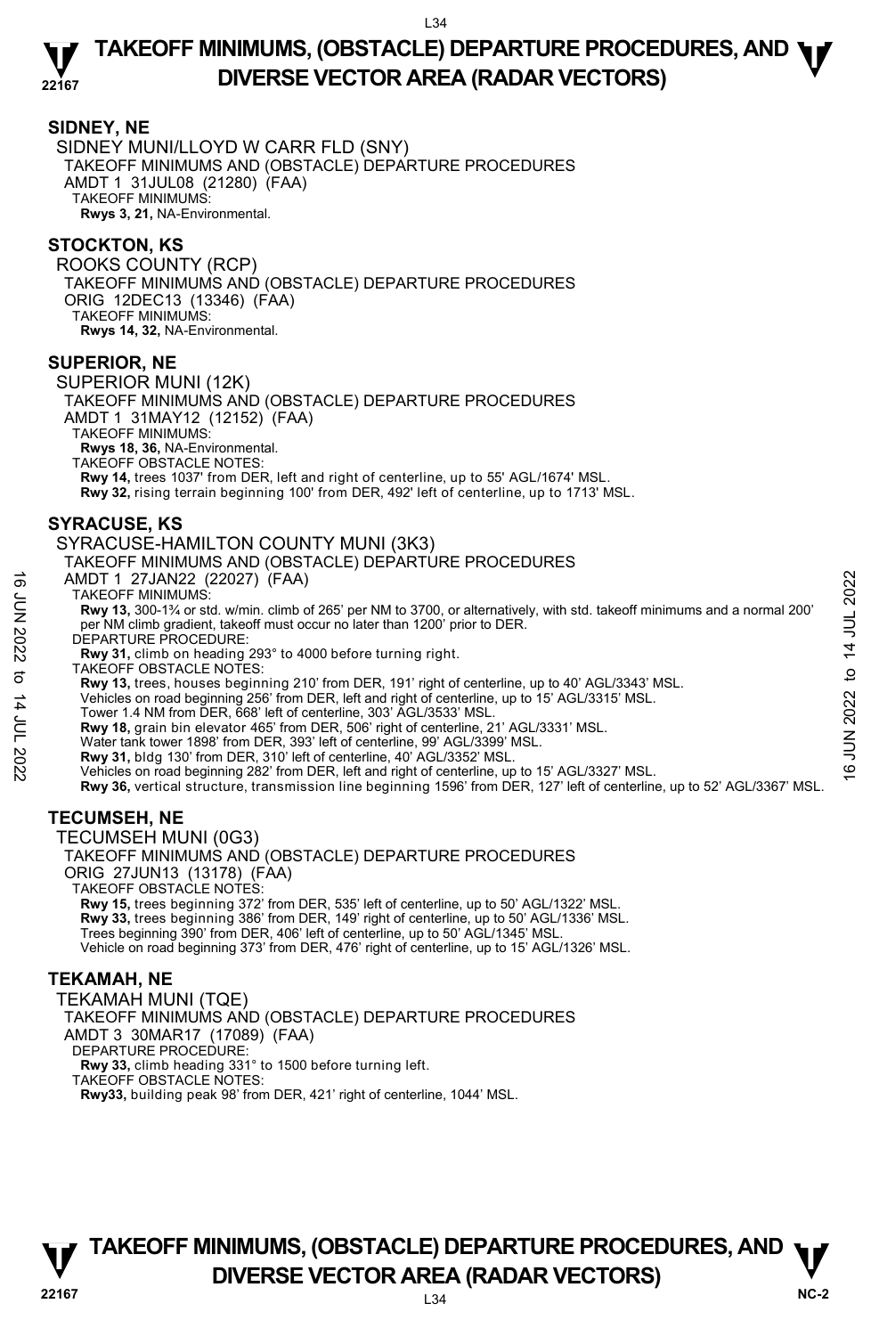## SIDNEY, NE

SIDNEY MUNI/LLOYD W CARR FLD (SNY)
TAKEOFF MINIMUMS AND (OBSTACLE) DEPARTURE PROCEDURES
AMDT 1 31JUL08 (21280) (FAA)
TAKEOFF MINIMUMS:
**Rwys 3, 21,** NA-Environmental.

## STOCKTON, KS

ROOKS COUNTY (RCP)
TAKEOFF MINIMUMS AND (OBSTACLE) DEPARTURE PROCEDURES
ORIG 12DEC13 (13346) (FAA)
TAKEOFF MINIMUMS:
**Rwys 14, 32,** NA-Environmental.

## SUPERIOR, NE

SUPERIOR MUNI (12K)
TAKEOFF MINIMUMS AND (OBSTACLE) DEPARTURE PROCEDURES
AMDT 1 31MAY12 (12152) (FAA)
TAKEOFF MINIMUMS:
**Rwys 18, 36,** NA-Environmental.
TAKEOFF OBSTACLE NOTES:
**Rwy 14,** trees 1037' from DER, left and right of centerline, up to 55' AGL/1674' MSL.
**Rwy 32,** rising terrain beginning 100' from DER, 492' left of centerline, up to 1713' MSL.

## SYRACUSE, KS

SYRACUSE-HAMILTON COUNTY MUNI (3K3)
TAKEOFF MINIMUMS AND (OBSTACLE) DEPARTURE PROCEDURES
AMDT 1 27JAN22 (22027) (FAA)
TAKEOFF MINIMUMS:
**Rwy 13,** 300-1¾ or std. w/min. climb of 265' per NM to 3700, or alternatively, with std. takeoff minimums and a normal 200' per NM climb gradient, takeoff must occur no later than 1200' prior to DER.
DEPARTURE PROCEDURE:
**Rwy 31,** climb on heading 293° to 4000 before turning right.
TAKEOFF OBSTACLE NOTES:
**Rwy 13,** trees, houses beginning 210' from DER, 191' right of centerline, up to 40' AGL/3343' MSL.
Vehicles on road beginning 256' from DER, left and right of centerline, up to 15' AGL/3315' MSL.
Tower 1.4 NM from DER, 668' left of centerline, 303' AGL/3533' MSL.
**Rwy 18,** grain bin elevator 465' from DER, 506' right of centerline, 21' AGL/3331' MSL.
Water tank tower 1898' from DER, 393' left of centerline, 99' AGL/3399' MSL.
**Rwy 31,** bldg 130' from DER, 310' left of centerline, 40' AGL/3352' MSL.
Vehicles on road beginning 282' from DER, left and right of centerline, up to 15' AGL/3327' MSL.
**Rwy 36,** vertical structure, transmission line beginning 1596' from DER, 127' left of centerline, up to 52' AGL/3367' MSL.

## TECUMSEH, NE

TECUMSEH MUNI (0G3)
TAKEOFF MINIMUMS AND (OBSTACLE) DEPARTURE PROCEDURES
ORIG 27JUN13 (13178) (FAA)
TAKEOFF OBSTACLE NOTES:
**Rwy 15,** trees beginning 372' from DER, 535' left of centerline, up to 50' AGL/1322' MSL.
**Rwy 33,** trees beginning 386' from DER, 149' right of centerline, up to 50' AGL/1336' MSL.
Trees beginning 390' from DER, 406' left of centerline, up to 50' AGL/1345' MSL.
Vehicle on road beginning 373' from DER, 476' right of centerline, up to 15' AGL/1326' MSL.

## TEKAMAH, NE

TEKAMAH MUNI (TQE)
TAKEOFF MINIMUMS AND (OBSTACLE) DEPARTURE PROCEDURES
AMDT 3 30MAR17 (17089) (FAA)
DEPARTURE PROCEDURE:
**Rwy 33,** climb heading 331° to 1500 before turning left.
TAKEOFF OBSTACLE NOTES:
**Rwy33,** building peak 98' from DER, 421' right of centerline, 1044' MSL.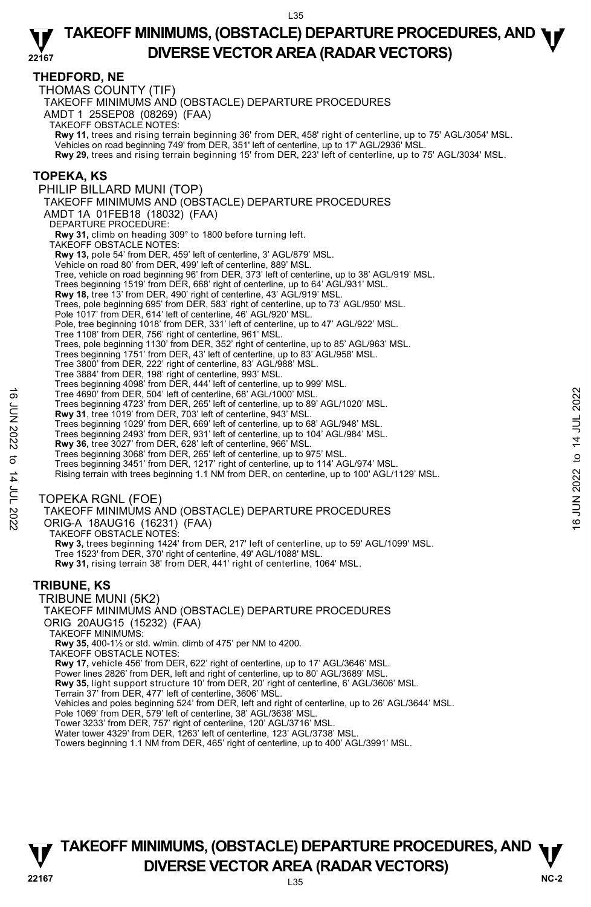## THEDFORD, NE

### THOMAS COUNTY (TIF)

TAKEOFF MINIMUMS AND (OBSTACLE) DEPARTURE PROCEDURES
AMDT 1 25SEP08 (08269) (FAA)

TAKEOFF OBSTACLE NOTES:

**Rwy 11,** trees and rising terrain beginning 36' from DER, 458' right of centerline, up to 75' AGL/3054' MSL.
Vehicles on road beginning 749' from DER, 351' left of centerline, up to 17' AGL/2936' MSL.
**Rwy 29,** trees and rising terrain beginning 15' from DER, 223' left of centerline, up to 75' AGL/3034' MSL.

## TOPEKA, KS

### PHILIP BILLARD MUNI (TOP)

TAKEOFF MINIMUMS AND (OBSTACLE) DEPARTURE PROCEDURES
AMDT 1A 01FEB18 (18032) (FAA)

DEPARTURE PROCEDURE:

**Rwy 31,** climb on heading 309° to 1800 before turning left.

TAKEOFF OBSTACLE NOTES:

**Rwy 13,** pole 54' from DER, 459' left of centerline, 3' AGL/879' MSL.
Vehicle on road 80' from DER, 499' left of centerline, 889' MSL.
Tree, vehicle on road beginning 96' from DER, 373' left of centerline, up to 38' AGL/919' MSL.
Trees beginning 1519' from DER, 668' right of centerline, up to 64' AGL/931' MSL.
**Rwy 18,** tree 13' from DER, 490' right of centerline, 43' AGL/919' MSL.
Trees, pole beginning 695' from DER, 583' right of centerline, up to 73' AGL/950' MSL.
Pole 1017' from DER, 614' left of centerline, 46' AGL/920' MSL.
Pole, tree beginning 1018' from DER, 331' left of centerline, up to 47' AGL/922' MSL.
Tree 1108' from DER, 756' right of centerline, 961' MSL.
Trees, pole beginning 1130' from DER, 352' right of centerline, up to 85' AGL/963' MSL.
Trees beginning 1751' from DER, 43' left of centerline, up to 83' AGL/958' MSL.
Tree 3800' from DER, 222' right of centerline, 83' AGL/988' MSL.
Tree 3884' from DER, 198' right of centerline, 993' MSL.
Trees beginning 4098' from DER, 444' left of centerline, up to 999' MSL.
Tree 4690' from DER, 504' left of centerline, 68' AGL/1000' MSL.
Trees beginning 4723' from DER, 265' left of centerline, up to 89' AGL/1020' MSL.
**Rwy 31,** tree 1019' from DER, 703' left of centerline, 943' MSL.
Trees beginning 1029' from DER, 669' left of centerline, up to 68' AGL/948' MSL.
Trees beginning 2493' from DER, 931' left of centerline, up to 104' AGL/984' MSL.
**Rwy 36,** tree 3027' from DER, 628' left of centerline, 966' MSL.
Trees beginning 3068' from DER, 265' left of centerline, up to 975' MSL.
Trees beginning 3451' from DER, 1217' right of centerline, up to 114' AGL/974' MSL.
Rising terrain with trees beginning 1.1 NM from DER, on centerline, up to 100' AGL/1129' MSL.

### TOPEKA RGNL (FOE)

TAKEOFF MINIMUMS AND (OBSTACLE) DEPARTURE PROCEDURES
ORIG-A 18AUG16 (16231) (FAA)

TAKEOFF OBSTACLE NOTES:

**Rwy 3,** trees beginning 1424' from DER, 217' left of centerline, up to 59' AGL/1099' MSL.
Tree 1523' from DER, 370' right of centerline, 49' AGL/1088' MSL.
**Rwy 31,** rising terrain 38' from DER, 441' right of centerline, 1064' MSL.

## TRIBUNE, KS

### TRIBUNE MUNI (5K2)

TAKEOFF MINIMUMS AND (OBSTACLE) DEPARTURE PROCEDURES
ORIG 20AUG15 (15232) (FAA)

TAKEOFF MINIMUMS:

**Rwy 35,** 400-1½ or std. w/min. climb of 475' per NM to 4200.

TAKEOFF OBSTACLE NOTES:

**Rwy 17,** vehicle 456' from DER, 622' right of centerline, up to 17' AGL/3646' MSL.
Power lines 2826' from DER, left and right of centerline, up to 80' AGL/3689' MSL.
**Rwy 35,** light support structure 10' from DER, 20' right of centerline, 6' AGL/3606' MSL.
Terrain 37' from DER, 477' left of centerline, 3606' MSL.
Vehicles and poles beginning 524' from DER, left and right of centerline, up to 26' AGL/3644' MSL.
Pole 1069' from DER, 579' left of centerline, 38' AGL/3638' MSL.
Tower 3233' from DER, 757' right of centerline, 120' AGL/3716' MSL.
Water tower 4329' from DER, 1263' left of centerline, 123' AGL/3738' MSL.
Towers beginning 1.1 NM from DER, 465' right of centerline, up to 400' AGL/3991' MSL.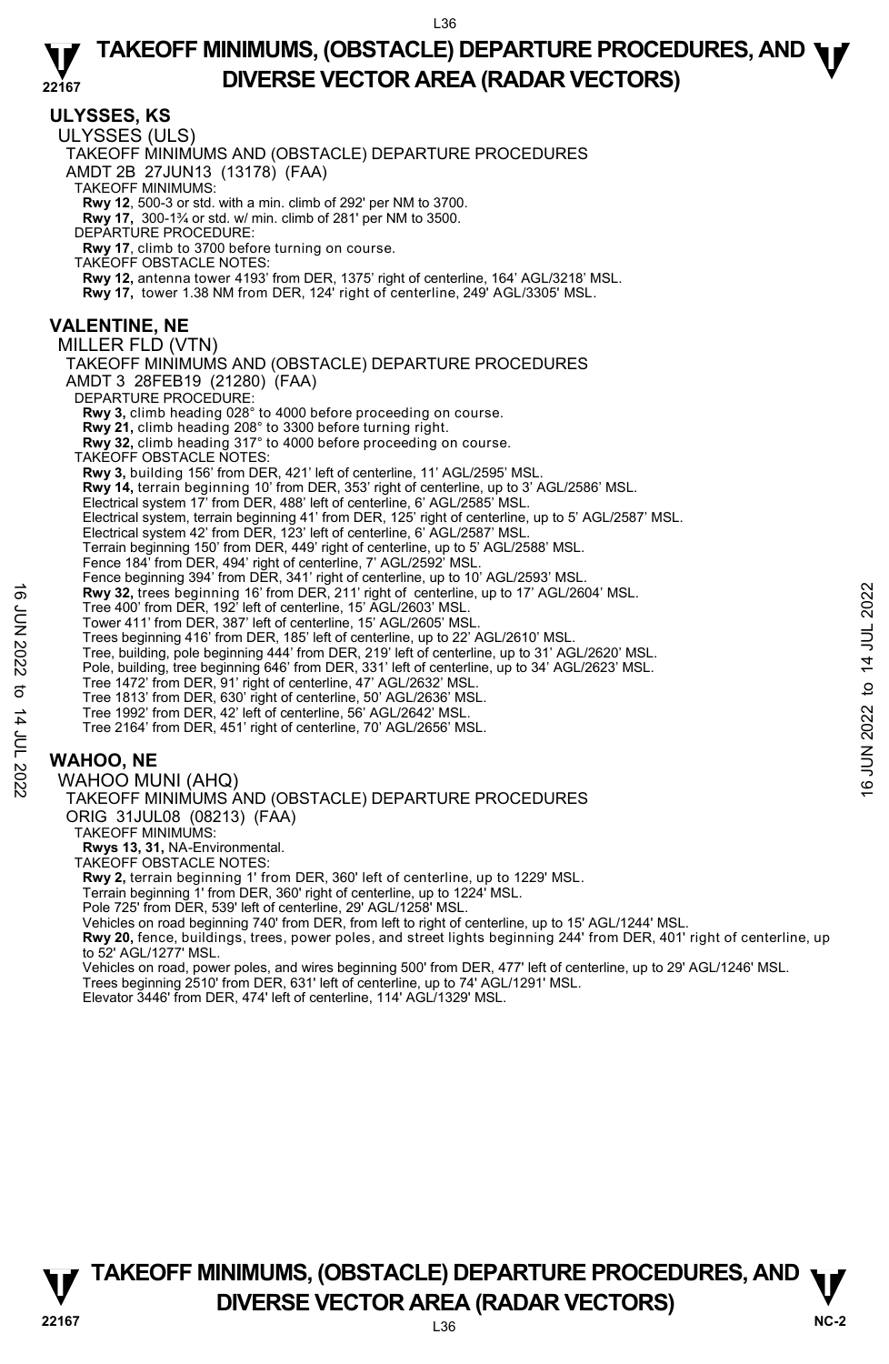## ULYSSES, KS

ULYSSES (ULS)

TAKEOFF MINIMUMS AND (OBSTACLE) DEPARTURE PROCEDURES

AMDT 2B 27JUN13 (13178) (FAA)

TAKEOFF MINIMUMS:

**Rwy 12**, 500-3 or std. with a min. climb of 292' per NM to 3700.

**Rwy 17,** 300-1¾ or std. w/ min. climb of 281' per NM to 3500.

DEPARTURE PROCEDURE:

**Rwy 17**, climb to 3700 before turning on course.

TAKEOFF OBSTACLE NOTES:

**Rwy 12,** antenna tower 4193' from DER, 1375' right of centerline, 164' AGL/3218' MSL.

**Rwy 17,** tower 1.38 NM from DER, 124' right of centerline, 249' AGL/3305' MSL.

## VALENTINE, NE

MILLER FLD (VTN)

TAKEOFF MINIMUMS AND (OBSTACLE) DEPARTURE PROCEDURES

AMDT 3 28FEB19 (21280) (FAA)

DEPARTURE PROCEDURE:

**Rwy 3,** climb heading 028° to 4000 before proceeding on course.

**Rwy 21,** climb heading 208° to 3300 before turning right.

**Rwy 32,** climb heading 317° to 4000 before proceeding on course.

TAKEOFF OBSTACLE NOTES:

**Rwy 3,** building 156' from DER, 421' left of centerline, 11' AGL/2595' MSL.

**Rwy 14,** terrain beginning 10' from DER, 353' right of centerline, up to 3' AGL/2586' MSL.

Electrical system 17' from DER, 488' left of centerline, 6' AGL/2585' MSL.

Electrical system, terrain beginning 41' from DER, 125' right of centerline, up to 5' AGL/2587' MSL.

Electrical system 42' from DER, 123' left of centerline, 6' AGL/2587' MSL.

Terrain beginning 150' from DER, 449' right of centerline, up to 5' AGL/2588' MSL.

Fence 184' from DER, 494' right of centerline, 7' AGL/2592' MSL.

Fence beginning 394' from DER, 341' right of centerline, up to 10' AGL/2593' MSL.

**Rwy 32,** trees beginning 16' from DER, 211' right of centerline, up to 17' AGL/2604' MSL.

Tree 400' from DER, 192' left of centerline, 15' AGL/2603' MSL.

Tower 411' from DER, 387' left of centerline, 15' AGL/2605' MSL.

Trees beginning 416' from DER, 185' left of centerline, up to 22' AGL/2610' MSL.

Tree, building, pole beginning 444' from DER, 219' left of centerline, up to 31' AGL/2620' MSL.

Pole, building, tree beginning 646' from DER, 331' left of centerline, up to 34' AGL/2623' MSL.

Tree 1472' from DER, 91' right of centerline, 47' AGL/2632' MSL.

Tree 1813' from DER, 630' right of centerline, 50' AGL/2636' MSL.

Tree 1992' from DER, 42' left of centerline, 56' AGL/2642' MSL.

Tree 2164' from DER, 451' right of centerline, 70' AGL/2656' MSL.

## WAHOO, NE

WAHOO MUNI (AHQ)

TAKEOFF MINIMUMS AND (OBSTACLE) DEPARTURE PROCEDURES

ORIG 31JUL08 (08213) (FAA)

TAKEOFF MINIMUMS:

**Rwys 13, 31,** NA-Environmental.

TAKEOFF OBSTACLE NOTES:

**Rwy 2,** terrain beginning 1' from DER, 360' left of centerline, up to 1229' MSL.

Terrain beginning 1' from DER, 360' right of centerline, up to 1224' MSL.

Pole 725' from DER, 539' left of centerline, 29' AGL/1258' MSL.

Vehicles on road beginning 740' from DER, from left to right of centerline, up to 15' AGL/1244' MSL.

**Rwy 20,** fence, buildings, trees, power poles, and street lights beginning 244' from DER, 401' right of centerline, up to 52' AGL/1277' MSL.

Vehicles on road, power poles, and wires beginning 500' from DER, 477' left of centerline, up to 29' AGL/1246' MSL.

Trees beginning 2510' from DER, 631' left of centerline, up to 74' AGL/1291' MSL.

Elevator 3446' from DER, 474' left of centerline, 114' AGL/1329' MSL.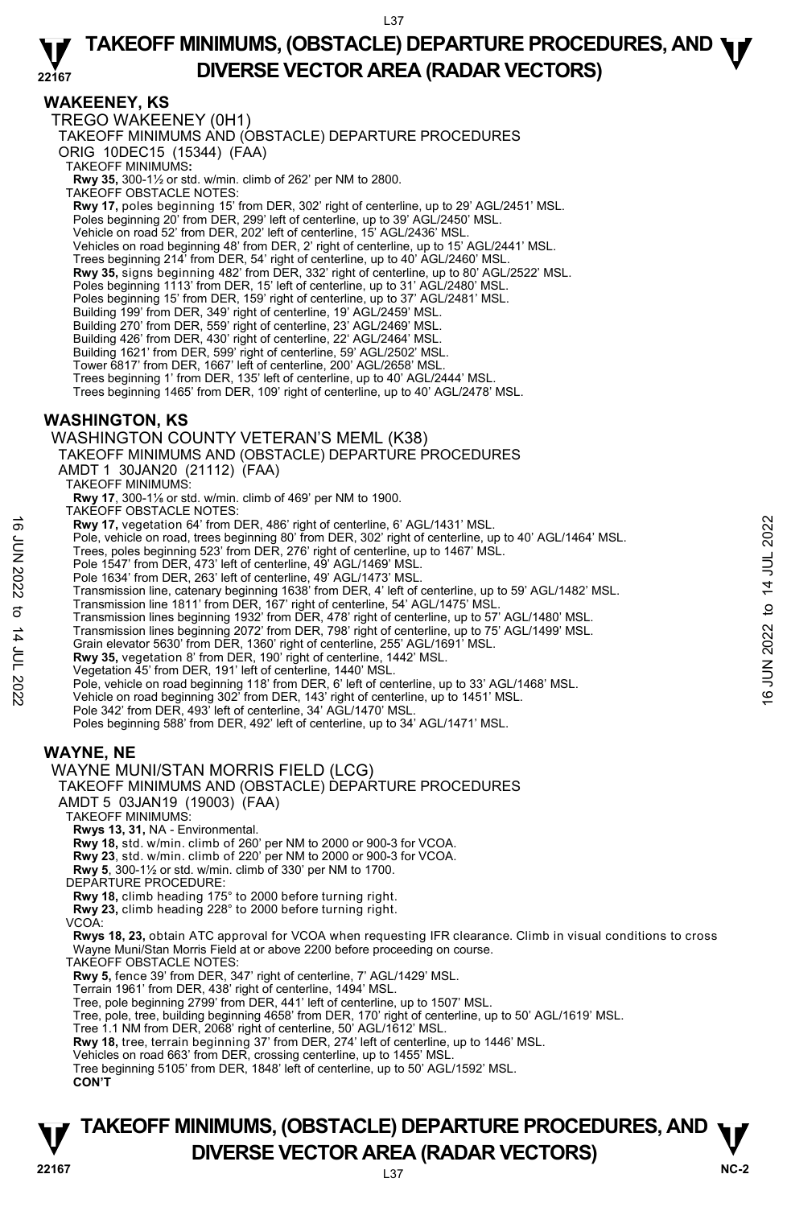## WAKEENEY, KS

TREGO WAKEENEY (0H1)

TAKEOFF MINIMUMS AND (OBSTACLE) DEPARTURE PROCEDURES

ORIG 10DEC15 (15344) (FAA)

TAKEOFF MINIMUMS:

**Rwy 35,** 300-1½ or std. w/min. climb of 262' per NM to 2800.

TAKEOFF OBSTACLE NOTES:

**Rwy 17,** poles beginning 15' from DER, 302' right of centerline, up to 29' AGL/2451' MSL.
Poles beginning 20' from DER, 299' left of centerline, up to 39' AGL/2450' MSL.
Vehicle on road 52' from DER, 202' left of centerline, 15' AGL/2436' MSL.
Vehicles on road beginning 48' from DER, 2' right of centerline, up to 15' AGL/2441' MSL.
Trees beginning 214' from DER, 54' right of centerline, up to 40' AGL/2460' MSL.
**Rwy 35,** signs beginning 482' from DER, 332' right of centerline, up to 80' AGL/2522' MSL.
Poles beginning 1113' from DER, 15' left of centerline, up to 31' AGL/2480' MSL.
Poles beginning 15' from DER, 159' right of centerline, up to 37' AGL/2481' MSL.
Building 199' from DER, 349' right of centerline, 19' AGL/2459' MSL.
Building 270' from DER, 559' right of centerline, 23' AGL/2469' MSL.
Building 426' from DER, 430' right of centerline, 22' AGL/2464' MSL.
Building 1621' from DER, 599' right of centerline, 59' AGL/2502' MSL.
Tower 6817' from DER, 1667' left of centerline, 200' AGL/2658' MSL.
Trees beginning 1' from DER, 135' left of centerline, up to 40' AGL/2444' MSL.
Trees beginning 1465' from DER, 109' right of centerline, up to 40' AGL/2478' MSL.

## WASHINGTON, KS

WASHINGTON COUNTY VETERAN'S MEML (K38)

TAKEOFF MINIMUMS AND (OBSTACLE) DEPARTURE PROCEDURES

AMDT 1 30JAN20 (21112) (FAA)

TAKEOFF MINIMUMS:

**Rwy 17**, 300-1⅞ or std. w/min. climb of 469' per NM to 1900.

TAKEOFF OBSTACLE NOTES:

**Rwy 17,** vegetation 64' from DER, 486' right of centerline, 6' AGL/1431' MSL.
Pole, vehicle on road, trees beginning 80' from DER, 302' right of centerline, up to 40' AGL/1464' MSL.
Trees, poles beginning 523' from DER, 276' right of centerline, up to 1467' MSL.
Pole 1547' from DER, 473' left of centerline, 49' AGL/1469' MSL.
Pole 1634' from DER, 263' left of centerline, 49' AGL/1473' MSL.
Transmission line, catenary beginning 1638' from DER, 4' left of centerline, up to 59' AGL/1482' MSL.
Transmission line 1811' from DER, 167' right of centerline, 54' AGL/1475' MSL.
Transmission lines beginning 1932' from DER, 478' right of centerline, up to 57' AGL/1480' MSL.
Transmission lines beginning 2072' from DER, 798' right of centerline, up to 75' AGL/1499' MSL.
Grain elevator 5630' from DER, 1360' right of centerline, 255' AGL/1691' MSL.
**Rwy 35,** vegetation 8' from DER, 190' right of centerline, 1442' MSL.
Vegetation 45' from DER, 191' left of centerline, 1440' MSL.
Pole, vehicle on road beginning 118' from DER, 6' left of centerline, up to 33' AGL/1468' MSL.
Vehicle on road beginning 302' from DER, 143' right of centerline, up to 1451' MSL.
Pole 342' from DER, 493' left of centerline, 34' AGL/1470' MSL.
Poles beginning 588' from DER, 492' left of centerline, up to 34' AGL/1471' MSL.

## WAYNE, NE

WAYNE MUNI/STAN MORRIS FIELD (LCG)

TAKEOFF MINIMUMS AND (OBSTACLE) DEPARTURE PROCEDURES

AMDT 5 03JAN19 (19003) (FAA)

TAKEOFF MINIMUMS:

**Rwys 13, 31,** NA - Environmental.
**Rwy 18,** std. w/min. climb of 260' per NM to 2000 or 900-3 for VCOA.
**Rwy 23**, std. w/min. climb of 220' per NM to 2000 or 900-3 for VCOA.
**Rwy 5**, 300-1½ or std. w/min. climb of 330' per NM to 1700.

DEPARTURE PROCEDURE:

**Rwy 18,** climb heading 175° to 2000 before turning right.
**Rwy 23,** climb heading 228° to 2000 before turning right.

VCOA:

**Rwys 18, 23,** obtain ATC approval for VCOA when requesting IFR clearance. Climb in visual conditions to cross Wayne Muni/Stan Morris Field at or above 2200 before proceeding on course.

TAKEOFF OBSTACLE NOTES:

**Rwy 5,** fence 39' from DER, 347' right of centerline, 7' AGL/1429' MSL.
Terrain 1961' from DER, 438' right of centerline, 1494' MSL.
Tree, pole beginning 2799' from DER, 441' left of centerline, up to 1507' MSL.
Tree, pole, tree, building beginning 4658' from DER, 170' right of centerline, up to 50' AGL/1619' MSL.
Tree 1.1 NM from DER, 2068' right of centerline, 50' AGL/1612' MSL.
**Rwy 18,** tree, terrain beginning 37' from DER, 274' left of centerline, up to 1446' MSL.
Vehicles on road 663' from DER, crossing centerline, up to 1455' MSL.
Tree beginning 5105' from DER, 1848' left of centerline, up to 50' AGL/1592' MSL.

**CON'T**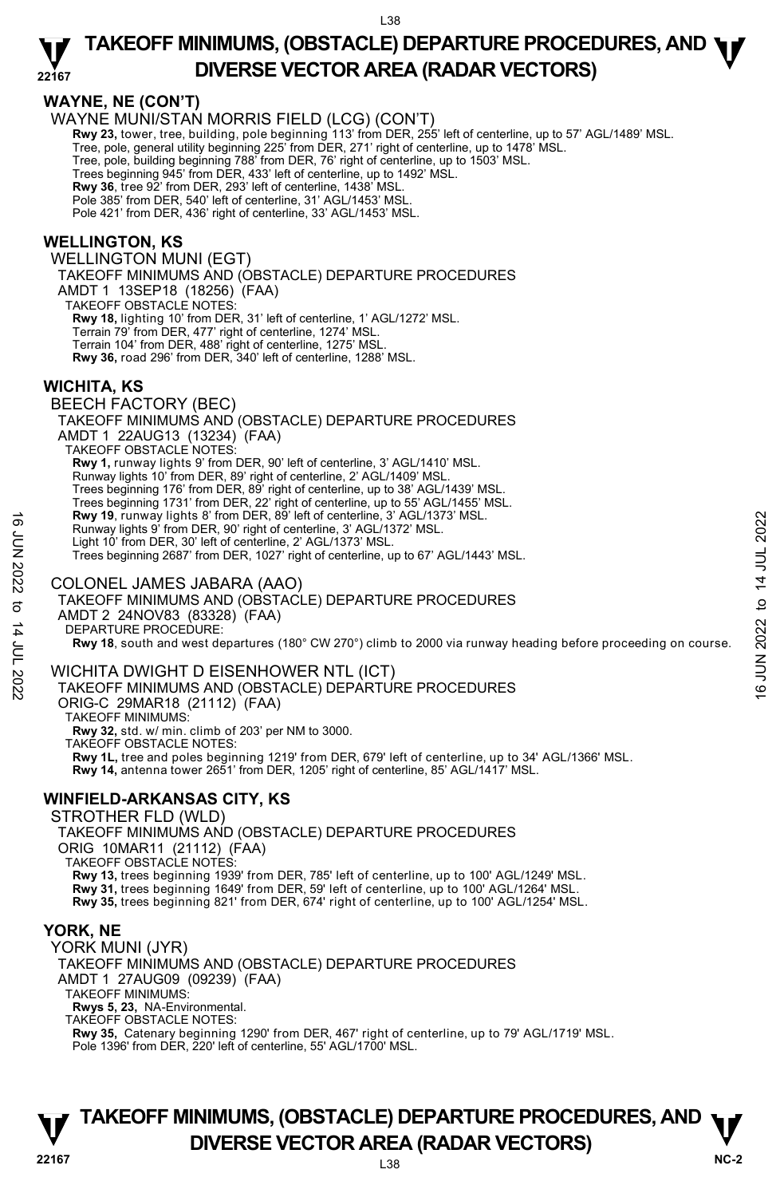## WAYNE, NE (CON'T)

WAYNE MUNI/STAN MORRIS FIELD (LCG) (CON'T)

**Rwy 23,** tower, tree, building, pole beginning 113' from DER, 255' left of centerline, up to 57' AGL/1489' MSL.
Tree, pole, general utility beginning 225' from DER, 271' right of centerline, up to 1478' MSL.
Tree, pole, building beginning 788' from DER, 76' right of centerline, up to 1503' MSL.
Trees beginning 945' from DER, 433' left of centerline, up to 1492' MSL.
**Rwy 36**, tree 92' from DER, 293' left of centerline, 1438' MSL.
Pole 385' from DER, 540' left of centerline, 31' AGL/1453' MSL.
Pole 421' from DER, 436' right of centerline, 33' AGL/1453' MSL.

## WELLINGTON, KS

WELLINGTON MUNI (EGT)
TAKEOFF MINIMUMS AND (OBSTACLE) DEPARTURE PROCEDURES
AMDT 1 13SEP18 (18256) (FAA)
TAKEOFF OBSTACLE NOTES:
**Rwy 18,** lighting 10' from DER, 31' left of centerline, 1' AGL/1272' MSL.
Terrain 79' from DER, 477' right of centerline, 1274' MSL.
Terrain 104' from DER, 488' right of centerline, 1275' MSL.
**Rwy 36,** road 296' from DER, 340' left of centerline, 1288' MSL.

## WICHITA, KS

BEECH FACTORY (BEC)
TAKEOFF MINIMUMS AND (OBSTACLE) DEPARTURE PROCEDURES
AMDT 1 22AUG13 (13234) (FAA)
TAKEOFF OBSTACLE NOTES:
**Rwy 1,** runway lights 9' from DER, 90' left of centerline, 3' AGL/1410' MSL.
Runway lights 10' from DER, 89' right of centerline, 2' AGL/1409' MSL.
Trees beginning 176' from DER, 89' right of centerline, up to 38' AGL/1439' MSL.
Trees beginning 1731' from DER, 22' right of centerline, up to 55' AGL/1455' MSL.
**Rwy 19**, runway lights 8' from DER, 89' left of centerline, 3' AGL/1373' MSL.
Runway lights 9' from DER, 90' right of centerline, 3' AGL/1372' MSL.
Light 10' from DER, 30' left of centerline, 2' AGL/1373' MSL.
Trees beginning 2687' from DER, 1027' right of centerline, up to 67' AGL/1443' MSL.

COLONEL JAMES JABARA (AAO)
TAKEOFF MINIMUMS AND (OBSTACLE) DEPARTURE PROCEDURES
AMDT 2 24NOV83 (83328) (FAA)
DEPARTURE PROCEDURE:
**Rwy 18**, south and west departures (180° CW 270°) climb to 2000 via runway heading before proceeding on course.

WICHITA DWIGHT D EISENHOWER NTL (ICT)
TAKEOFF MINIMUMS AND (OBSTACLE) DEPARTURE PROCEDURES
ORIG-C 29MAR18 (21112) (FAA)
TAKEOFF MINIMUMS:
**Rwy 32,** std. w/ min. climb of 203' per NM to 3000.
TAKEOFF OBSTACLE NOTES:
**Rwy 1L,** tree and poles beginning 1219' from DER, 679' left of centerline, up to 34' AGL/1366' MSL.
**Rwy 14,** antenna tower 2651' from DER, 1205' right of centerline, 85' AGL/1417' MSL.

## WINFIELD-ARKANSAS CITY, KS

STROTHER FLD (WLD)
TAKEOFF MINIMUMS AND (OBSTACLE) DEPARTURE PROCEDURES
ORIG 10MAR11 (21112) (FAA)
TAKEOFF OBSTACLE NOTES:
**Rwy 13,** trees beginning 1939' from DER, 785' left of centerline, up to 100' AGL/1249' MSL.
**Rwy 31,** trees beginning 1649' from DER, 59' left of centerline, up to 100' AGL/1264' MSL.
**Rwy 35,** trees beginning 821' from DER, 674' right of centerline, up to 100' AGL/1254' MSL.

## YORK, NE

YORK MUNI (JYR)
TAKEOFF MINIMUMS AND (OBSTACLE) DEPARTURE PROCEDURES
AMDT 1 27AUG09 (09239) (FAA)
TAKEOFF MINIMUMS:
**Rwys 5, 23,** NA-Environmental.
TAKEOFF OBSTACLE NOTES:
**Rwy 35,** Catenary beginning 1290' from DER, 467' right of centerline, up to 79' AGL/1719' MSL.
Pole 1396' from DER, 220' left of centerline, 55' AGL/1700' MSL.